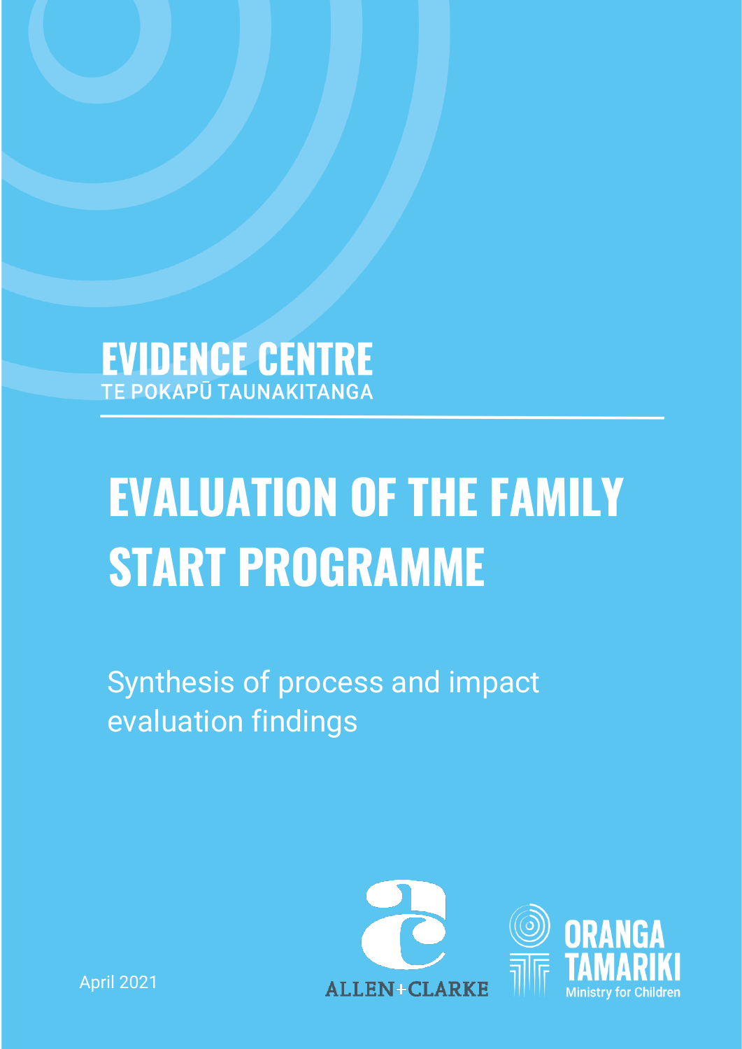EVIDENCE CENTRE

TE POKAPŪ TAUNAKITANGA

# EVALUATION OF THE FAMILY START PROGRAMME

Synthesis of process and impact evaluation findings

April 2021

ALLEN+CLARKE

ORANGA TAMARIKI

Ministry for Children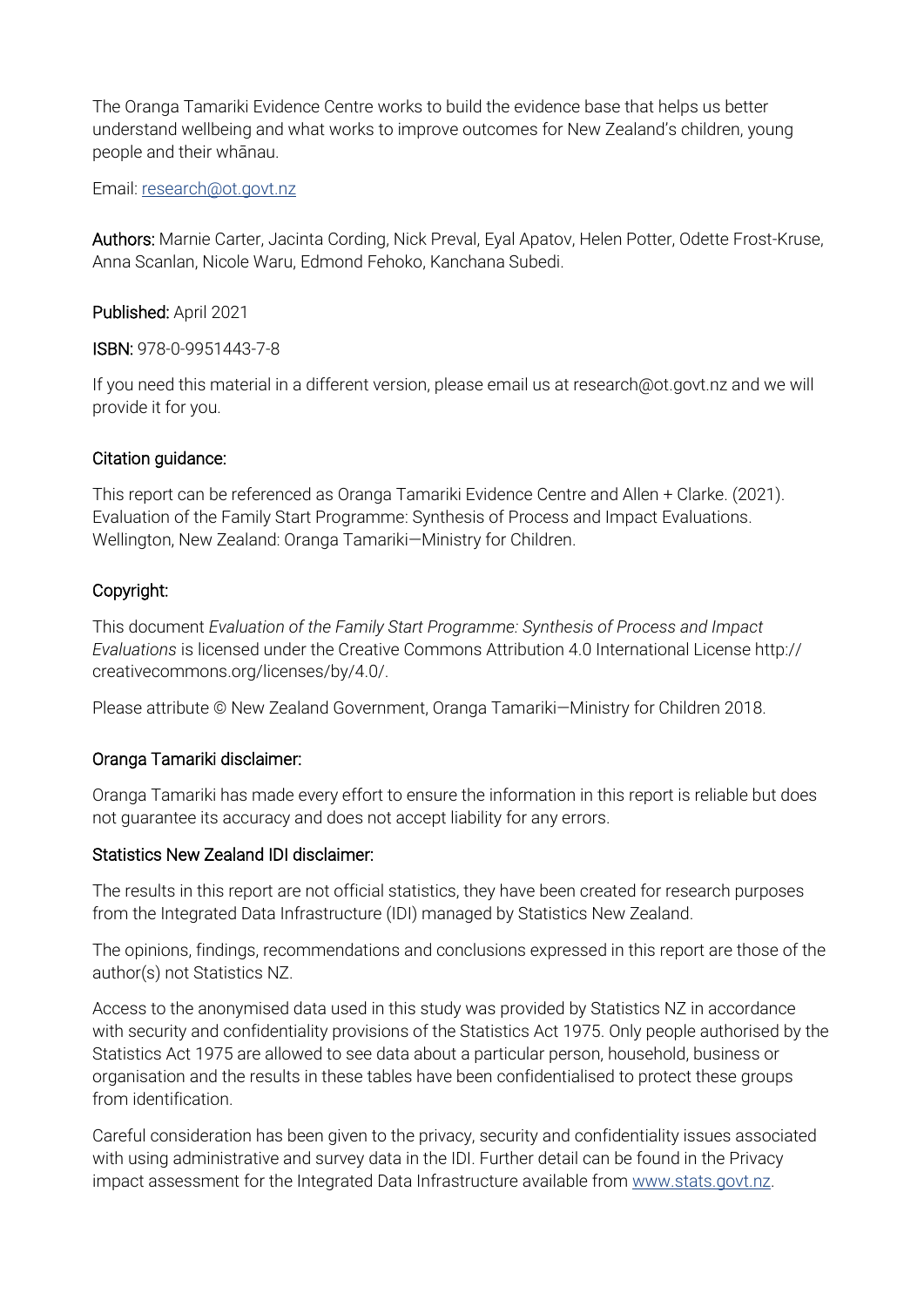The Oranga Tamariki Evidence Centre works to build the evidence base that helps us better understand wellbeing and what works to improve outcomes for New Zealand's children, young people and their whānau.

Email: research@ot.govt.nz

**Authors:** Marnie Carter, Jacinta Cording, Nick Preval, Eyal Apatov, Helen Potter, Odette Frost-Kruse, Anna Scanlan, Nicole Waru, Edmond Fehoko, Kanchana Subedi.

**Published:** April 2021

**ISBN:** 978-0-9951443-7-8

If you need this material in a different version, please email us at research@ot.govt.nz and we will provide it for you.

**Citation guidance:**

This report can be referenced as Oranga Tamariki Evidence Centre and Allen + Clarke. (2021). Evaluation of the Family Start Programme: Synthesis of Process and Impact Evaluations. Wellington, New Zealand: Oranga Tamariki—Ministry for Children.

**Copyright:**

This document *Evaluation of the Family Start Programme: Synthesis of Process and Impact Evaluations* is licensed under the Creative Commons Attribution 4.0 International License http://creativecommons.org/licenses/by/4.0/.

Please attribute © New Zealand Government, Oranga Tamariki—Ministry for Children 2018.

**Oranga Tamariki disclaimer:**

Oranga Tamariki has made every effort to ensure the information in this report is reliable but does not guarantee its accuracy and does not accept liability for any errors.

**Statistics New Zealand IDI disclaimer:**

The results in this report are not official statistics, they have been created for research purposes from the Integrated Data Infrastructure (IDI) managed by Statistics New Zealand.

The opinions, findings, recommendations and conclusions expressed in this report are those of the author(s) not Statistics NZ.

Access to the anonymised data used in this study was provided by Statistics NZ in accordance with security and confidentiality provisions of the Statistics Act 1975. Only people authorised by the Statistics Act 1975 are allowed to see data about a particular person, household, business or organisation and the results in these tables have been confidentialised to protect these groups from identification.

Careful consideration has been given to the privacy, security and confidentiality issues associated with using administrative and survey data in the IDI. Further detail can be found in the Privacy impact assessment for the Integrated Data Infrastructure available from www.stats.govt.nz.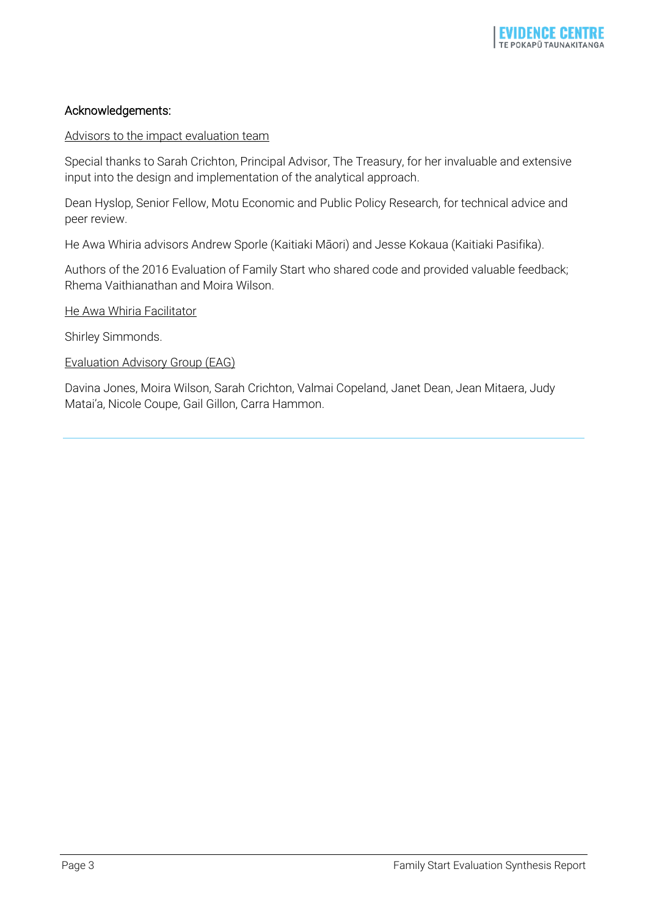## Acknowledgements:

Advisors to the impact evaluation team

Special thanks to Sarah Crichton, Principal Advisor, The Treasury, for her invaluable and extensive input into the design and implementation of the analytical approach.

Dean Hyslop, Senior Fellow, Motu Economic and Public Policy Research, for technical advice and peer review.

He Awa Whiria advisors Andrew Sporle (Kaitiaki Māori) and Jesse Kokaua (Kaitiaki Pasifika).

Authors of the 2016 Evaluation of Family Start who shared code and provided valuable feedback; Rhema Vaithianathan and Moira Wilson.

He Awa Whiria Facilitator

Shirley Simmonds.

Evaluation Advisory Group (EAG)

Davina Jones, Moira Wilson, Sarah Crichton, Valmai Copeland, Janet Dean, Jean Mitaera, Judy Matai'a, Nicole Coupe, Gail Gillon, Carra Hammon.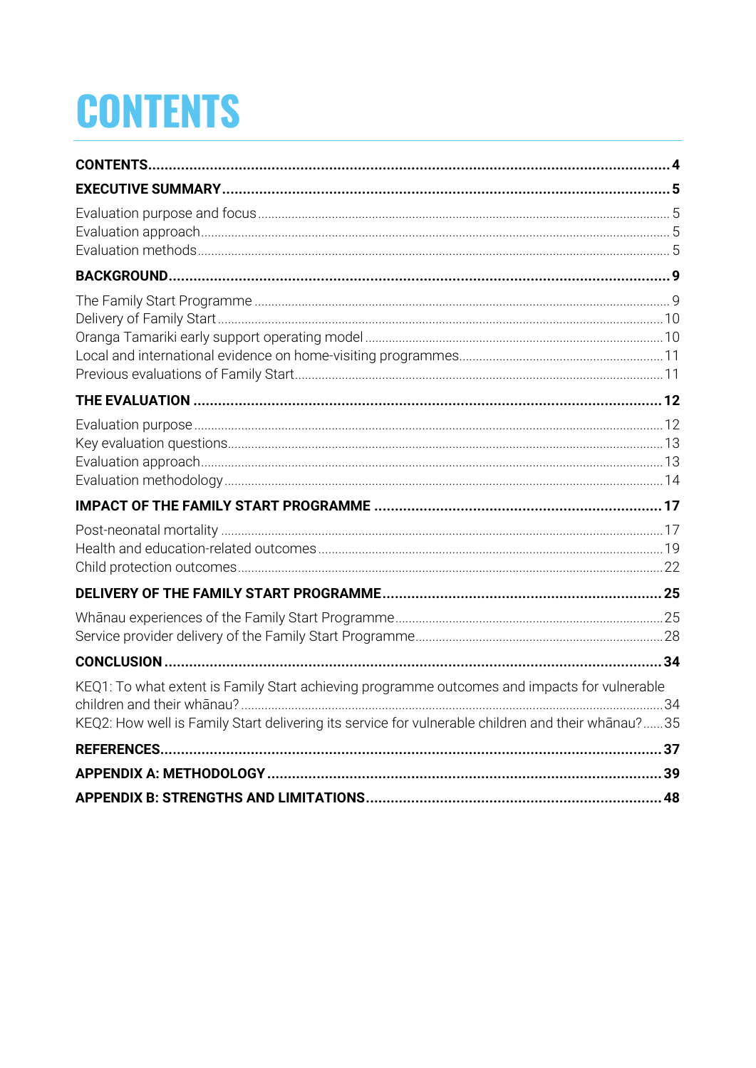# CONTENTS

**CONTENTS** ... **4**

**EXECUTIVE SUMMARY** ... **5**

- Evaluation purpose and focus ... 5
- Evaluation approach ... 5
- Evaluation methods ... 5

**BACKGROUND** ... **9**

- The Family Start Programme ... 9
- Delivery of Family Start ... 10
- Oranga Tamariki early support operating model ... 10
- Local and international evidence on home-visiting programmes ... 11
- Previous evaluations of Family Start ... 11

**THE EVALUATION** ... **12**

- Evaluation purpose ... 12
- Key evaluation questions ... 13
- Evaluation approach ... 13
- Evaluation methodology ... 14

**IMPACT OF THE FAMILY START PROGRAMME** ... **17**

- Post-neonatal mortality ... 17
- Health and education-related outcomes ... 19
- Child protection outcomes ... 22

**DELIVERY OF THE FAMILY START PROGRAMME** ... **25**

- Whānau experiences of the Family Start Programme ... 25
- Service provider delivery of the Family Start Programme ... 28

**CONCLUSION** ... **34**

- KEQ1: To what extent is Family Start achieving programme outcomes and impacts for vulnerable children and their whānau? ... 34
- KEQ2: How well is Family Start delivering its service for vulnerable children and their whānau? ... 35

**REFERENCES** ... **37**

**APPENDIX A: METHODOLOGY** ... **39**

**APPENDIX B: STRENGTHS AND LIMITATIONS** ... **48**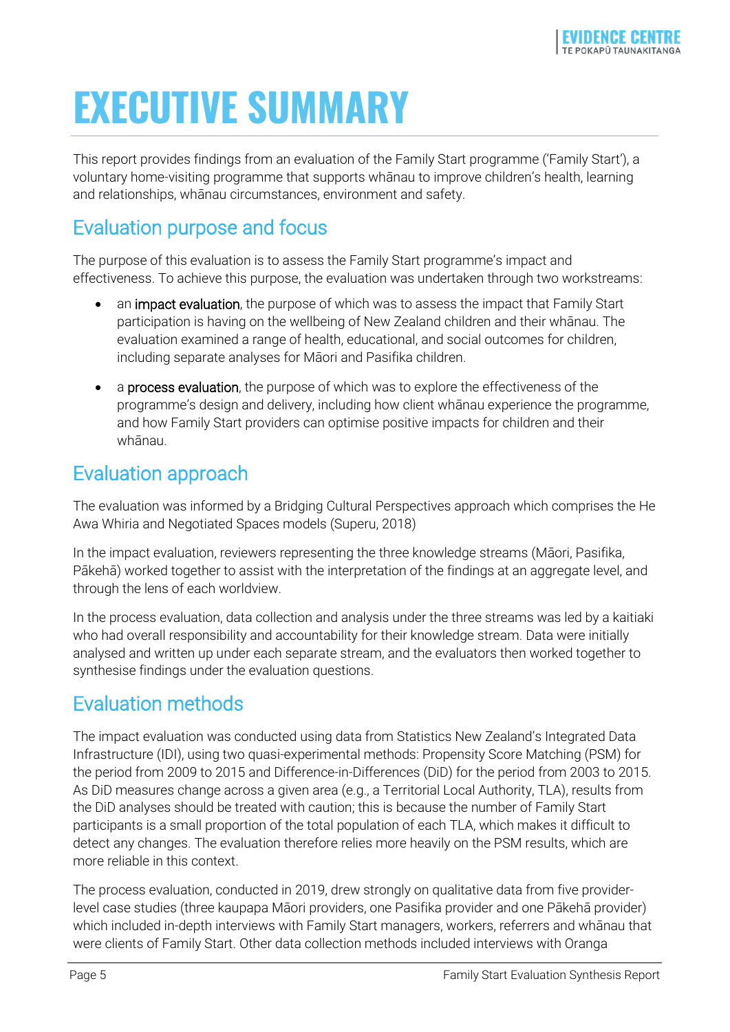# EXECUTIVE SUMMARY

This report provides findings from an evaluation of the Family Start programme ('Family Start'), a voluntary home-visiting programme that supports whānau to improve children's health, learning and relationships, whānau circumstances, environment and safety.

## Evaluation purpose and focus

The purpose of this evaluation is to assess the Family Start programme's impact and effectiveness. To achieve this purpose, the evaluation was undertaken through two workstreams:

- an impact evaluation, the purpose of which was to assess the impact that Family Start participation is having on the wellbeing of New Zealand children and their whānau. The evaluation examined a range of health, educational, and social outcomes for children, including separate analyses for Māori and Pasifika children.
- a process evaluation, the purpose of which was to explore the effectiveness of the programme's design and delivery, including how client whānau experience the programme, and how Family Start providers can optimise positive impacts for children and their whānau.

## Evaluation approach

The evaluation was informed by a Bridging Cultural Perspectives approach which comprises the He Awa Whiria and Negotiated Spaces models (Superu, 2018)

In the impact evaluation, reviewers representing the three knowledge streams (Māori, Pasifika, Pākehā) worked together to assist with the interpretation of the findings at an aggregate level, and through the lens of each worldview.

In the process evaluation, data collection and analysis under the three streams was led by a kaitiaki who had overall responsibility and accountability for their knowledge stream. Data were initially analysed and written up under each separate stream, and the evaluators then worked together to synthesise findings under the evaluation questions.

## Evaluation methods

The impact evaluation was conducted using data from Statistics New Zealand's Integrated Data Infrastructure (IDI), using two quasi-experimental methods: Propensity Score Matching (PSM) for the period from 2009 to 2015 and Difference-in-Differences (DiD) for the period from 2003 to 2015. As DiD measures change across a given area (e.g., a Territorial Local Authority, TLA), results from the DiD analyses should be treated with caution; this is because the number of Family Start participants is a small proportion of the total population of each TLA, which makes it difficult to detect any changes. The evaluation therefore relies more heavily on the PSM results, which are more reliable in this context.

The process evaluation, conducted in 2019, drew strongly on qualitative data from five provider-level case studies (three kaupapa Māori providers, one Pasifika provider and one Pākehā provider) which included in-depth interviews with Family Start managers, workers, referrers and whānau that were clients of Family Start. Other data collection methods included interviews with Oranga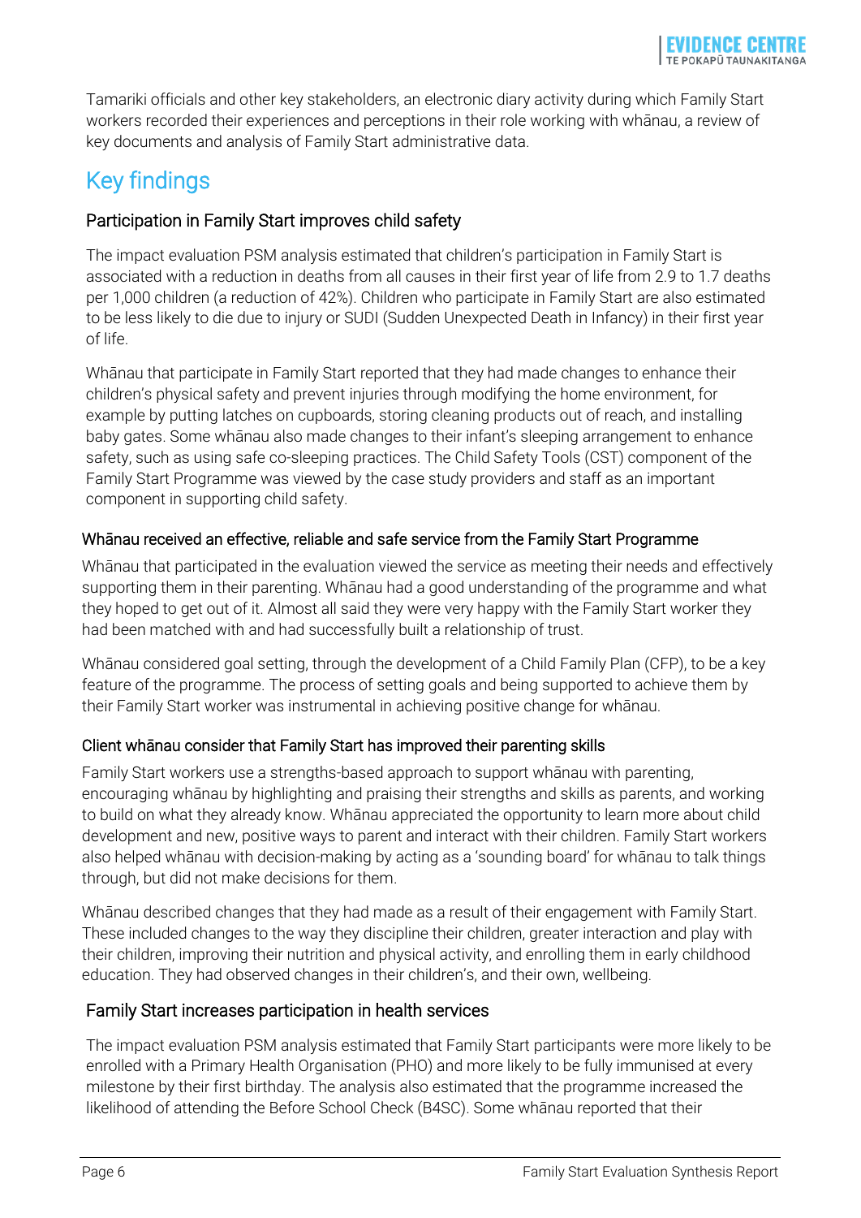Tamariki officials and other key stakeholders, an electronic diary activity during which Family Start workers recorded their experiences and perceptions in their role working with whānau, a review of key documents and analysis of Family Start administrative data.

## Key findings

### Participation in Family Start improves child safety

The impact evaluation PSM analysis estimated that children's participation in Family Start is associated with a reduction in deaths from all causes in their first year of life from 2.9 to 1.7 deaths per 1,000 children (a reduction of 42%). Children who participate in Family Start are also estimated to be less likely to die due to injury or SUDI (Sudden Unexpected Death in Infancy) in their first year of life.

Whānau that participate in Family Start reported that they had made changes to enhance their children's physical safety and prevent injuries through modifying the home environment, for example by putting latches on cupboards, storing cleaning products out of reach, and installing baby gates. Some whānau also made changes to their infant's sleeping arrangement to enhance safety, such as using safe co-sleeping practices. The Child Safety Tools (CST) component of the Family Start Programme was viewed by the case study providers and staff as an important component in supporting child safety.

### Whānau received an effective, reliable and safe service from the Family Start Programme

Whānau that participated in the evaluation viewed the service as meeting their needs and effectively supporting them in their parenting. Whānau had a good understanding of the programme and what they hoped to get out of it. Almost all said they were very happy with the Family Start worker they had been matched with and had successfully built a relationship of trust.

Whānau considered goal setting, through the development of a Child Family Plan (CFP), to be a key feature of the programme. The process of setting goals and being supported to achieve them by their Family Start worker was instrumental in achieving positive change for whānau.

### Client whānau consider that Family Start has improved their parenting skills

Family Start workers use a strengths-based approach to support whānau with parenting, encouraging whānau by highlighting and praising their strengths and skills as parents, and working to build on what they already know. Whānau appreciated the opportunity to learn more about child development and new, positive ways to parent and interact with their children. Family Start workers also helped whānau with decision-making by acting as a 'sounding board' for whānau to talk things through, but did not make decisions for them.

Whānau described changes that they had made as a result of their engagement with Family Start. These included changes to the way they discipline their children, greater interaction and play with their children, improving their nutrition and physical activity, and enrolling them in early childhood education. They had observed changes in their children's, and their own, wellbeing.

### Family Start increases participation in health services

The impact evaluation PSM analysis estimated that Family Start participants were more likely to be enrolled with a Primary Health Organisation (PHO) and more likely to be fully immunised at every milestone by their first birthday. The analysis also estimated that the programme increased the likelihood of attending the Before School Check (B4SC). Some whānau reported that their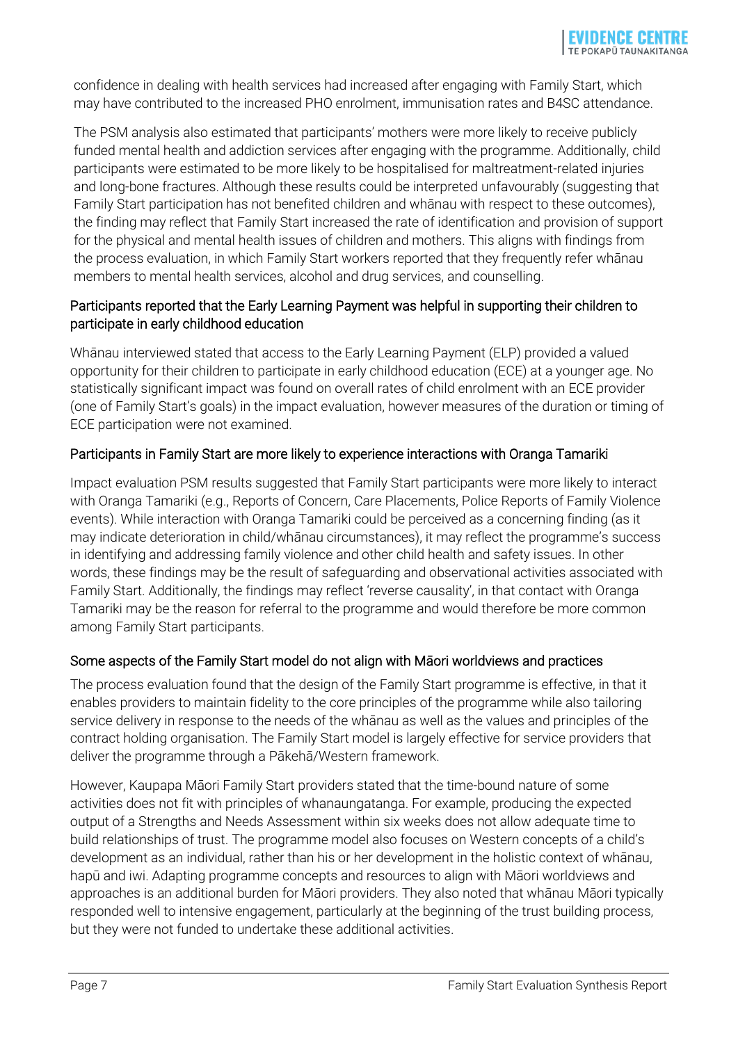confidence in dealing with health services had increased after engaging with Family Start, which may have contributed to the increased PHO enrolment, immunisation rates and B4SC attendance.

The PSM analysis also estimated that participants' mothers were more likely to receive publicly funded mental health and addiction services after engaging with the programme. Additionally, child participants were estimated to be more likely to be hospitalised for maltreatment-related injuries and long-bone fractures. Although these results could be interpreted unfavourably (suggesting that Family Start participation has not benefited children and whānau with respect to these outcomes), the finding may reflect that Family Start increased the rate of identification and provision of support for the physical and mental health issues of children and mothers. This aligns with findings from the process evaluation, in which Family Start workers reported that they frequently refer whānau members to mental health services, alcohol and drug services, and counselling.

### Participants reported that the Early Learning Payment was helpful in supporting their children to participate in early childhood education

Whānau interviewed stated that access to the Early Learning Payment (ELP) provided a valued opportunity for their children to participate in early childhood education (ECE) at a younger age. No statistically significant impact was found on overall rates of child enrolment with an ECE provider (one of Family Start's goals) in the impact evaluation, however measures of the duration or timing of ECE participation were not examined.

### Participants in Family Start are more likely to experience interactions with Oranga Tamariki

Impact evaluation PSM results suggested that Family Start participants were more likely to interact with Oranga Tamariki (e.g., Reports of Concern, Care Placements, Police Reports of Family Violence events). While interaction with Oranga Tamariki could be perceived as a concerning finding (as it may indicate deterioration in child/whānau circumstances), it may reflect the programme's success in identifying and addressing family violence and other child health and safety issues. In other words, these findings may be the result of safeguarding and observational activities associated with Family Start. Additionally, the findings may reflect 'reverse causality', in that contact with Oranga Tamariki may be the reason for referral to the programme and would therefore be more common among Family Start participants.

### Some aspects of the Family Start model do not align with Māori worldviews and practices

The process evaluation found that the design of the Family Start programme is effective, in that it enables providers to maintain fidelity to the core principles of the programme while also tailoring service delivery in response to the needs of the whānau as well as the values and principles of the contract holding organisation. The Family Start model is largely effective for service providers that deliver the programme through a Pākehā/Western framework.

However, Kaupapa Māori Family Start providers stated that the time-bound nature of some activities does not fit with principles of whanaungatanga. For example, producing the expected output of a Strengths and Needs Assessment within six weeks does not allow adequate time to build relationships of trust. The programme model also focuses on Western concepts of a child's development as an individual, rather than his or her development in the holistic context of whānau, hapū and iwi. Adapting programme concepts and resources to align with Māori worldviews and approaches is an additional burden for Māori providers. They also noted that whānau Māori typically responded well to intensive engagement, particularly at the beginning of the trust building process, but they were not funded to undertake these additional activities.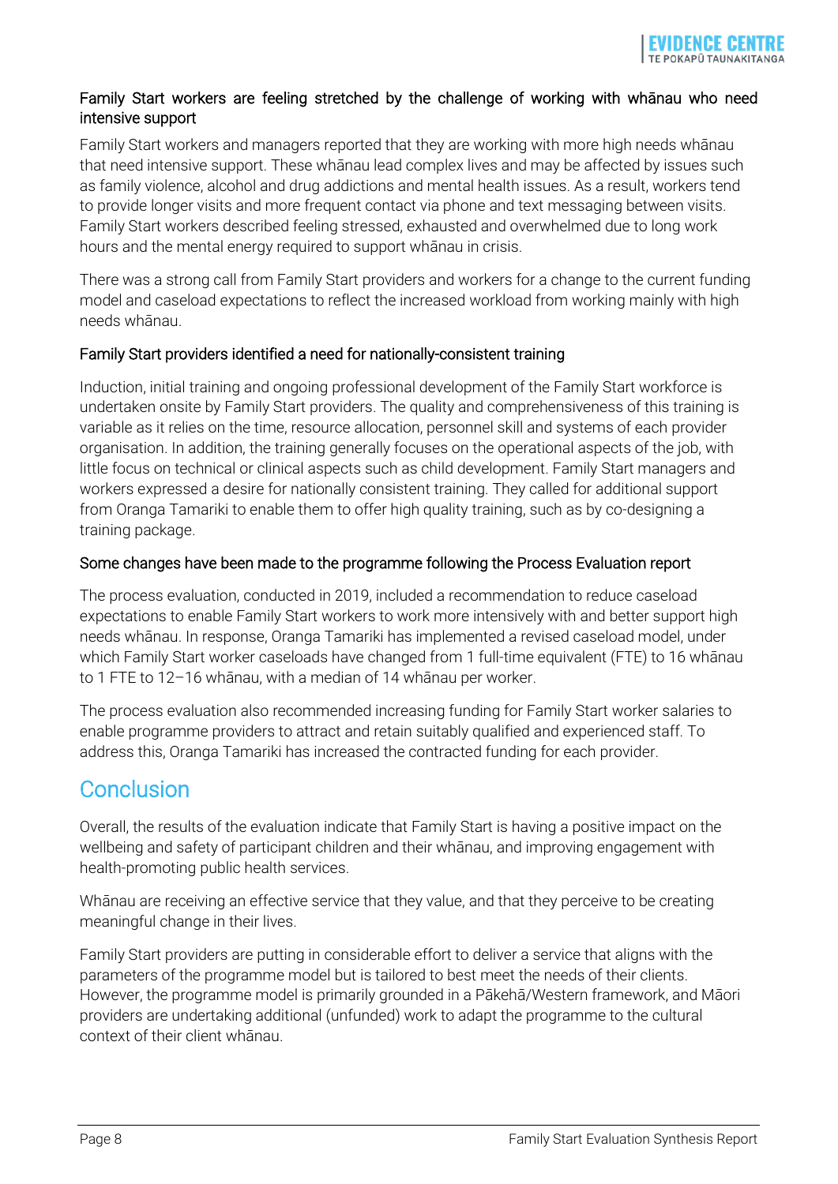### Family Start workers are feeling stretched by the challenge of working with whānau who need intensive support

Family Start workers and managers reported that they are working with more high needs whānau that need intensive support. These whānau lead complex lives and may be affected by issues such as family violence, alcohol and drug addictions and mental health issues. As a result, workers tend to provide longer visits and more frequent contact via phone and text messaging between visits. Family Start workers described feeling stressed, exhausted and overwhelmed due to long work hours and the mental energy required to support whānau in crisis.

There was a strong call from Family Start providers and workers for a change to the current funding model and caseload expectations to reflect the increased workload from working mainly with high needs whānau.

### Family Start providers identified a need for nationally-consistent training

Induction, initial training and ongoing professional development of the Family Start workforce is undertaken onsite by Family Start providers. The quality and comprehensiveness of this training is variable as it relies on the time, resource allocation, personnel skill and systems of each provider organisation. In addition, the training generally focuses on the operational aspects of the job, with little focus on technical or clinical aspects such as child development. Family Start managers and workers expressed a desire for nationally consistent training. They called for additional support from Oranga Tamariki to enable them to offer high quality training, such as by co-designing a training package.

### Some changes have been made to the programme following the Process Evaluation report

The process evaluation, conducted in 2019, included a recommendation to reduce caseload expectations to enable Family Start workers to work more intensively with and better support high needs whānau. In response, Oranga Tamariki has implemented a revised caseload model, under which Family Start worker caseloads have changed from 1 full-time equivalent (FTE) to 16 whānau to 1 FTE to 12–16 whānau, with a median of 14 whānau per worker.

The process evaluation also recommended increasing funding for Family Start worker salaries to enable programme providers to attract and retain suitably qualified and experienced staff. To address this, Oranga Tamariki has increased the contracted funding for each provider.

## Conclusion

Overall, the results of the evaluation indicate that Family Start is having a positive impact on the wellbeing and safety of participant children and their whānau, and improving engagement with health-promoting public health services.

Whānau are receiving an effective service that they value, and that they perceive to be creating meaningful change in their lives.

Family Start providers are putting in considerable effort to deliver a service that aligns with the parameters of the programme model but is tailored to best meet the needs of their clients. However, the programme model is primarily grounded in a Pākehā/Western framework, and Māori providers are undertaking additional (unfunded) work to adapt the programme to the cultural context of their client whānau.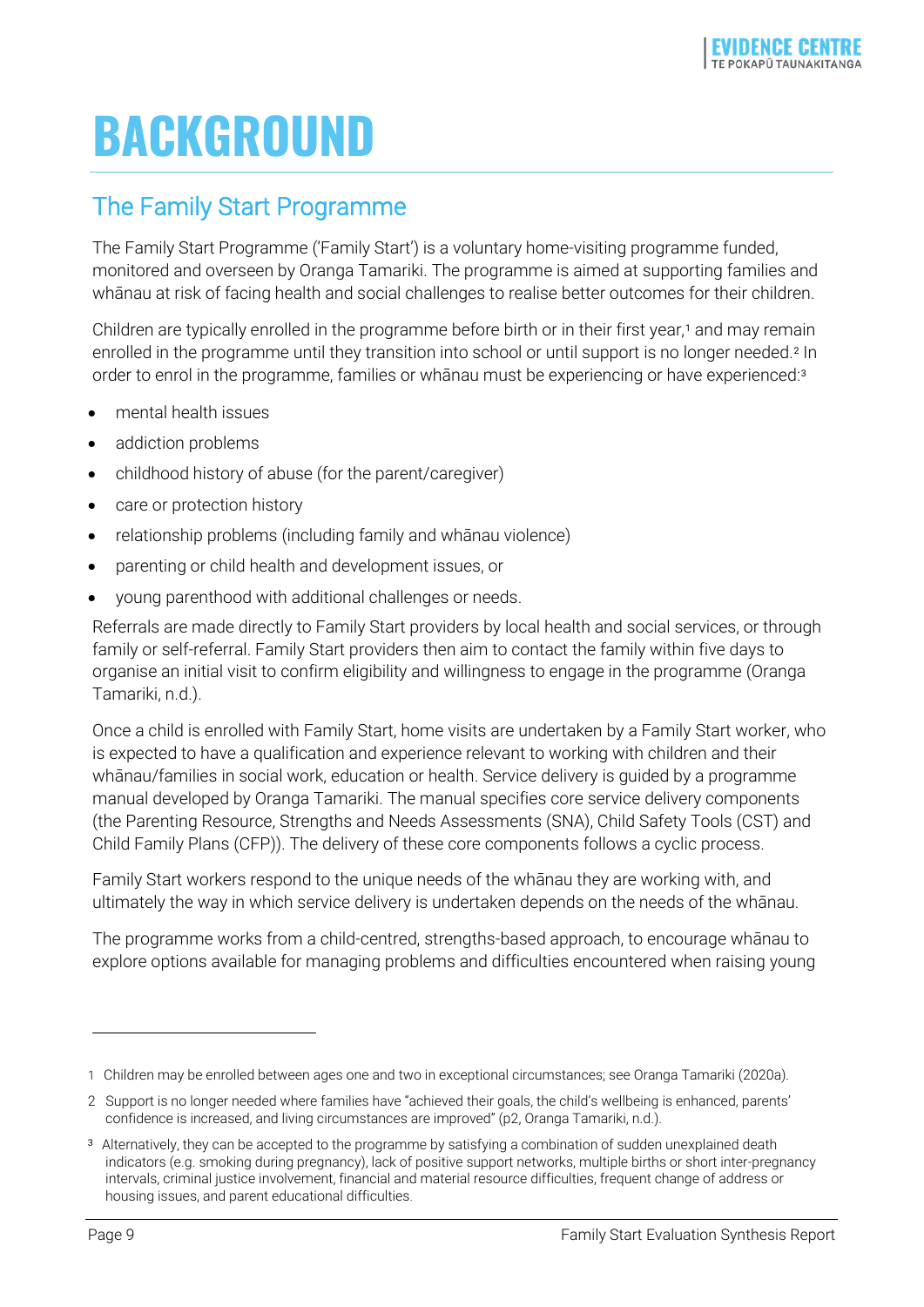# BACKGROUND

## The Family Start Programme

The Family Start Programme ('Family Start') is a voluntary home-visiting programme funded, monitored and overseen by Oranga Tamariki. The programme is aimed at supporting families and whānau at risk of facing health and social challenges to realise better outcomes for their children.

Children are typically enrolled in the programme before birth or in their first year,[1] and may remain enrolled in the programme until they transition into school or until support is no longer needed.[2] In order to enrol in the programme, families or whānau must be experiencing or have experienced:[3]

- mental health issues
- addiction problems
- childhood history of abuse (for the parent/caregiver)
- care or protection history
- relationship problems (including family and whānau violence)
- parenting or child health and development issues, or
- young parenthood with additional challenges or needs.

Referrals are made directly to Family Start providers by local health and social services, or through family or self-referral. Family Start providers then aim to contact the family within five days to organise an initial visit to confirm eligibility and willingness to engage in the programme (Oranga Tamariki, n.d.).

Once a child is enrolled with Family Start, home visits are undertaken by a Family Start worker, who is expected to have a qualification and experience relevant to working with children and their whānau/families in social work, education or health. Service delivery is guided by a programme manual developed by Oranga Tamariki. The manual specifies core service delivery components (the Parenting Resource, Strengths and Needs Assessments (SNA), Child Safety Tools (CST) and Child Family Plans (CFP)). The delivery of these core components follows a cyclic process.

Family Start workers respond to the unique needs of the whānau they are working with, and ultimately the way in which service delivery is undertaken depends on the needs of the whānau.

The programme works from a child-centred, strengths-based approach, to encourage whānau to explore options available for managing problems and difficulties encountered when raising young

---

1 Children may be enrolled between ages one and two in exceptional circumstances; see Oranga Tamariki (2020a).

2 Support is no longer needed where families have "achieved their goals, the child's wellbeing is enhanced, parents' confidence is increased, and living circumstances are improved" (p2, Oranga Tamariki, n.d.).

3 Alternatively, they can be accepted to the programme by satisfying a combination of sudden unexplained death indicators (e.g. smoking during pregnancy), lack of positive support networks, multiple births or short inter-pregnancy intervals, criminal justice involvement, financial and material resource difficulties, frequent change of address or housing issues, and parent educational difficulties.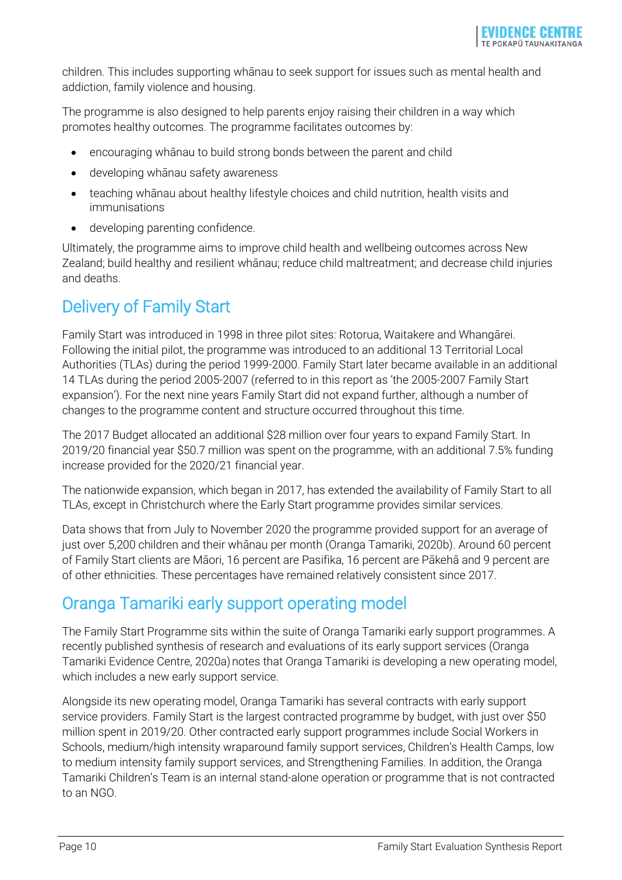children. This includes supporting whānau to seek support for issues such as mental health and addiction, family violence and housing.

The programme is also designed to help parents enjoy raising their children in a way which promotes healthy outcomes. The programme facilitates outcomes by:

- encouraging whānau to build strong bonds between the parent and child
- developing whānau safety awareness
- teaching whānau about healthy lifestyle choices and child nutrition, health visits and immunisations
- developing parenting confidence.

Ultimately, the programme aims to improve child health and wellbeing outcomes across New Zealand; build healthy and resilient whānau; reduce child maltreatment; and decrease child injuries and deaths.

## Delivery of Family Start

Family Start was introduced in 1998 in three pilot sites: Rotorua, Waitakere and Whangārei. Following the initial pilot, the programme was introduced to an additional 13 Territorial Local Authorities (TLAs) during the period 1999-2000. Family Start later became available in an additional 14 TLAs during the period 2005-2007 (referred to in this report as 'the 2005-2007 Family Start expansion'). For the next nine years Family Start did not expand further, although a number of changes to the programme content and structure occurred throughout this time.

The 2017 Budget allocated an additional $28 million over four years to expand Family Start. In 2019/20 financial year $50.7 million was spent on the programme, with an additional 7.5% funding increase provided for the 2020/21 financial year.

The nationwide expansion, which began in 2017, has extended the availability of Family Start to all TLAs, except in Christchurch where the Early Start programme provides similar services.

Data shows that from July to November 2020 the programme provided support for an average of just over 5,200 children and their whānau per month (Oranga Tamariki, 2020b). Around 60 percent of Family Start clients are Māori, 16 percent are Pasifika, 16 percent are Pākehā and 9 percent are of other ethnicities. These percentages have remained relatively consistent since 2017.

## Oranga Tamariki early support operating model

The Family Start Programme sits within the suite of Oranga Tamariki early support programmes. A recently published synthesis of research and evaluations of its early support services (Oranga Tamariki Evidence Centre, 2020a) notes that Oranga Tamariki is developing a new operating model, which includes a new early support service.

Alongside its new operating model, Oranga Tamariki has several contracts with early support service providers. Family Start is the largest contracted programme by budget, with just over $50 million spent in 2019/20. Other contracted early support programmes include Social Workers in Schools, medium/high intensity wraparound family support services, Children's Health Camps, low to medium intensity family support services, and Strengthening Families. In addition, the Oranga Tamariki Children's Team is an internal stand-alone operation or programme that is not contracted to an NGO.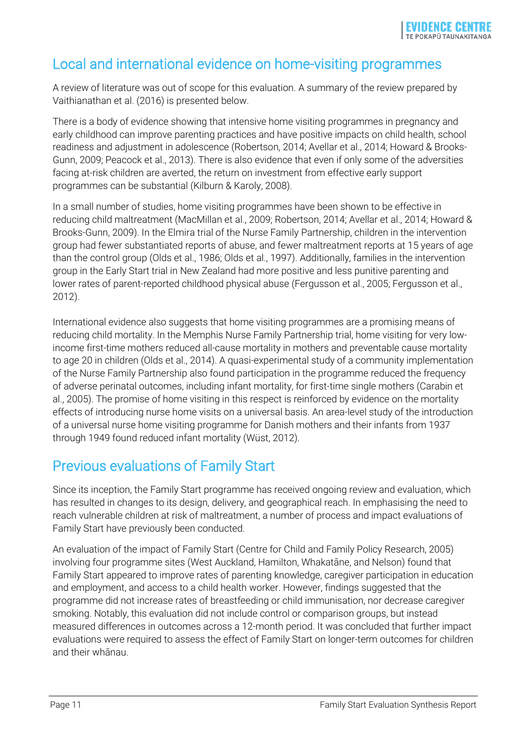## Local and international evidence on home-visiting programmes

A review of literature was out of scope for this evaluation. A summary of the review prepared by Vaithianathan et al. (2016) is presented below.

There is a body of evidence showing that intensive home visiting programmes in pregnancy and early childhood can improve parenting practices and have positive impacts on child health, school readiness and adjustment in adolescence (Robertson, 2014; Avellar et al., 2014; Howard & Brooks-Gunn, 2009; Peacock et al., 2013). There is also evidence that even if only some of the adversities facing at-risk children are averted, the return on investment from effective early support programmes can be substantial (Kilburn & Karoly, 2008).

In a small number of studies, home visiting programmes have been shown to be effective in reducing child maltreatment (MacMillan et al., 2009; Robertson, 2014; Avellar et al., 2014; Howard & Brooks-Gunn, 2009). In the Elmira trial of the Nurse Family Partnership, children in the intervention group had fewer substantiated reports of abuse, and fewer maltreatment reports at 15 years of age than the control group (Olds et al., 1986; Olds et al., 1997). Additionally, families in the intervention group in the Early Start trial in New Zealand had more positive and less punitive parenting and lower rates of parent-reported childhood physical abuse (Fergusson et al., 2005; Fergusson et al., 2012).

International evidence also suggests that home visiting programmes are a promising means of reducing child mortality. In the Memphis Nurse Family Partnership trial, home visiting for very low-income first-time mothers reduced all-cause mortality in mothers and preventable cause mortality to age 20 in children (Olds et al., 2014). A quasi-experimental study of a community implementation of the Nurse Family Partnership also found participation in the programme reduced the frequency of adverse perinatal outcomes, including infant mortality, for first-time single mothers (Carabin et al., 2005). The promise of home visiting in this respect is reinforced by evidence on the mortality effects of introducing nurse home visits on a universal basis. An area-level study of the introduction of a universal nurse home visiting programme for Danish mothers and their infants from 1937 through 1949 found reduced infant mortality (Wüst, 2012).

## Previous evaluations of Family Start

Since its inception, the Family Start programme has received ongoing review and evaluation, which has resulted in changes to its design, delivery, and geographical reach. In emphasising the need to reach vulnerable children at risk of maltreatment, a number of process and impact evaluations of Family Start have previously been conducted.

An evaluation of the impact of Family Start (Centre for Child and Family Policy Research, 2005) involving four programme sites (West Auckland, Hamilton, Whakatāne, and Nelson) found that Family Start appeared to improve rates of parenting knowledge, caregiver participation in education and employment, and access to a child health worker. However, findings suggested that the programme did not increase rates of breastfeeding or child immunisation, nor decrease caregiver smoking. Notably, this evaluation did not include control or comparison groups, but instead measured differences in outcomes across a 12-month period. It was concluded that further impact evaluations were required to assess the effect of Family Start on longer-term outcomes for children and their whānau.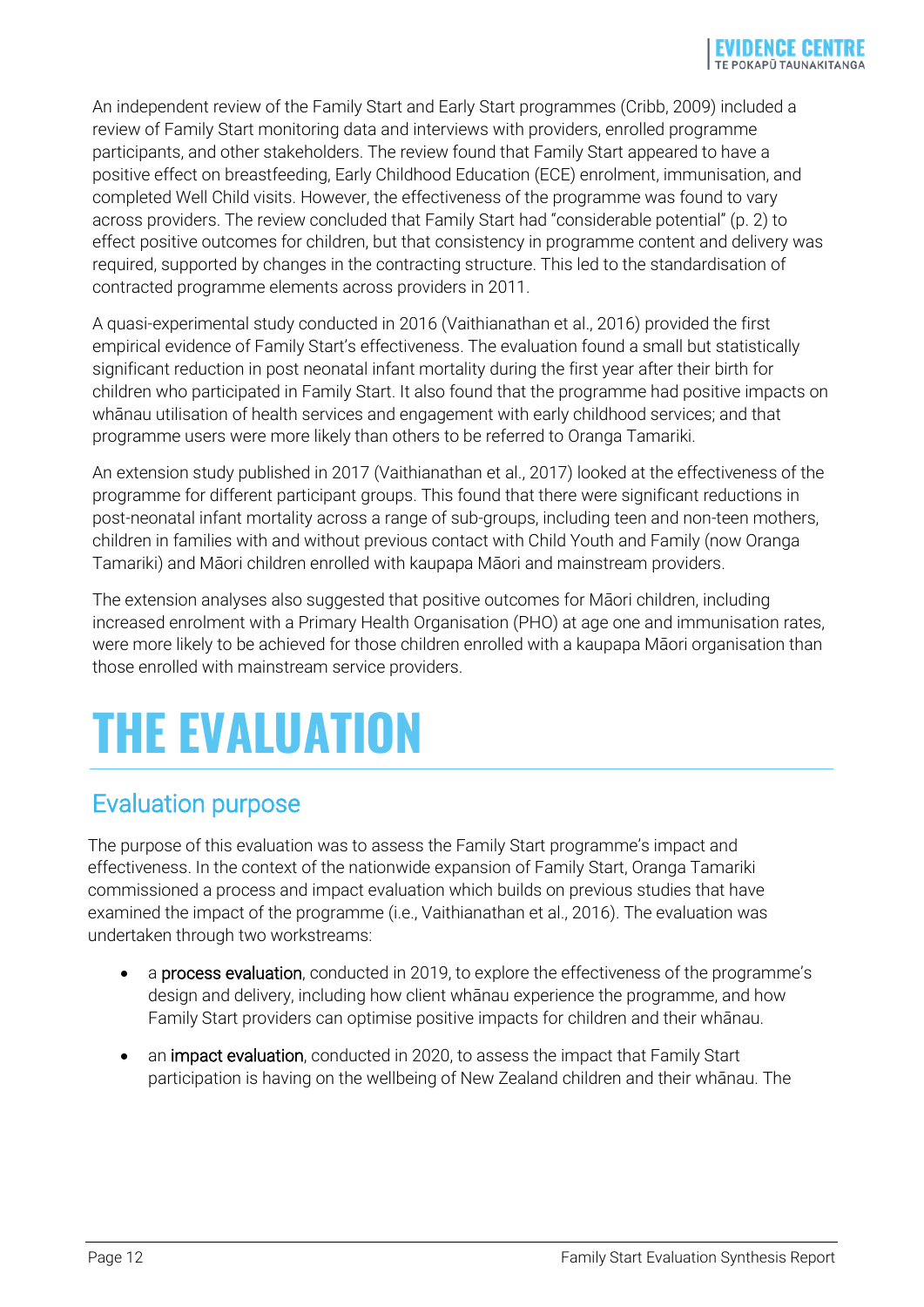An independent review of the Family Start and Early Start programmes (Cribb, 2009) included a review of Family Start monitoring data and interviews with providers, enrolled programme participants, and other stakeholders. The review found that Family Start appeared to have a positive effect on breastfeeding, Early Childhood Education (ECE) enrolment, immunisation, and completed Well Child visits. However, the effectiveness of the programme was found to vary across providers. The review concluded that Family Start had "considerable potential" (p. 2) to effect positive outcomes for children, but that consistency in programme content and delivery was required, supported by changes in the contracting structure. This led to the standardisation of contracted programme elements across providers in 2011.

A quasi-experimental study conducted in 2016 (Vaithianathan et al., 2016) provided the first empirical evidence of Family Start's effectiveness. The evaluation found a small but statistically significant reduction in post neonatal infant mortality during the first year after their birth for children who participated in Family Start. It also found that the programme had positive impacts on whānau utilisation of health services and engagement with early childhood services; and that programme users were more likely than others to be referred to Oranga Tamariki.

An extension study published in 2017 (Vaithianathan et al., 2017) looked at the effectiveness of the programme for different participant groups. This found that there were significant reductions in post-neonatal infant mortality across a range of sub-groups, including teen and non-teen mothers, children in families with and without previous contact with Child Youth and Family (now Oranga Tamariki) and Māori children enrolled with kaupapa Māori and mainstream providers.

The extension analyses also suggested that positive outcomes for Māori children, including increased enrolment with a Primary Health Organisation (PHO) at age one and immunisation rates, were more likely to be achieved for those children enrolled with a kaupapa Māori organisation than those enrolled with mainstream service providers.

# THE EVALUATION

## Evaluation purpose

The purpose of this evaluation was to assess the Family Start programme's impact and effectiveness. In the context of the nationwide expansion of Family Start, Oranga Tamariki commissioned a process and impact evaluation which builds on previous studies that have examined the impact of the programme (i.e., Vaithianathan et al., 2016). The evaluation was undertaken through two workstreams:

- a **process evaluation**, conducted in 2019, to explore the effectiveness of the programme's design and delivery, including how client whānau experience the programme, and how Family Start providers can optimise positive impacts for children and their whānau.
- an **impact evaluation**, conducted in 2020, to assess the impact that Family Start participation is having on the wellbeing of New Zealand children and their whānau. The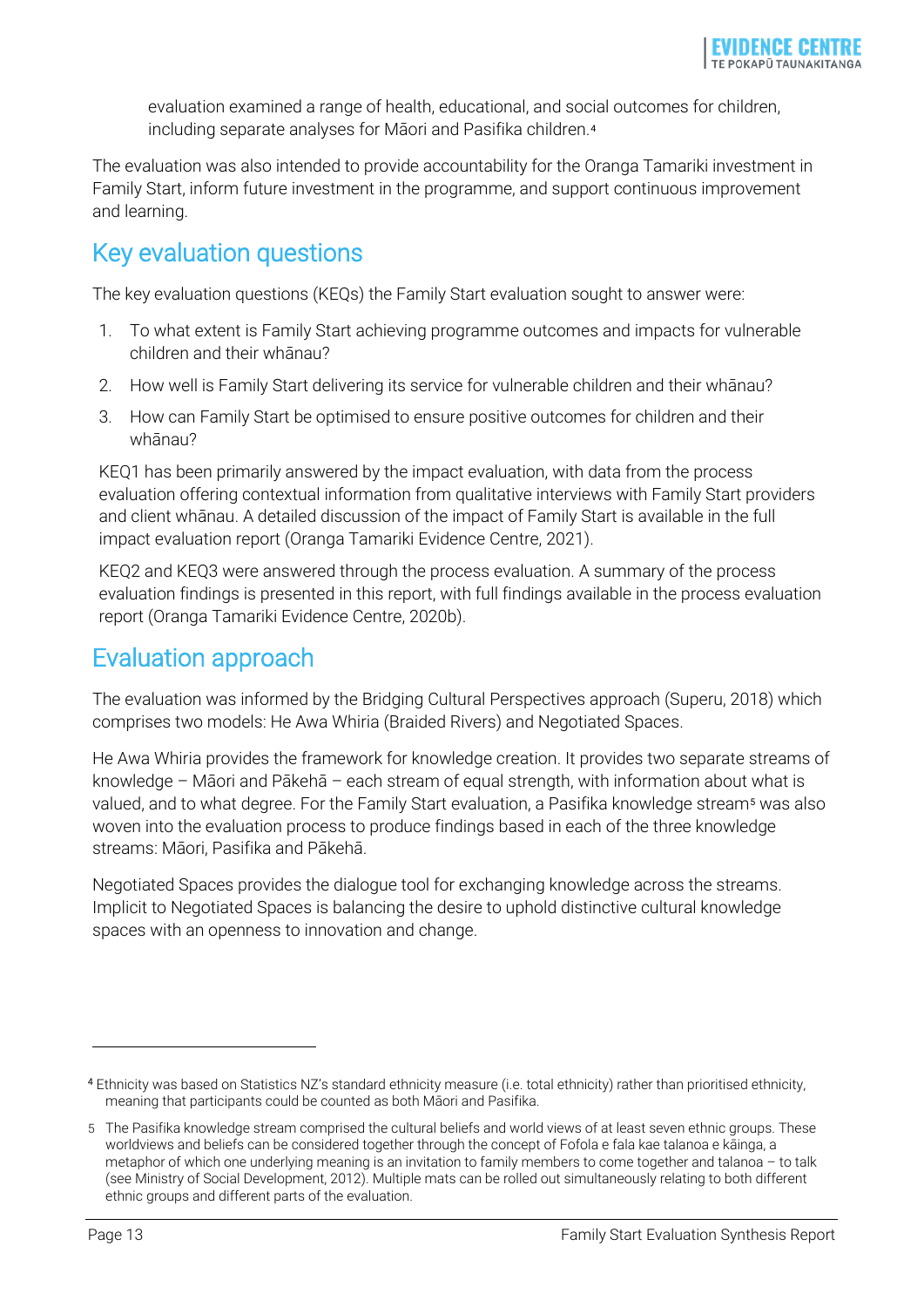evaluation examined a range of health, educational, and social outcomes for children, including separate analyses for Māori and Pasifika children.[4]

The evaluation was also intended to provide accountability for the Oranga Tamariki investment in Family Start, inform future investment in the programme, and support continuous improvement and learning.

## Key evaluation questions

The key evaluation questions (KEQs) the Family Start evaluation sought to answer were:

1. To what extent is Family Start achieving programme outcomes and impacts for vulnerable children and their whānau?
2. How well is Family Start delivering its service for vulnerable children and their whānau?
3. How can Family Start be optimised to ensure positive outcomes for children and their whānau?

KEQ1 has been primarily answered by the impact evaluation, with data from the process evaluation offering contextual information from qualitative interviews with Family Start providers and client whānau. A detailed discussion of the impact of Family Start is available in the full impact evaluation report (Oranga Tamariki Evidence Centre, 2021).

KEQ2 and KEQ3 were answered through the process evaluation. A summary of the process evaluation findings is presented in this report, with full findings available in the process evaluation report (Oranga Tamariki Evidence Centre, 2020b).

## Evaluation approach

The evaluation was informed by the Bridging Cultural Perspectives approach (Superu, 2018) which comprises two models: He Awa Whiria (Braided Rivers) and Negotiated Spaces.

He Awa Whiria provides the framework for knowledge creation. It provides two separate streams of knowledge – Māori and Pākehā – each stream of equal strength, with information about what is valued, and to what degree. For the Family Start evaluation, a Pasifika knowledge stream[5] was also woven into the evaluation process to produce findings based in each of the three knowledge streams: Māori, Pasifika and Pākehā.

Negotiated Spaces provides the dialogue tool for exchanging knowledge across the streams. Implicit to Negotiated Spaces is balancing the desire to uphold distinctive cultural knowledge spaces with an openness to innovation and change.

---

[4] Ethnicity was based on Statistics NZ's standard ethnicity measure (i.e. total ethnicity) rather than prioritised ethnicity, meaning that participants could be counted as both Māori and Pasifika.

[5] The Pasifika knowledge stream comprised the cultural beliefs and world views of at least seven ethnic groups. These worldviews and beliefs can be considered together through the concept of Fofola e fala kae talanoa e kāinga, a metaphor of which one underlying meaning is an invitation to family members to come together and talanoa – to talk (see Ministry of Social Development, 2012). Multiple mats can be rolled out simultaneously relating to both different ethnic groups and different parts of the evaluation.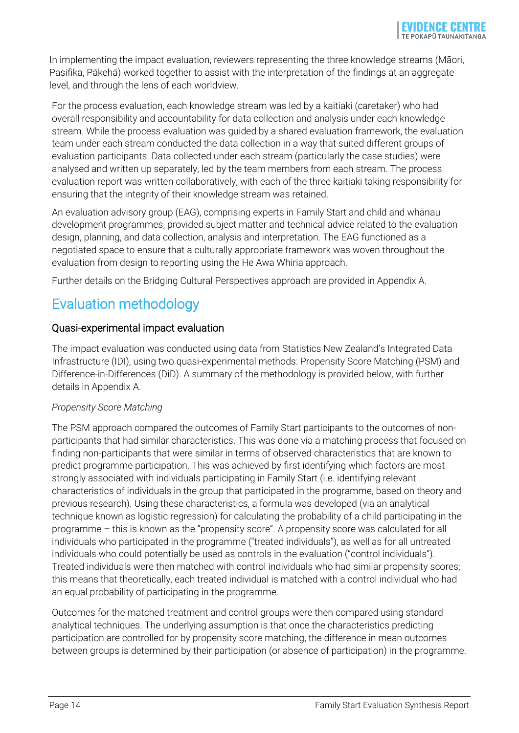In implementing the impact evaluation, reviewers representing the three knowledge streams (Māori, Pasifika, Pākehā) worked together to assist with the interpretation of the findings at an aggregate level, and through the lens of each worldview.

For the process evaluation, each knowledge stream was led by a kaitiaki (caretaker) who had overall responsibility and accountability for data collection and analysis under each knowledge stream. While the process evaluation was guided by a shared evaluation framework, the evaluation team under each stream conducted the data collection in a way that suited different groups of evaluation participants. Data collected under each stream (particularly the case studies) were analysed and written up separately, led by the team members from each stream. The process evaluation report was written collaboratively, with each of the three kaitiaki taking responsibility for ensuring that the integrity of their knowledge stream was retained.

An evaluation advisory group (EAG), comprising experts in Family Start and child and whānau development programmes, provided subject matter and technical advice related to the evaluation design, planning, and data collection, analysis and interpretation. The EAG functioned as a negotiated space to ensure that a culturally appropriate framework was woven throughout the evaluation from design to reporting using the He Awa Whiria approach.

Further details on the Bridging Cultural Perspectives approach are provided in Appendix A.

## Evaluation methodology

### Quasi-experimental impact evaluation

The impact evaluation was conducted using data from Statistics New Zealand's Integrated Data Infrastructure (IDI), using two quasi-experimental methods: Propensity Score Matching (PSM) and Difference-in-Differences (DiD). A summary of the methodology is provided below, with further details in Appendix A.

*Propensity Score Matching*

The PSM approach compared the outcomes of Family Start participants to the outcomes of non-participants that had similar characteristics. This was done via a matching process that focused on finding non-participants that were similar in terms of observed characteristics that are known to predict programme participation. This was achieved by first identifying which factors are most strongly associated with individuals participating in Family Start (i.e. identifying relevant characteristics of individuals in the group that participated in the programme, based on theory and previous research). Using these characteristics, a formula was developed (via an analytical technique known as logistic regression) for calculating the probability of a child participating in the programme – this is known as the "propensity score". A propensity score was calculated for all individuals who participated in the programme ("treated individuals"), as well as for all untreated individuals who could potentially be used as controls in the evaluation ("control individuals"). Treated individuals were then matched with control individuals who had similar propensity scores; this means that theoretically, each treated individual is matched with a control individual who had an equal probability of participating in the programme.

Outcomes for the matched treatment and control groups were then compared using standard analytical techniques. The underlying assumption is that once the characteristics predicting participation are controlled for by propensity score matching, the difference in mean outcomes between groups is determined by their participation (or absence of participation) in the programme.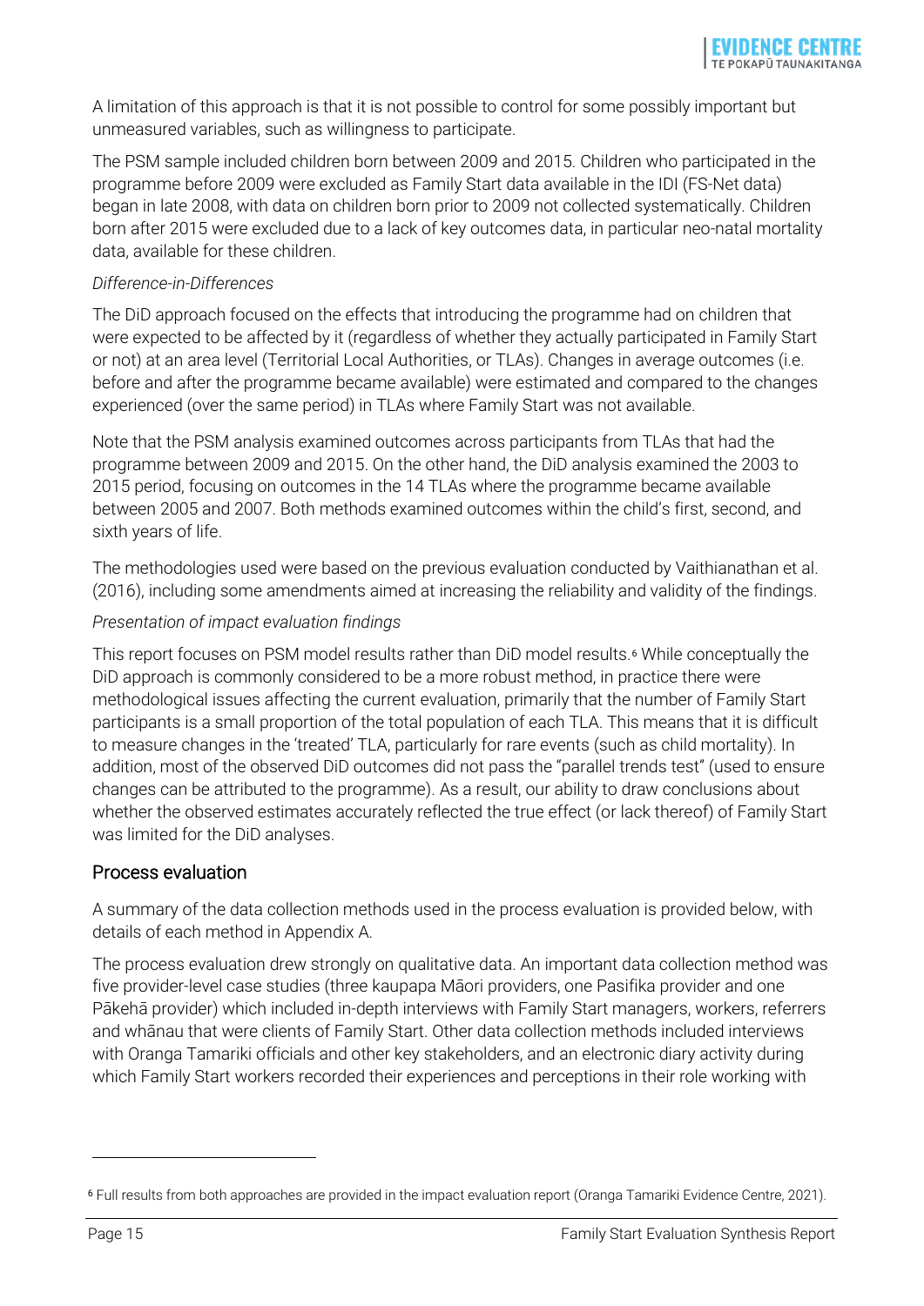A limitation of this approach is that it is not possible to control for some possibly important but unmeasured variables, such as willingness to participate.

The PSM sample included children born between 2009 and 2015. Children who participated in the programme before 2009 were excluded as Family Start data available in the IDI (FS-Net data) began in late 2008, with data on children born prior to 2009 not collected systematically. Children born after 2015 were excluded due to a lack of key outcomes data, in particular neo-natal mortality data, available for these children.

*Difference-in-Differences*

The DiD approach focused on the effects that introducing the programme had on children that were expected to be affected by it (regardless of whether they actually participated in Family Start or not) at an area level (Territorial Local Authorities, or TLAs). Changes in average outcomes (i.e. before and after the programme became available) were estimated and compared to the changes experienced (over the same period) in TLAs where Family Start was not available.

Note that the PSM analysis examined outcomes across participants from TLAs that had the programme between 2009 and 2015. On the other hand, the DiD analysis examined the 2003 to 2015 period, focusing on outcomes in the 14 TLAs where the programme became available between 2005 and 2007. Both methods examined outcomes within the child's first, second, and sixth years of life.

The methodologies used were based on the previous evaluation conducted by Vaithianathan et al. (2016), including some amendments aimed at increasing the reliability and validity of the findings.

*Presentation of impact evaluation findings*

This report focuses on PSM model results rather than DiD model results.[6] While conceptually the DiD approach is commonly considered to be a more robust method, in practice there were methodological issues affecting the current evaluation, primarily that the number of Family Start participants is a small proportion of the total population of each TLA. This means that it is difficult to measure changes in the 'treated' TLA, particularly for rare events (such as child mortality). In addition, most of the observed DiD outcomes did not pass the "parallel trends test" (used to ensure changes can be attributed to the programme). As a result, our ability to draw conclusions about whether the observed estimates accurately reflected the true effect (or lack thereof) of Family Start was limited for the DiD analyses.

## Process evaluation

A summary of the data collection methods used in the process evaluation is provided below, with details of each method in Appendix A.

The process evaluation drew strongly on qualitative data. An important data collection method was five provider-level case studies (three kaupapa Māori providers, one Pasifika provider and one Pākehā provider) which included in-depth interviews with Family Start managers, workers, referrers and whānau that were clients of Family Start. Other data collection methods included interviews with Oranga Tamariki officials and other key stakeholders, and an electronic diary activity during which Family Start workers recorded their experiences and perceptions in their role working with

---

[6] Full results from both approaches are provided in the impact evaluation report (Oranga Tamariki Evidence Centre, 2021).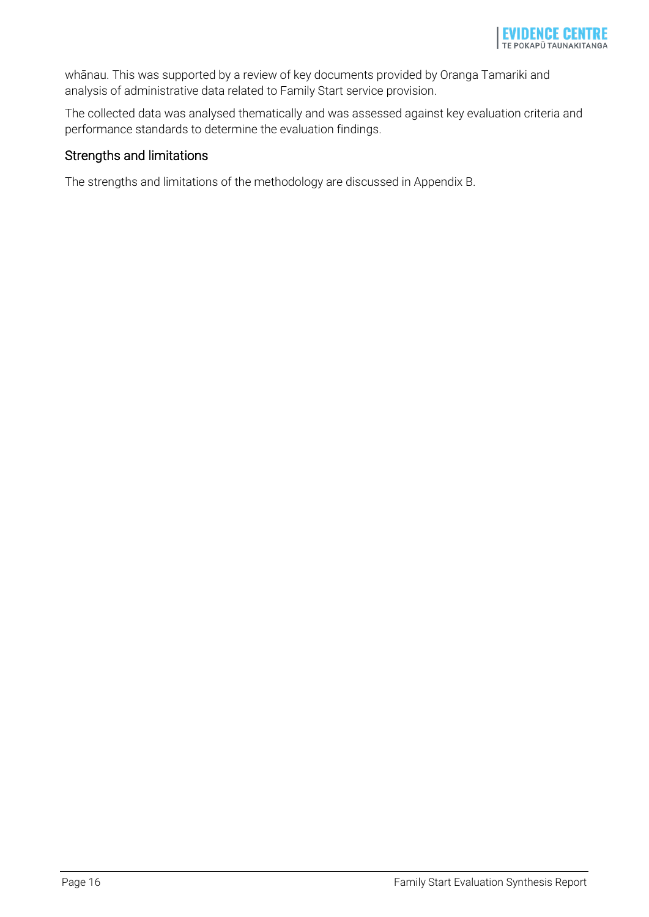whānau. This was supported by a review of key documents provided by Oranga Tamariki and analysis of administrative data related to Family Start service provision.

The collected data was analysed thematically and was assessed against key evaluation criteria and performance standards to determine the evaluation findings.

### Strengths and limitations

The strengths and limitations of the methodology are discussed in Appendix B.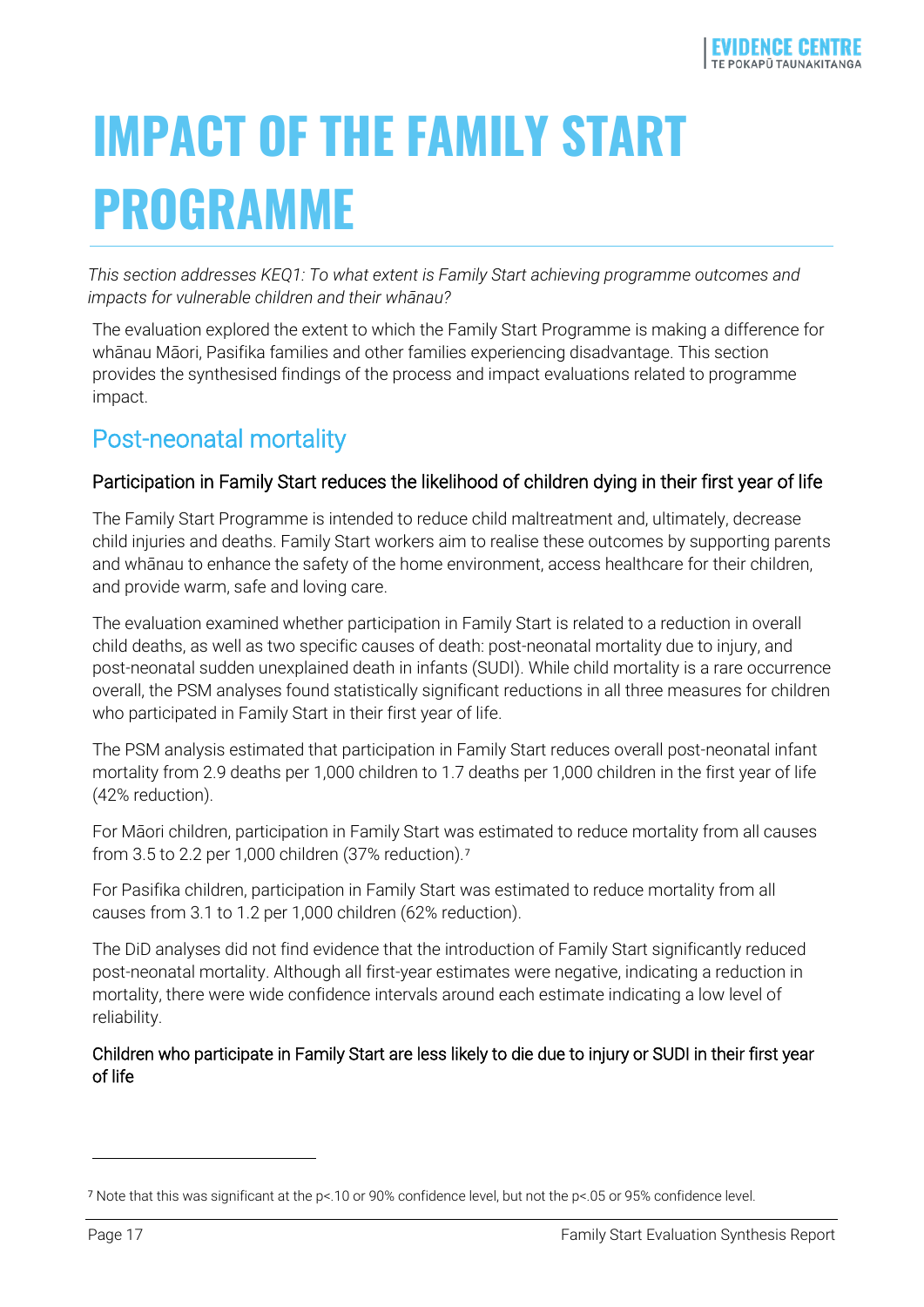# IMPACT OF THE FAMILY START PROGRAMME

*This section addresses KEQ1: To what extent is Family Start achieving programme outcomes and impacts for vulnerable children and their whānau?*

The evaluation explored the extent to which the Family Start Programme is making a difference for whānau Māori, Pasifika families and other families experiencing disadvantage. This section provides the synthesised findings of the process and impact evaluations related to programme impact.

## Post-neonatal mortality

### Participation in Family Start reduces the likelihood of children dying in their first year of life

The Family Start Programme is intended to reduce child maltreatment and, ultimately, decrease child injuries and deaths. Family Start workers aim to realise these outcomes by supporting parents and whānau to enhance the safety of the home environment, access healthcare for their children, and provide warm, safe and loving care.

The evaluation examined whether participation in Family Start is related to a reduction in overall child deaths, as well as two specific causes of death: post-neonatal mortality due to injury, and post-neonatal sudden unexplained death in infants (SUDI). While child mortality is a rare occurrence overall, the PSM analyses found statistically significant reductions in all three measures for children who participated in Family Start in their first year of life.

The PSM analysis estimated that participation in Family Start reduces overall post-neonatal infant mortality from 2.9 deaths per 1,000 children to 1.7 deaths per 1,000 children in the first year of life (42% reduction).

For Māori children, participation in Family Start was estimated to reduce mortality from all causes from 3.5 to 2.2 per 1,000 children (37% reduction).[7]

For Pasifika children, participation in Family Start was estimated to reduce mortality from all causes from 3.1 to 1.2 per 1,000 children (62% reduction).

The DiD analyses did not find evidence that the introduction of Family Start significantly reduced post-neonatal mortality. Although all first-year estimates were negative, indicating a reduction in mortality, there were wide confidence intervals around each estimate indicating a low level of reliability.

### Children who participate in Family Start are less likely to die due to injury or SUDI in their first year of life

[7] Note that this was significant at the p<.10 or 90% confidence level, but not the p<.05 or 95% confidence level.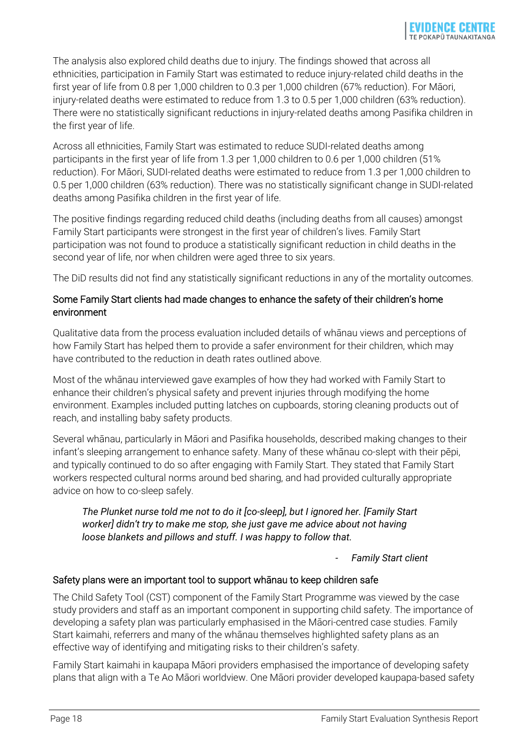The analysis also explored child deaths due to injury. The findings showed that across all ethnicities, participation in Family Start was estimated to reduce injury-related child deaths in the first year of life from 0.8 per 1,000 children to 0.3 per 1,000 children (67% reduction). For Māori, injury-related deaths were estimated to reduce from 1.3 to 0.5 per 1,000 children (63% reduction). There were no statistically significant reductions in injury-related deaths among Pasifika children in the first year of life.

Across all ethnicities, Family Start was estimated to reduce SUDI-related deaths among participants in the first year of life from 1.3 per 1,000 children to 0.6 per 1,000 children (51% reduction). For Māori, SUDI-related deaths were estimated to reduce from 1.3 per 1,000 children to 0.5 per 1,000 children (63% reduction). There was no statistically significant change in SUDI-related deaths among Pasifika children in the first year of life.

The positive findings regarding reduced child deaths (including deaths from all causes) amongst Family Start participants were strongest in the first year of children's lives. Family Start participation was not found to produce a statistically significant reduction in child deaths in the second year of life, nor when children were aged three to six years.

The DiD results did not find any statistically significant reductions in any of the mortality outcomes.

### Some Family Start clients had made changes to enhance the safety of their children's home environment

Qualitative data from the process evaluation included details of whānau views and perceptions of how Family Start has helped them to provide a safer environment for their children, which may have contributed to the reduction in death rates outlined above.

Most of the whānau interviewed gave examples of how they had worked with Family Start to enhance their children's physical safety and prevent injuries through modifying the home environment. Examples included putting latches on cupboards, storing cleaning products out of reach, and installing baby safety products.

Several whānau, particularly in Māori and Pasifika households, described making changes to their infant's sleeping arrangement to enhance safety. Many of these whānau co-slept with their pēpi, and typically continued to do so after engaging with Family Start. They stated that Family Start workers respected cultural norms around bed sharing, and had provided culturally appropriate advice on how to co-sleep safely.

> *The Plunket nurse told me not to do it [co-sleep], but I ignored her. [Family Start worker] didn't try to make me stop, she just gave me advice about not having loose blankets and pillows and stuff. I was happy to follow that.*
>
> - *Family Start client*

### Safety plans were an important tool to support whānau to keep children safe

The Child Safety Tool (CST) component of the Family Start Programme was viewed by the case study providers and staff as an important component in supporting child safety. The importance of developing a safety plan was particularly emphasised in the Māori-centred case studies. Family Start kaimahi, referrers and many of the whānau themselves highlighted safety plans as an effective way of identifying and mitigating risks to their children's safety.

Family Start kaimahi in kaupapa Māori providers emphasised the importance of developing safety plans that align with a Te Ao Māori worldview. One Māori provider developed kaupapa-based safety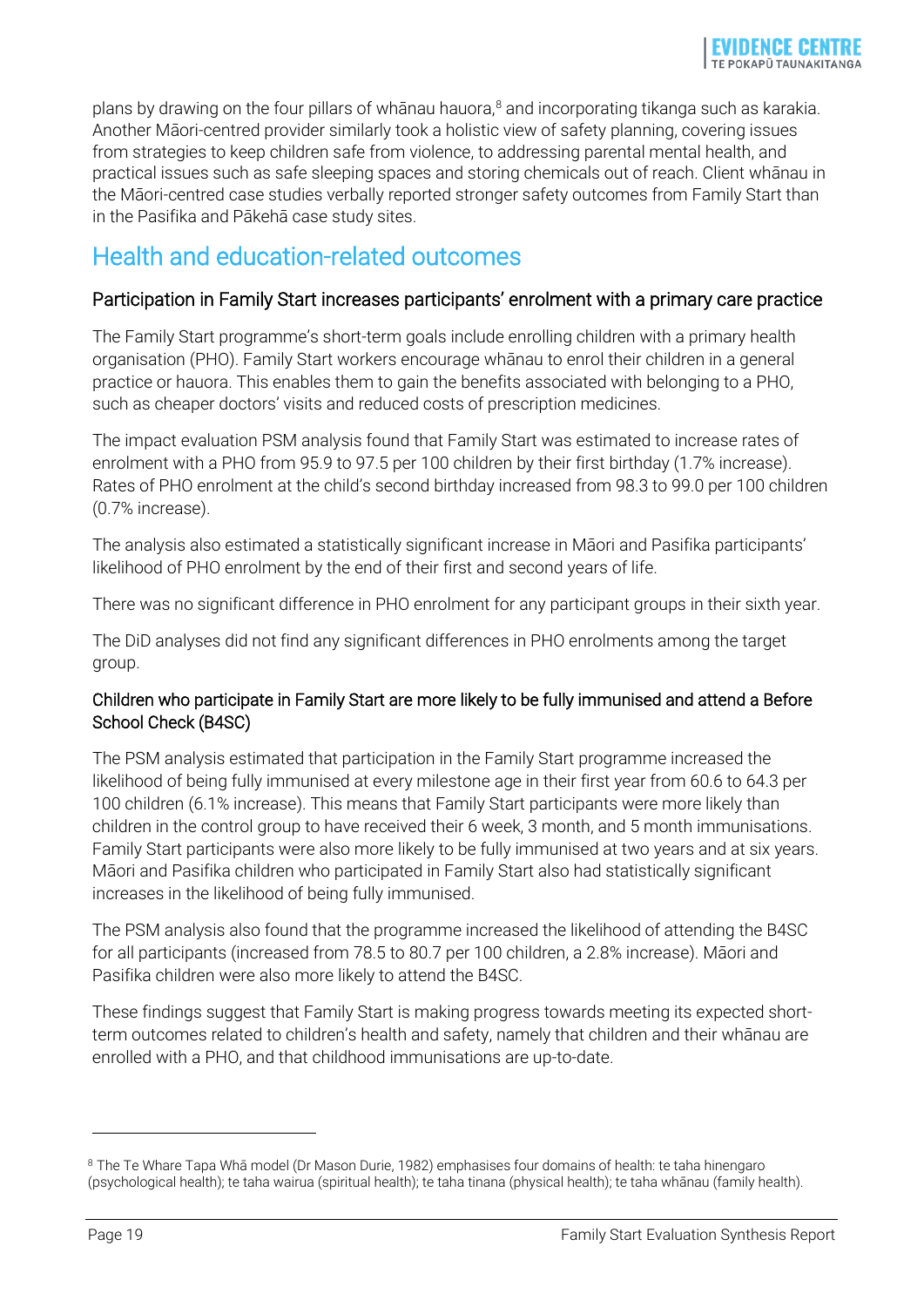plans by drawing on the four pillars of whānau hauora,[8] and incorporating tikanga such as karakia. Another Māori-centred provider similarly took a holistic view of safety planning, covering issues from strategies to keep children safe from violence, to addressing parental mental health, and practical issues such as safe sleeping spaces and storing chemicals out of reach. Client whānau in the Māori-centred case studies verbally reported stronger safety outcomes from Family Start than in the Pasifika and Pākehā case study sites.

## Health and education-related outcomes

### Participation in Family Start increases participants' enrolment with a primary care practice

The Family Start programme's short-term goals include enrolling children with a primary health organisation (PHO). Family Start workers encourage whānau to enrol their children in a general practice or hauora. This enables them to gain the benefits associated with belonging to a PHO, such as cheaper doctors' visits and reduced costs of prescription medicines.

The impact evaluation PSM analysis found that Family Start was estimated to increase rates of enrolment with a PHO from 95.9 to 97.5 per 100 children by their first birthday (1.7% increase). Rates of PHO enrolment at the child's second birthday increased from 98.3 to 99.0 per 100 children (0.7% increase).

The analysis also estimated a statistically significant increase in Māori and Pasifika participants' likelihood of PHO enrolment by the end of their first and second years of life.

There was no significant difference in PHO enrolment for any participant groups in their sixth year.

The DiD analyses did not find any significant differences in PHO enrolments among the target group.

### Children who participate in Family Start are more likely to be fully immunised and attend a Before School Check (B4SC)

The PSM analysis estimated that participation in the Family Start programme increased the likelihood of being fully immunised at every milestone age in their first year from 60.6 to 64.3 per 100 children (6.1% increase). This means that Family Start participants were more likely than children in the control group to have received their 6 week, 3 month, and 5 month immunisations. Family Start participants were also more likely to be fully immunised at two years and at six years. Māori and Pasifika children who participated in Family Start also had statistically significant increases in the likelihood of being fully immunised.

The PSM analysis also found that the programme increased the likelihood of attending the B4SC for all participants (increased from 78.5 to 80.7 per 100 children, a 2.8% increase). Māori and Pasifika children were also more likely to attend the B4SC.

These findings suggest that Family Start is making progress towards meeting its expected short-term outcomes related to children's health and safety, namely that children and their whānau are enrolled with a PHO, and that childhood immunisations are up-to-date.

---

[8] The Te Whare Tapa Whā model (Dr Mason Durie, 1982) emphasises four domains of health: te taha hinengaro (psychological health); te taha wairua (spiritual health); te taha tinana (physical health); te taha whānau (family health).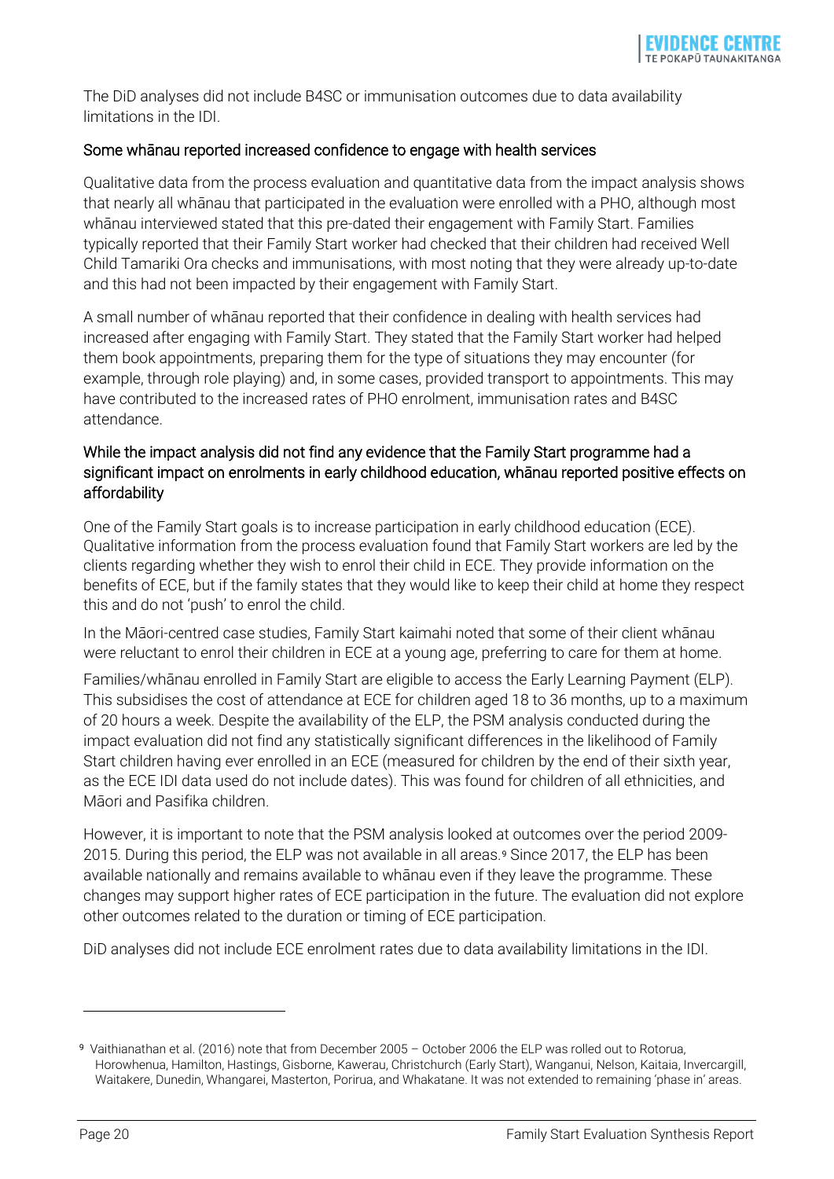The DiD analyses did not include B4SC or immunisation outcomes due to data availability limitations in the IDI.

### Some whānau reported increased confidence to engage with health services

Qualitative data from the process evaluation and quantitative data from the impact analysis shows that nearly all whānau that participated in the evaluation were enrolled with a PHO, although most whānau interviewed stated that this pre-dated their engagement with Family Start. Families typically reported that their Family Start worker had checked that their children had received Well Child Tamariki Ora checks and immunisations, with most noting that they were already up-to-date and this had not been impacted by their engagement with Family Start.

A small number of whānau reported that their confidence in dealing with health services had increased after engaging with Family Start. They stated that the Family Start worker had helped them book appointments, preparing them for the type of situations they may encounter (for example, through role playing) and, in some cases, provided transport to appointments. This may have contributed to the increased rates of PHO enrolment, immunisation rates and B4SC attendance.

### While the impact analysis did not find any evidence that the Family Start programme had a significant impact on enrolments in early childhood education, whānau reported positive effects on affordability

One of the Family Start goals is to increase participation in early childhood education (ECE). Qualitative information from the process evaluation found that Family Start workers are led by the clients regarding whether they wish to enrol their child in ECE. They provide information on the benefits of ECE, but if the family states that they would like to keep their child at home they respect this and do not 'push' to enrol the child.

In the Māori-centred case studies, Family Start kaimahi noted that some of their client whānau were reluctant to enrol their children in ECE at a young age, preferring to care for them at home.

Families/whānau enrolled in Family Start are eligible to access the Early Learning Payment (ELP). This subsidises the cost of attendance at ECE for children aged 18 to 36 months, up to a maximum of 20 hours a week. Despite the availability of the ELP, the PSM analysis conducted during the impact evaluation did not find any statistically significant differences in the likelihood of Family Start children having ever enrolled in an ECE (measured for children by the end of their sixth year, as the ECE IDI data used do not include dates). This was found for children of all ethnicities, and Māori and Pasifika children.

However, it is important to note that the PSM analysis looked at outcomes over the period 2009-2015. During this period, the ELP was not available in all areas.[9] Since 2017, the ELP has been available nationally and remains available to whānau even if they leave the programme. These changes may support higher rates of ECE participation in the future. The evaluation did not explore other outcomes related to the duration or timing of ECE participation.

DiD analyses did not include ECE enrolment rates due to data availability limitations in the IDI.

---

[9] Vaithianathan et al. (2016) note that from December 2005 – October 2006 the ELP was rolled out to Rotorua, Horowhenua, Hamilton, Hastings, Gisborne, Kawerau, Christchurch (Early Start), Wanganui, Nelson, Kaitaia, Invercargill, Waitakere, Dunedin, Whangarei, Masterton, Porirua, and Whakatane. It was not extended to remaining 'phase in' areas.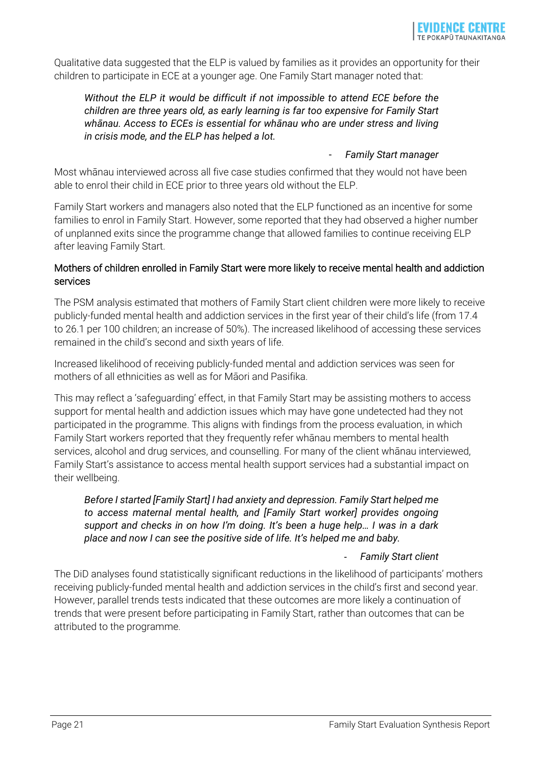Qualitative data suggested that the ELP is valued by families as it provides an opportunity for their children to participate in ECE at a younger age. One Family Start manager noted that:

> *Without the ELP it would be difficult if not impossible to attend ECE before the children are three years old, as early learning is far too expensive for Family Start whānau. Access to ECEs is essential for whānau who are under stress and living in crisis mode, and the ELP has helped a lot.*
>
> *- Family Start manager*

Most whānau interviewed across all five case studies confirmed that they would not have been able to enrol their child in ECE prior to three years old without the ELP.

Family Start workers and managers also noted that the ELP functioned as an incentive for some families to enrol in Family Start. However, some reported that they had observed a higher number of unplanned exits since the programme change that allowed families to continue receiving ELP after leaving Family Start.

### Mothers of children enrolled in Family Start were more likely to receive mental health and addiction services

The PSM analysis estimated that mothers of Family Start client children were more likely to receive publicly-funded mental health and addiction services in the first year of their child's life (from 17.4 to 26.1 per 100 children; an increase of 50%). The increased likelihood of accessing these services remained in the child's second and sixth years of life.

Increased likelihood of receiving publicly-funded mental and addiction services was seen for mothers of all ethnicities as well as for Māori and Pasifika.

This may reflect a 'safeguarding' effect, in that Family Start may be assisting mothers to access support for mental health and addiction issues which may have gone undetected had they not participated in the programme. This aligns with findings from the process evaluation, in which Family Start workers reported that they frequently refer whānau members to mental health services, alcohol and drug services, and counselling. For many of the client whānau interviewed, Family Start's assistance to access mental health support services had a substantial impact on their wellbeing.

> *Before I started [Family Start] I had anxiety and depression. Family Start helped me to access maternal mental health, and [Family Start worker] provides ongoing support and checks in on how I'm doing. It's been a huge help… I was in a dark place and now I can see the positive side of life. It's helped me and baby.*
>
> *- Family Start client*

The DiD analyses found statistically significant reductions in the likelihood of participants' mothers receiving publicly-funded mental health and addiction services in the child's first and second year. However, parallel trends tests indicated that these outcomes are more likely a continuation of trends that were present before participating in Family Start, rather than outcomes that can be attributed to the programme.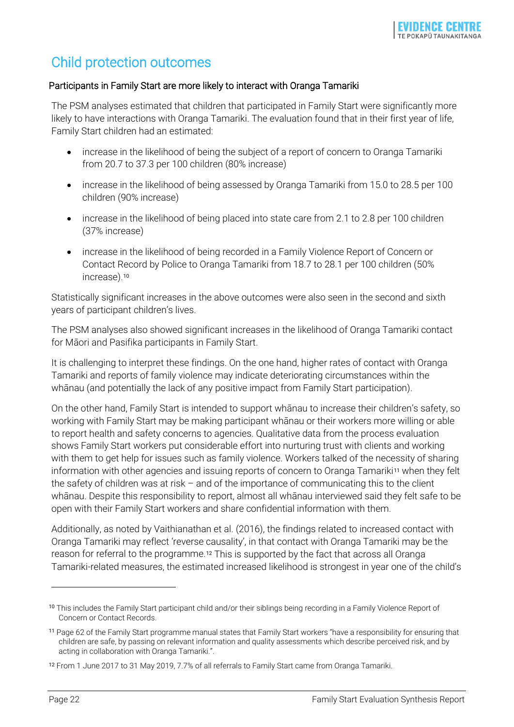## Child protection outcomes

### Participants in Family Start are more likely to interact with Oranga Tamariki

The PSM analyses estimated that children that participated in Family Start were significantly more likely to have interactions with Oranga Tamariki. The evaluation found that in their first year of life, Family Start children had an estimated:

- increase in the likelihood of being the subject of a report of concern to Oranga Tamariki from 20.7 to 37.3 per 100 children (80% increase)
- increase in the likelihood of being assessed by Oranga Tamariki from 15.0 to 28.5 per 100 children (90% increase)
- increase in the likelihood of being placed into state care from 2.1 to 2.8 per 100 children (37% increase)
- increase in the likelihood of being recorded in a Family Violence Report of Concern or Contact Record by Police to Oranga Tamariki from 18.7 to 28.1 per 100 children (50% increase).[10]

Statistically significant increases in the above outcomes were also seen in the second and sixth years of participant children's lives.

The PSM analyses also showed significant increases in the likelihood of Oranga Tamariki contact for Māori and Pasifika participants in Family Start.

It is challenging to interpret these findings. On the one hand, higher rates of contact with Oranga Tamariki and reports of family violence may indicate deteriorating circumstances within the whānau (and potentially the lack of any positive impact from Family Start participation).

On the other hand, Family Start is intended to support whānau to increase their children's safety, so working with Family Start may be making participant whānau or their workers more willing or able to report health and safety concerns to agencies. Qualitative data from the process evaluation shows Family Start workers put considerable effort into nurturing trust with clients and working with them to get help for issues such as family violence. Workers talked of the necessity of sharing information with other agencies and issuing reports of concern to Oranga Tamariki[11] when they felt the safety of children was at risk – and of the importance of communicating this to the client whānau. Despite this responsibility to report, almost all whānau interviewed said they felt safe to be open with their Family Start workers and share confidential information with them.

Additionally, as noted by Vaithianathan et al. (2016), the findings related to increased contact with Oranga Tamariki may reflect 'reverse causality', in that contact with Oranga Tamariki may be the reason for referral to the programme.[12] This is supported by the fact that across all Oranga Tamariki-related measures, the estimated increased likelihood is strongest in year one of the child's

---

[10] This includes the Family Start participant child and/or their siblings being recording in a Family Violence Report of Concern or Contact Records.

[11] Page 62 of the Family Start programme manual states that Family Start workers "have a responsibility for ensuring that children are safe, by passing on relevant information and quality assessments which describe perceived risk, and by acting in collaboration with Oranga Tamariki.".

[12] From 1 June 2017 to 31 May 2019, 7.7% of all referrals to Family Start came from Oranga Tamariki.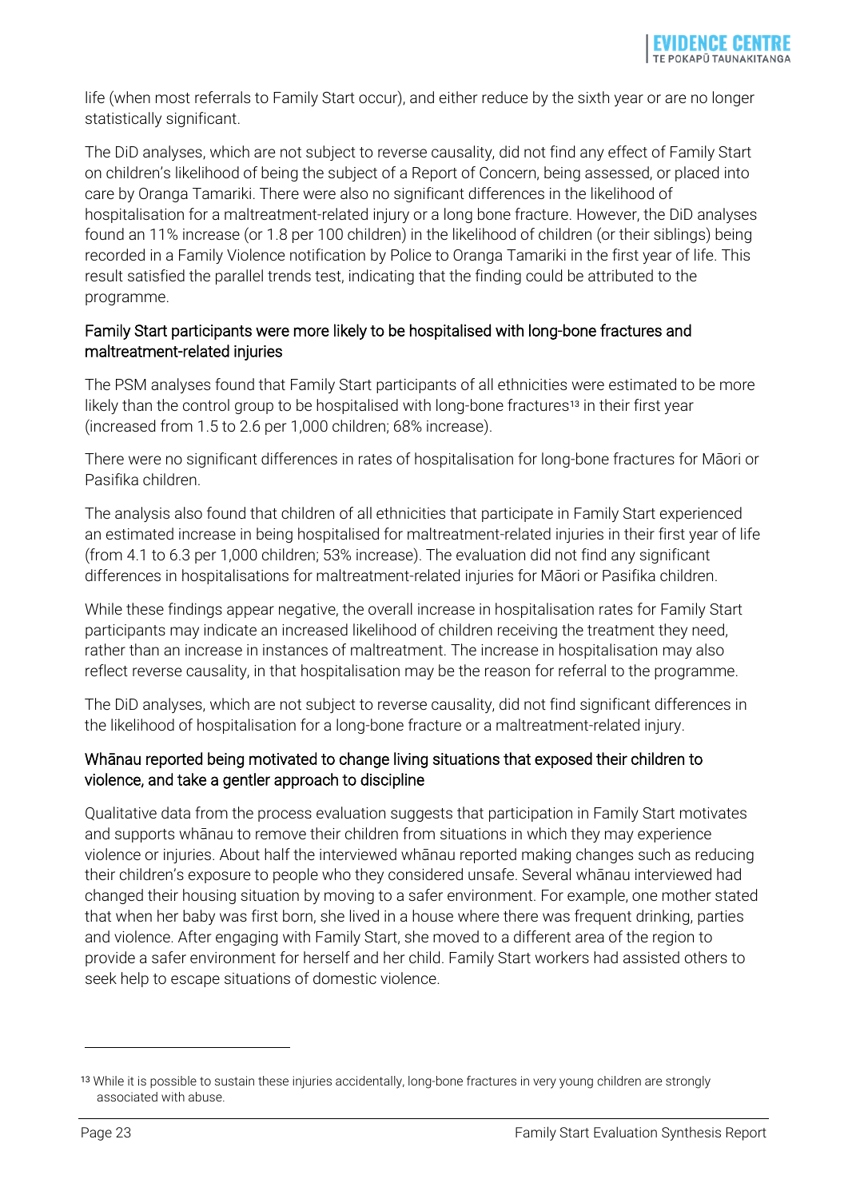life (when most referrals to Family Start occur), and either reduce by the sixth year or are no longer statistically significant.

The DiD analyses, which are not subject to reverse causality, did not find any effect of Family Start on children's likelihood of being the subject of a Report of Concern, being assessed, or placed into care by Oranga Tamariki. There were also no significant differences in the likelihood of hospitalisation for a maltreatment-related injury or a long bone fracture. However, the DiD analyses found an 11% increase (or 1.8 per 100 children) in the likelihood of children (or their siblings) being recorded in a Family Violence notification by Police to Oranga Tamariki in the first year of life. This result satisfied the parallel trends test, indicating that the finding could be attributed to the programme.

### Family Start participants were more likely to be hospitalised with long-bone fractures and maltreatment-related injuries

The PSM analyses found that Family Start participants of all ethnicities were estimated to be more likely than the control group to be hospitalised with long-bone fractures[13] in their first year (increased from 1.5 to 2.6 per 1,000 children; 68% increase).

There were no significant differences in rates of hospitalisation for long-bone fractures for Māori or Pasifika children.

The analysis also found that children of all ethnicities that participate in Family Start experienced an estimated increase in being hospitalised for maltreatment-related injuries in their first year of life (from 4.1 to 6.3 per 1,000 children; 53% increase). The evaluation did not find any significant differences in hospitalisations for maltreatment-related injuries for Māori or Pasifika children.

While these findings appear negative, the overall increase in hospitalisation rates for Family Start participants may indicate an increased likelihood of children receiving the treatment they need, rather than an increase in instances of maltreatment. The increase in hospitalisation may also reflect reverse causality, in that hospitalisation may be the reason for referral to the programme.

The DiD analyses, which are not subject to reverse causality, did not find significant differences in the likelihood of hospitalisation for a long-bone fracture or a maltreatment-related injury.

### Whānau reported being motivated to change living situations that exposed their children to violence, and take a gentler approach to discipline

Qualitative data from the process evaluation suggests that participation in Family Start motivates and supports whānau to remove their children from situations in which they may experience violence or injuries. About half the interviewed whānau reported making changes such as reducing their children's exposure to people who they considered unsafe. Several whānau interviewed had changed their housing situation by moving to a safer environment. For example, one mother stated that when her baby was first born, she lived in a house where there was frequent drinking, parties and violence. After engaging with Family Start, she moved to a different area of the region to provide a safer environment for herself and her child. Family Start workers had assisted others to seek help to escape situations of domestic violence.

---

[13] While it is possible to sustain these injuries accidentally, long-bone fractures in very young children are strongly associated with abuse.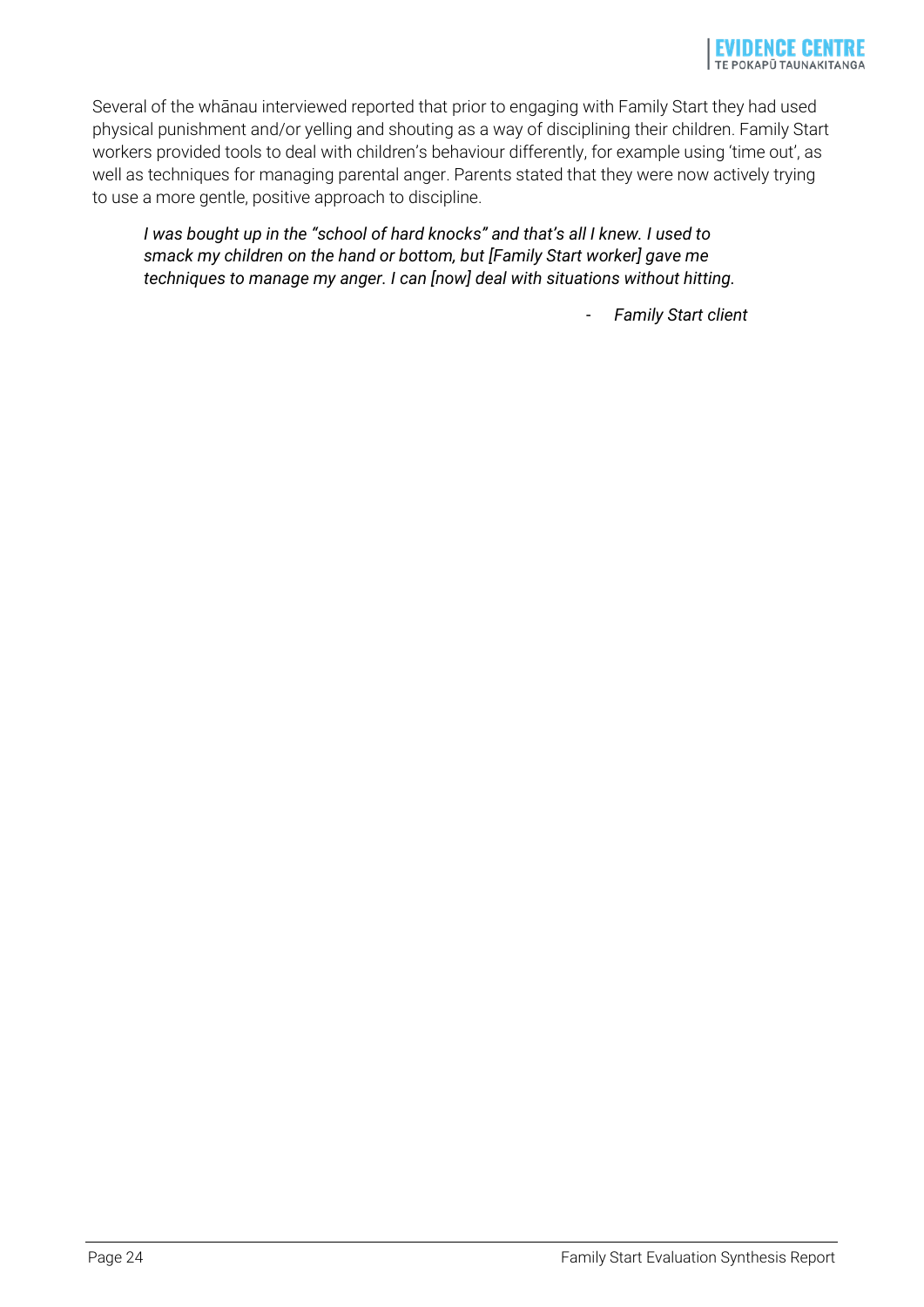Several of the whānau interviewed reported that prior to engaging with Family Start they had used physical punishment and/or yelling and shouting as a way of disciplining their children. Family Start workers provided tools to deal with children's behaviour differently, for example using 'time out', as well as techniques for managing parental anger. Parents stated that they were now actively trying to use a more gentle, positive approach to discipline.

> *I was bought up in the "school of hard knocks" and that's all I knew. I used to smack my children on the hand or bottom, but [Family Start worker] gave me techniques to manage my anger. I can [now] deal with situations without hitting.*
>
> - *Family Start client*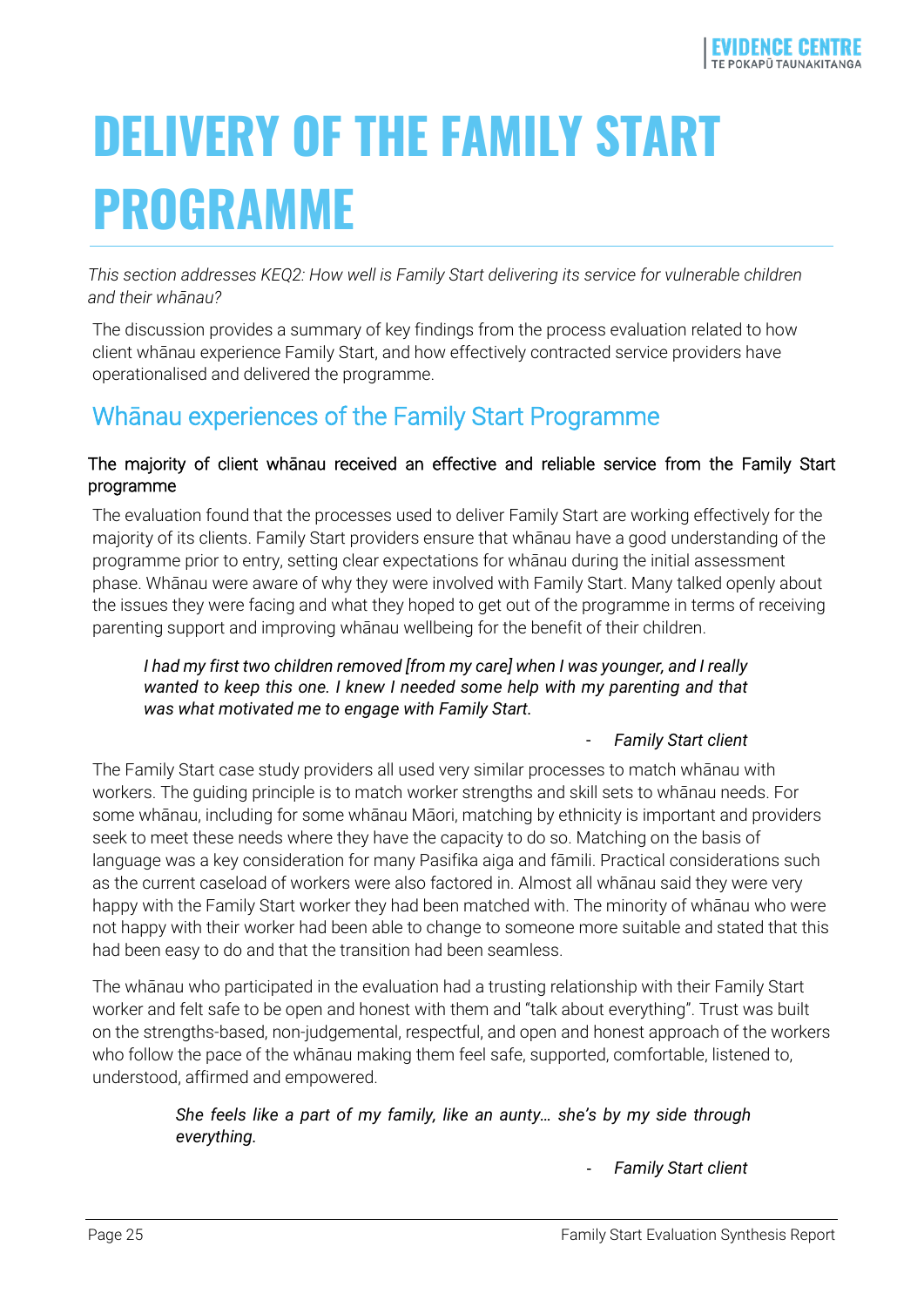# DELIVERY OF THE FAMILY START PROGRAMME

*This section addresses KEQ2: How well is Family Start delivering its service for vulnerable children and their whānau?*

The discussion provides a summary of key findings from the process evaluation related to how client whānau experience Family Start, and how effectively contracted service providers have operationalised and delivered the programme.

## Whānau experiences of the Family Start Programme

### The majority of client whānau received an effective and reliable service from the Family Start programme

The evaluation found that the processes used to deliver Family Start are working effectively for the majority of its clients. Family Start providers ensure that whānau have a good understanding of the programme prior to entry, setting clear expectations for whānau during the initial assessment phase. Whānau were aware of why they were involved with Family Start. Many talked openly about the issues they were facing and what they hoped to get out of the programme in terms of receiving parenting support and improving whānau wellbeing for the benefit of their children.

> *I had my first two children removed [from my care] when I was younger, and I really wanted to keep this one. I knew I needed some help with my parenting and that was what motivated me to engage with Family Start.*
>
> \- *Family Start client*

The Family Start case study providers all used very similar processes to match whānau with workers. The guiding principle is to match worker strengths and skill sets to whānau needs. For some whānau, including for some whānau Māori, matching by ethnicity is important and providers seek to meet these needs where they have the capacity to do so. Matching on the basis of language was a key consideration for many Pasifika aiga and fāmili. Practical considerations such as the current caseload of workers were also factored in. Almost all whānau said they were very happy with the Family Start worker they had been matched with. The minority of whānau who were not happy with their worker had been able to change to someone more suitable and stated that this had been easy to do and that the transition had been seamless.

The whānau who participated in the evaluation had a trusting relationship with their Family Start worker and felt safe to be open and honest with them and "talk about everything". Trust was built on the strengths-based, non-judgemental, respectful, and open and honest approach of the workers who follow the pace of the whānau making them feel safe, supported, comfortable, listened to, understood, affirmed and empowered.

> *She feels like a part of my family, like an aunty… she's by my side through everything.*
>
> \- *Family Start client*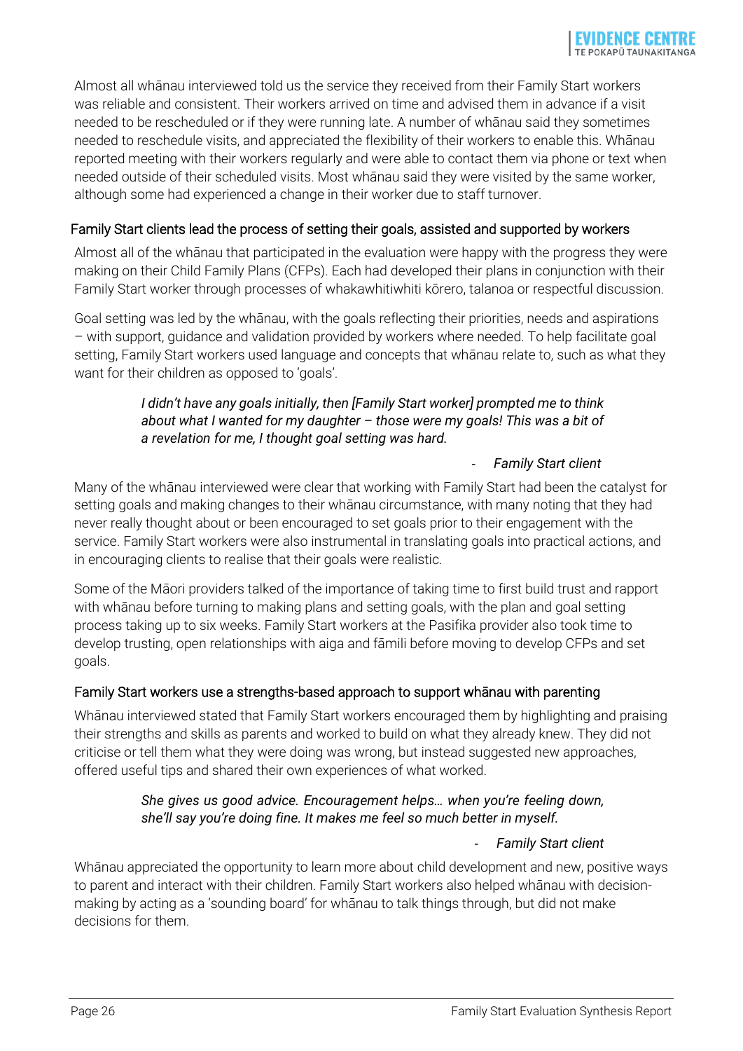Almost all whānau interviewed told us the service they received from their Family Start workers was reliable and consistent. Their workers arrived on time and advised them in advance if a visit needed to be rescheduled or if they were running late. A number of whānau said they sometimes needed to reschedule visits, and appreciated the flexibility of their workers to enable this. Whānau reported meeting with their workers regularly and were able to contact them via phone or text when needed outside of their scheduled visits. Most whānau said they were visited by the same worker, although some had experienced a change in their worker due to staff turnover.

### Family Start clients lead the process of setting their goals, assisted and supported by workers

Almost all of the whānau that participated in the evaluation were happy with the progress they were making on their Child Family Plans (CFPs). Each had developed their plans in conjunction with their Family Start worker through processes of whakawhitiwhiti kōrero, talanoa or respectful discussion.

Goal setting was led by the whānau, with the goals reflecting their priorities, needs and aspirations – with support, guidance and validation provided by workers where needed. To help facilitate goal setting, Family Start workers used language and concepts that whānau relate to, such as what they want for their children as opposed to 'goals'.

> *I didn't have any goals initially, then [Family Start worker] prompted me to think about what I wanted for my daughter – those were my goals! This was a bit of a revelation for me, I thought goal setting was hard.*
>
> \- *Family Start client*

Many of the whānau interviewed were clear that working with Family Start had been the catalyst for setting goals and making changes to their whānau circumstance, with many noting that they had never really thought about or been encouraged to set goals prior to their engagement with the service. Family Start workers were also instrumental in translating goals into practical actions, and in encouraging clients to realise that their goals were realistic.

Some of the Māori providers talked of the importance of taking time to first build trust and rapport with whānau before turning to making plans and setting goals, with the plan and goal setting process taking up to six weeks. Family Start workers at the Pasifika provider also took time to develop trusting, open relationships with aiga and fāmili before moving to develop CFPs and set goals.

### Family Start workers use a strengths-based approach to support whānau with parenting

Whānau interviewed stated that Family Start workers encouraged them by highlighting and praising their strengths and skills as parents and worked to build on what they already knew. They did not criticise or tell them what they were doing was wrong, but instead suggested new approaches, offered useful tips and shared their own experiences of what worked.

> *She gives us good advice. Encouragement helps… when you're feeling down, she'll say you're doing fine. It makes me feel so much better in myself.*
>
> \- *Family Start client*

Whānau appreciated the opportunity to learn more about child development and new, positive ways to parent and interact with their children. Family Start workers also helped whānau with decision-making by acting as a 'sounding board' for whānau to talk things through, but did not make decisions for them.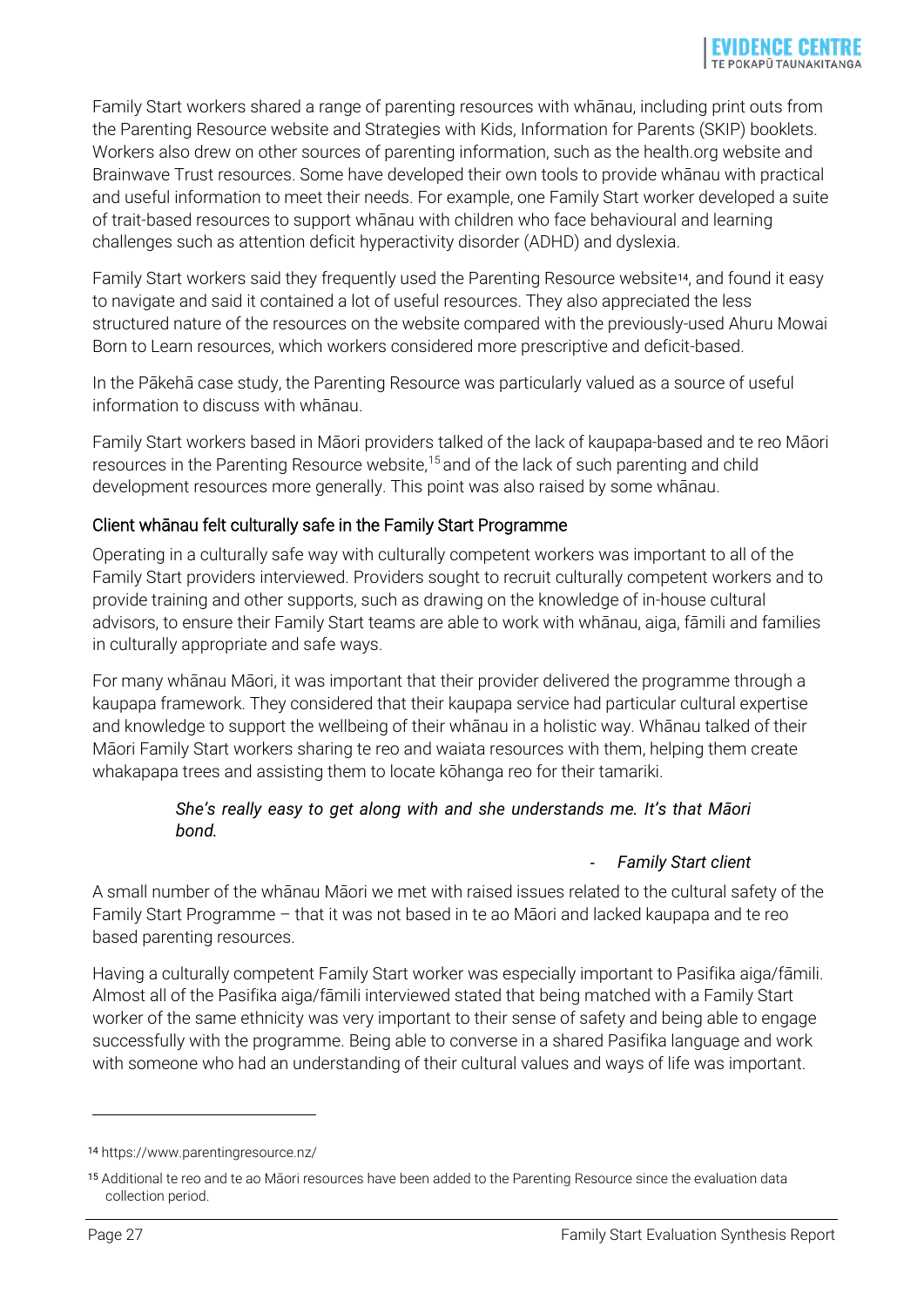Family Start workers shared a range of parenting resources with whānau, including print outs from the Parenting Resource website and Strategies with Kids, Information for Parents (SKIP) booklets. Workers also drew on other sources of parenting information, such as the health.org website and Brainwave Trust resources. Some have developed their own tools to provide whānau with practical and useful information to meet their needs. For example, one Family Start worker developed a suite of trait-based resources to support whānau with children who face behavioural and learning challenges such as attention deficit hyperactivity disorder (ADHD) and dyslexia.

Family Start workers said they frequently used the Parenting Resource website[14], and found it easy to navigate and said it contained a lot of useful resources. They also appreciated the less structured nature of the resources on the website compared with the previously-used Ahuru Mowai Born to Learn resources, which workers considered more prescriptive and deficit-based.

In the Pākehā case study, the Parenting Resource was particularly valued as a source of useful information to discuss with whānau.

Family Start workers based in Māori providers talked of the lack of kaupapa-based and te reo Māori resources in the Parenting Resource website,[15] and of the lack of such parenting and child development resources more generally. This point was also raised by some whānau.

### Client whānau felt culturally safe in the Family Start Programme

Operating in a culturally safe way with culturally competent workers was important to all of the Family Start providers interviewed. Providers sought to recruit culturally competent workers and to provide training and other supports, such as drawing on the knowledge of in-house cultural advisors, to ensure their Family Start teams are able to work with whānau, aiga, fāmili and families in culturally appropriate and safe ways.

For many whānau Māori, it was important that their provider delivered the programme through a kaupapa framework. They considered that their kaupapa service had particular cultural expertise and knowledge to support the wellbeing of their whānau in a holistic way. Whānau talked of their Māori Family Start workers sharing te reo and waiata resources with them, helping them create whakapapa trees and assisting them to locate kōhanga reo for their tamariki.

> *She's really easy to get along with and she understands me. It's that Māori bond.*
>
> - *Family Start client*

A small number of the whānau Māori we met with raised issues related to the cultural safety of the Family Start Programme – that it was not based in te ao Māori and lacked kaupapa and te reo based parenting resources.

Having a culturally competent Family Start worker was especially important to Pasifika aiga/fāmili. Almost all of the Pasifika aiga/fāmili interviewed stated that being matched with a Family Start worker of the same ethnicity was very important to their sense of safety and being able to engage successfully with the programme. Being able to converse in a shared Pasifika language and work with someone who had an understanding of their cultural values and ways of life was important.

---

[14] https://www.parentingresource.nz/

[15] Additional te reo and te ao Māori resources have been added to the Parenting Resource since the evaluation data collection period.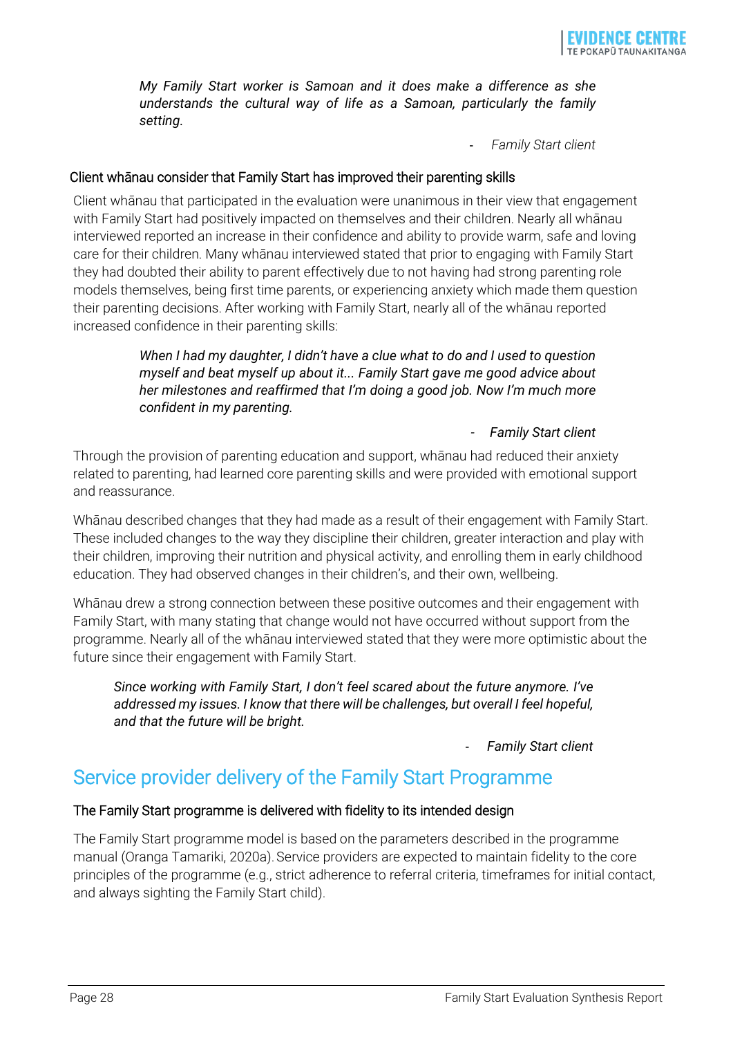> *My Family Start worker is Samoan and it does make a difference as she understands the cultural way of life as a Samoan, particularly the family setting.*
>
> - *Family Start client*

### Client whānau consider that Family Start has improved their parenting skills

Client whānau that participated in the evaluation were unanimous in their view that engagement with Family Start had positively impacted on themselves and their children. Nearly all whānau interviewed reported an increase in their confidence and ability to provide warm, safe and loving care for their children. Many whānau interviewed stated that prior to engaging with Family Start they had doubted their ability to parent effectively due to not having had strong parenting role models themselves, being first time parents, or experiencing anxiety which made them question their parenting decisions. After working with Family Start, nearly all of the whānau reported increased confidence in their parenting skills:

> *When I had my daughter, I didn't have a clue what to do and I used to question myself and beat myself up about it... Family Start gave me good advice about her milestones and reaffirmed that I'm doing a good job. Now I'm much more confident in my parenting.*
>
> - *Family Start client*

Through the provision of parenting education and support, whānau had reduced their anxiety related to parenting, had learned core parenting skills and were provided with emotional support and reassurance.

Whānau described changes that they had made as a result of their engagement with Family Start. These included changes to the way they discipline their children, greater interaction and play with their children, improving their nutrition and physical activity, and enrolling them in early childhood education. They had observed changes in their children's, and their own, wellbeing.

Whānau drew a strong connection between these positive outcomes and their engagement with Family Start, with many stating that change would not have occurred without support from the programme. Nearly all of the whānau interviewed stated that they were more optimistic about the future since their engagement with Family Start.

> *Since working with Family Start, I don't feel scared about the future anymore. I've addressed my issues. I know that there will be challenges, but overall I feel hopeful, and that the future will be bright.*
>
> - *Family Start client*

## Service provider delivery of the Family Start Programme

### The Family Start programme is delivered with fidelity to its intended design

The Family Start programme model is based on the parameters described in the programme manual (Oranga Tamariki, 2020a). Service providers are expected to maintain fidelity to the core principles of the programme (e.g., strict adherence to referral criteria, timeframes for initial contact, and always sighting the Family Start child).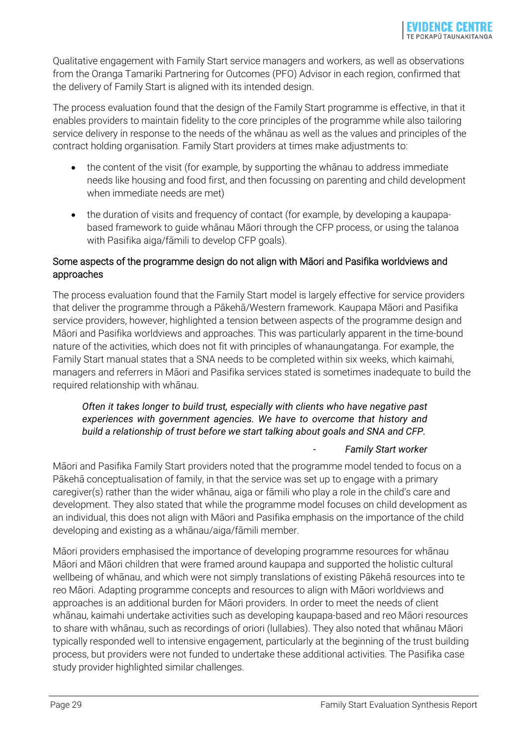Qualitative engagement with Family Start service managers and workers, as well as observations from the Oranga Tamariki Partnering for Outcomes (PFO) Advisor in each region, confirmed that the delivery of Family Start is aligned with its intended design.

The process evaluation found that the design of the Family Start programme is effective, in that it enables providers to maintain fidelity to the core principles of the programme while also tailoring service delivery in response to the needs of the whānau as well as the values and principles of the contract holding organisation. Family Start providers at times make adjustments to:

- the content of the visit (for example, by supporting the whānau to address immediate needs like housing and food first, and then focussing on parenting and child development when immediate needs are met)
- the duration of visits and frequency of contact (for example, by developing a kaupapa-based framework to guide whānau Māori through the CFP process, or using the talanoa with Pasifika aiga/fāmili to develop CFP goals).

### Some aspects of the programme design do not align with Māori and Pasifika worldviews and approaches

The process evaluation found that the Family Start model is largely effective for service providers that deliver the programme through a Pākehā/Western framework. Kaupapa Māori and Pasifika service providers, however, highlighted a tension between aspects of the programme design and Māori and Pasifika worldviews and approaches. This was particularly apparent in the time-bound nature of the activities, which does not fit with principles of whanaungatanga. For example, the Family Start manual states that a SNA needs to be completed within six weeks, which kaimahi, managers and referrers in Māori and Pasifika services stated is sometimes inadequate to build the required relationship with whānau.

> *Often it takes longer to build trust, especially with clients who have negative past experiences with government agencies. We have to overcome that history and build a relationship of trust before we start talking about goals and SNA and CFP.*
>
> \- *Family Start worker*

Māori and Pasifika Family Start providers noted that the programme model tended to focus on a Pākehā conceptualisation of family, in that the service was set up to engage with a primary caregiver(s) rather than the wider whānau, aiga or fāmili who play a role in the child's care and development. They also stated that while the programme model focuses on child development as an individual, this does not align with Māori and Pasifika emphasis on the importance of the child developing and existing as a whānau/aiga/fāmili member.

Māori providers emphasised the importance of developing programme resources for whānau Māori and Māori children that were framed around kaupapa and supported the holistic cultural wellbeing of whānau, and which were not simply translations of existing Pākehā resources into te reo Māori. Adapting programme concepts and resources to align with Māori worldviews and approaches is an additional burden for Māori providers. In order to meet the needs of client whānau, kaimahi undertake activities such as developing kaupapa-based and reo Māori resources to share with whānau, such as recordings of oriori (lullabies). They also noted that whānau Māori typically responded well to intensive engagement, particularly at the beginning of the trust building process, but providers were not funded to undertake these additional activities. The Pasifika case study provider highlighted similar challenges.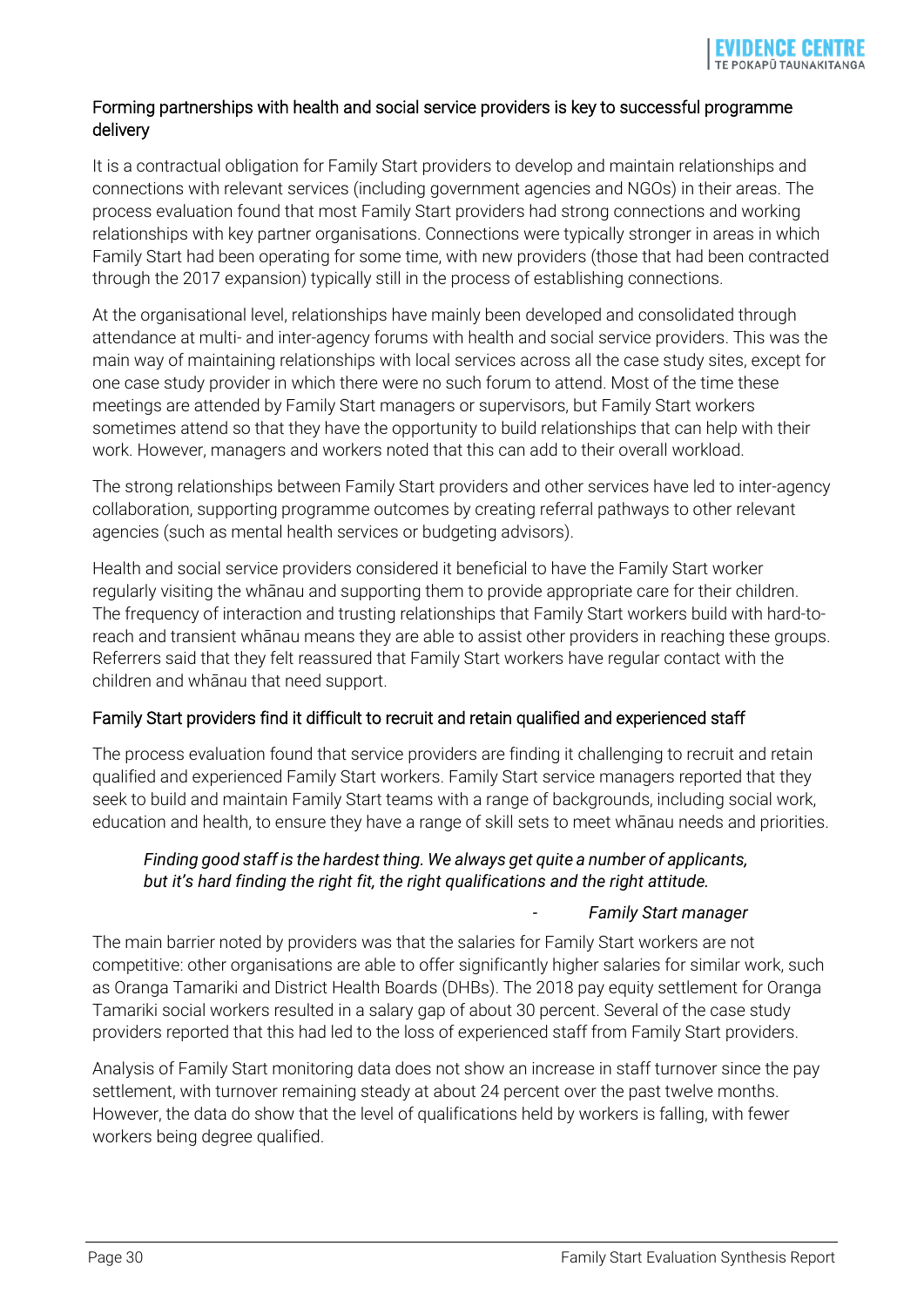### Forming partnerships with health and social service providers is key to successful programme delivery

It is a contractual obligation for Family Start providers to develop and maintain relationships and connections with relevant services (including government agencies and NGOs) in their areas. The process evaluation found that most Family Start providers had strong connections and working relationships with key partner organisations. Connections were typically stronger in areas in which Family Start had been operating for some time, with new providers (those that had been contracted through the 2017 expansion) typically still in the process of establishing connections.

At the organisational level, relationships have mainly been developed and consolidated through attendance at multi- and inter-agency forums with health and social service providers. This was the main way of maintaining relationships with local services across all the case study sites, except for one case study provider in which there were no such forum to attend. Most of the time these meetings are attended by Family Start managers or supervisors, but Family Start workers sometimes attend so that they have the opportunity to build relationships that can help with their work. However, managers and workers noted that this can add to their overall workload.

The strong relationships between Family Start providers and other services have led to inter-agency collaboration, supporting programme outcomes by creating referral pathways to other relevant agencies (such as mental health services or budgeting advisors).

Health and social service providers considered it beneficial to have the Family Start worker regularly visiting the whānau and supporting them to provide appropriate care for their children. The frequency of interaction and trusting relationships that Family Start workers build with hard-to-reach and transient whānau means they are able to assist other providers in reaching these groups. Referrers said that they felt reassured that Family Start workers have regular contact with the children and whānau that need support.

### Family Start providers find it difficult to recruit and retain qualified and experienced staff

The process evaluation found that service providers are finding it challenging to recruit and retain qualified and experienced Family Start workers. Family Start service managers reported that they seek to build and maintain Family Start teams with a range of backgrounds, including social work, education and health, to ensure they have a range of skill sets to meet whānau needs and priorities.

> *Finding good staff is the hardest thing. We always get quite a number of applicants, but it's hard finding the right fit, the right qualifications and the right attitude.*
>
> \- *Family Start manager*

The main barrier noted by providers was that the salaries for Family Start workers are not competitive: other organisations are able to offer significantly higher salaries for similar work, such as Oranga Tamariki and District Health Boards (DHBs). The 2018 pay equity settlement for Oranga Tamariki social workers resulted in a salary gap of about 30 percent. Several of the case study providers reported that this had led to the loss of experienced staff from Family Start providers.

Analysis of Family Start monitoring data does not show an increase in staff turnover since the pay settlement, with turnover remaining steady at about 24 percent over the past twelve months. However, the data do show that the level of qualifications held by workers is falling, with fewer workers being degree qualified.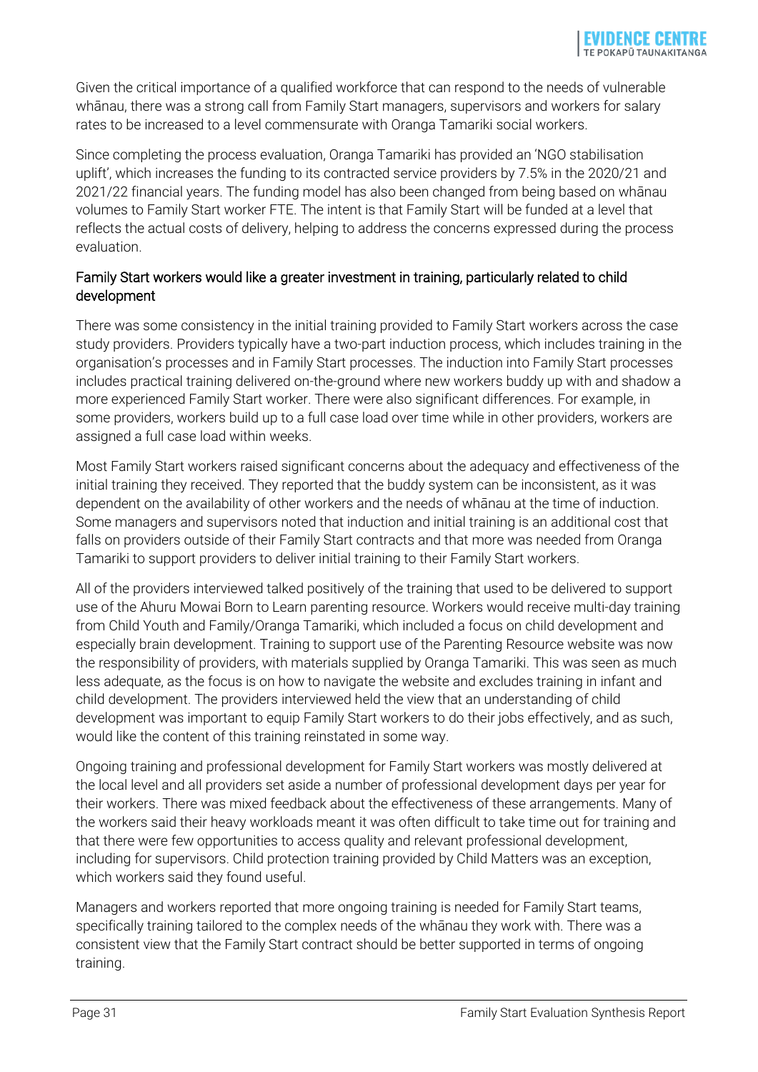Given the critical importance of a qualified workforce that can respond to the needs of vulnerable whānau, there was a strong call from Family Start managers, supervisors and workers for salary rates to be increased to a level commensurate with Oranga Tamariki social workers.

Since completing the process evaluation, Oranga Tamariki has provided an 'NGO stabilisation uplift', which increases the funding to its contracted service providers by 7.5% in the 2020/21 and 2021/22 financial years. The funding model has also been changed from being based on whānau volumes to Family Start worker FTE. The intent is that Family Start will be funded at a level that reflects the actual costs of delivery, helping to address the concerns expressed during the process evaluation.

### Family Start workers would like a greater investment in training, particularly related to child development

There was some consistency in the initial training provided to Family Start workers across the case study providers. Providers typically have a two-part induction process, which includes training in the organisation's processes and in Family Start processes. The induction into Family Start processes includes practical training delivered on-the-ground where new workers buddy up with and shadow a more experienced Family Start worker. There were also significant differences. For example, in some providers, workers build up to a full case load over time while in other providers, workers are assigned a full case load within weeks.

Most Family Start workers raised significant concerns about the adequacy and effectiveness of the initial training they received. They reported that the buddy system can be inconsistent, as it was dependent on the availability of other workers and the needs of whānau at the time of induction. Some managers and supervisors noted that induction and initial training is an additional cost that falls on providers outside of their Family Start contracts and that more was needed from Oranga Tamariki to support providers to deliver initial training to their Family Start workers.

All of the providers interviewed talked positively of the training that used to be delivered to support use of the Ahuru Mowai Born to Learn parenting resource. Workers would receive multi-day training from Child Youth and Family/Oranga Tamariki, which included a focus on child development and especially brain development. Training to support use of the Parenting Resource website was now the responsibility of providers, with materials supplied by Oranga Tamariki. This was seen as much less adequate, as the focus is on how to navigate the website and excludes training in infant and child development. The providers interviewed held the view that an understanding of child development was important to equip Family Start workers to do their jobs effectively, and as such, would like the content of this training reinstated in some way.

Ongoing training and professional development for Family Start workers was mostly delivered at the local level and all providers set aside a number of professional development days per year for their workers. There was mixed feedback about the effectiveness of these arrangements. Many of the workers said their heavy workloads meant it was often difficult to take time out for training and that there were few opportunities to access quality and relevant professional development, including for supervisors. Child protection training provided by Child Matters was an exception, which workers said they found useful.

Managers and workers reported that more ongoing training is needed for Family Start teams, specifically training tailored to the complex needs of the whānau they work with. There was a consistent view that the Family Start contract should be better supported in terms of ongoing training.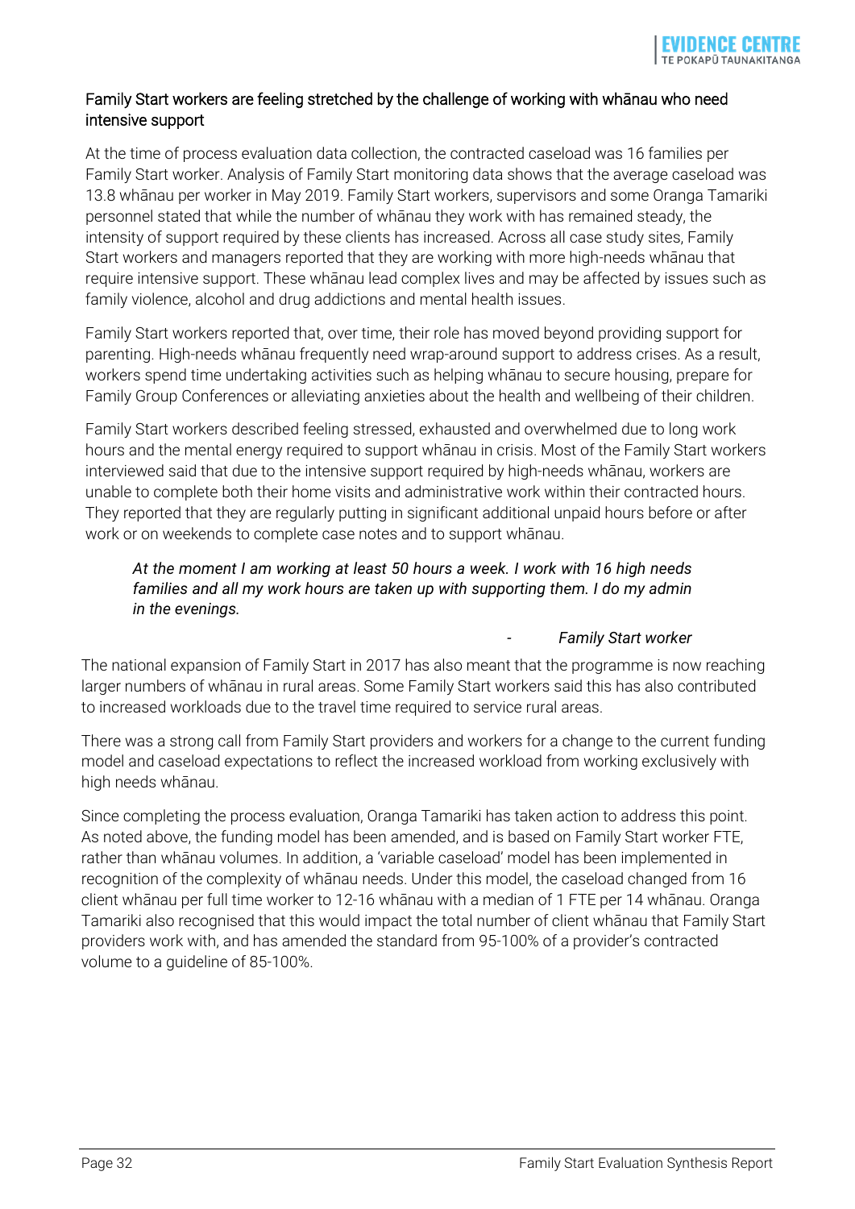### Family Start workers are feeling stretched by the challenge of working with whānau who need intensive support

At the time of process evaluation data collection, the contracted caseload was 16 families per Family Start worker. Analysis of Family Start monitoring data shows that the average caseload was 13.8 whānau per worker in May 2019. Family Start workers, supervisors and some Oranga Tamariki personnel stated that while the number of whānau they work with has remained steady, the intensity of support required by these clients has increased. Across all case study sites, Family Start workers and managers reported that they are working with more high-needs whānau that require intensive support. These whānau lead complex lives and may be affected by issues such as family violence, alcohol and drug addictions and mental health issues.

Family Start workers reported that, over time, their role has moved beyond providing support for parenting. High-needs whānau frequently need wrap-around support to address crises. As a result, workers spend time undertaking activities such as helping whānau to secure housing, prepare for Family Group Conferences or alleviating anxieties about the health and wellbeing of their children.

Family Start workers described feeling stressed, exhausted and overwhelmed due to long work hours and the mental energy required to support whānau in crisis. Most of the Family Start workers interviewed said that due to the intensive support required by high-needs whānau, workers are unable to complete both their home visits and administrative work within their contracted hours. They reported that they are regularly putting in significant additional unpaid hours before or after work or on weekends to complete case notes and to support whānau.

> *At the moment I am working at least 50 hours a week. I work with 16 high needs families and all my work hours are taken up with supporting them. I do my admin in the evenings.*
>
> - *Family Start worker*

The national expansion of Family Start in 2017 has also meant that the programme is now reaching larger numbers of whānau in rural areas. Some Family Start workers said this has also contributed to increased workloads due to the travel time required to service rural areas.

There was a strong call from Family Start providers and workers for a change to the current funding model and caseload expectations to reflect the increased workload from working exclusively with high needs whānau.

Since completing the process evaluation, Oranga Tamariki has taken action to address this point. As noted above, the funding model has been amended, and is based on Family Start worker FTE, rather than whānau volumes. In addition, a 'variable caseload' model has been implemented in recognition of the complexity of whānau needs. Under this model, the caseload changed from 16 client whānau per full time worker to 12-16 whānau with a median of 1 FTE per 14 whānau. Oranga Tamariki also recognised that this would impact the total number of client whānau that Family Start providers work with, and has amended the standard from 95-100% of a provider's contracted volume to a guideline of 85-100%.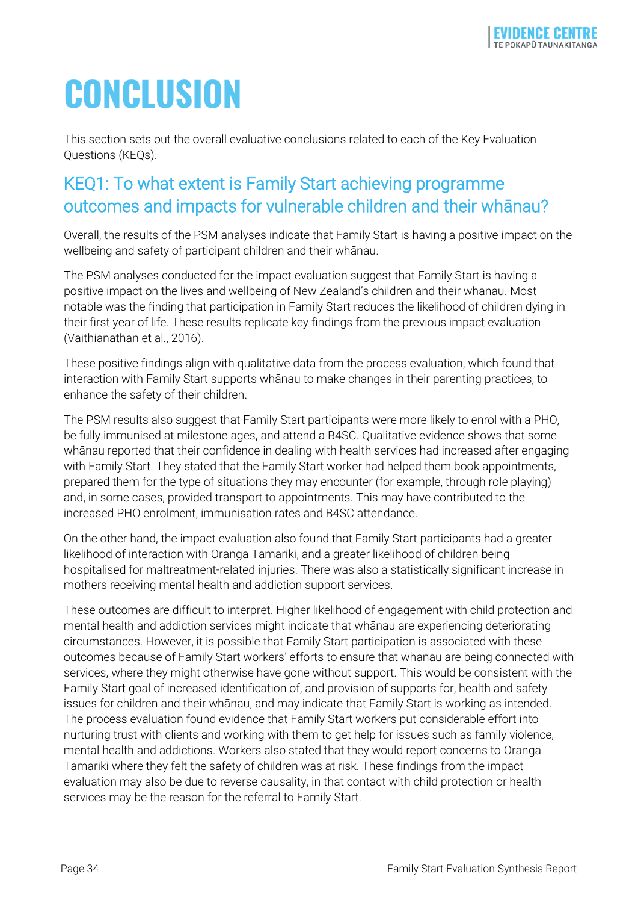# CONCLUSION

This section sets out the overall evaluative conclusions related to each of the Key Evaluation Questions (KEQs).

## KEQ1: To what extent is Family Start achieving programme outcomes and impacts for vulnerable children and their whānau?

Overall, the results of the PSM analyses indicate that Family Start is having a positive impact on the wellbeing and safety of participant children and their whānau.

The PSM analyses conducted for the impact evaluation suggest that Family Start is having a positive impact on the lives and wellbeing of New Zealand's children and their whānau. Most notable was the finding that participation in Family Start reduces the likelihood of children dying in their first year of life. These results replicate key findings from the previous impact evaluation (Vaithianathan et al., 2016).

These positive findings align with qualitative data from the process evaluation, which found that interaction with Family Start supports whānau to make changes in their parenting practices, to enhance the safety of their children.

The PSM results also suggest that Family Start participants were more likely to enrol with a PHO, be fully immunised at milestone ages, and attend a B4SC. Qualitative evidence shows that some whānau reported that their confidence in dealing with health services had increased after engaging with Family Start. They stated that the Family Start worker had helped them book appointments, prepared them for the type of situations they may encounter (for example, through role playing) and, in some cases, provided transport to appointments. This may have contributed to the increased PHO enrolment, immunisation rates and B4SC attendance.

On the other hand, the impact evaluation also found that Family Start participants had a greater likelihood of interaction with Oranga Tamariki, and a greater likelihood of children being hospitalised for maltreatment-related injuries. There was also a statistically significant increase in mothers receiving mental health and addiction support services.

These outcomes are difficult to interpret. Higher likelihood of engagement with child protection and mental health and addiction services might indicate that whānau are experiencing deteriorating circumstances. However, it is possible that Family Start participation is associated with these outcomes because of Family Start workers' efforts to ensure that whānau are being connected with services, where they might otherwise have gone without support. This would be consistent with the Family Start goal of increased identification of, and provision of supports for, health and safety issues for children and their whānau, and may indicate that Family Start is working as intended. The process evaluation found evidence that Family Start workers put considerable effort into nurturing trust with clients and working with them to get help for issues such as family violence, mental health and addictions. Workers also stated that they would report concerns to Oranga Tamariki where they felt the safety of children was at risk. These findings from the impact evaluation may also be due to reverse causality, in that contact with child protection or health services may be the reason for the referral to Family Start.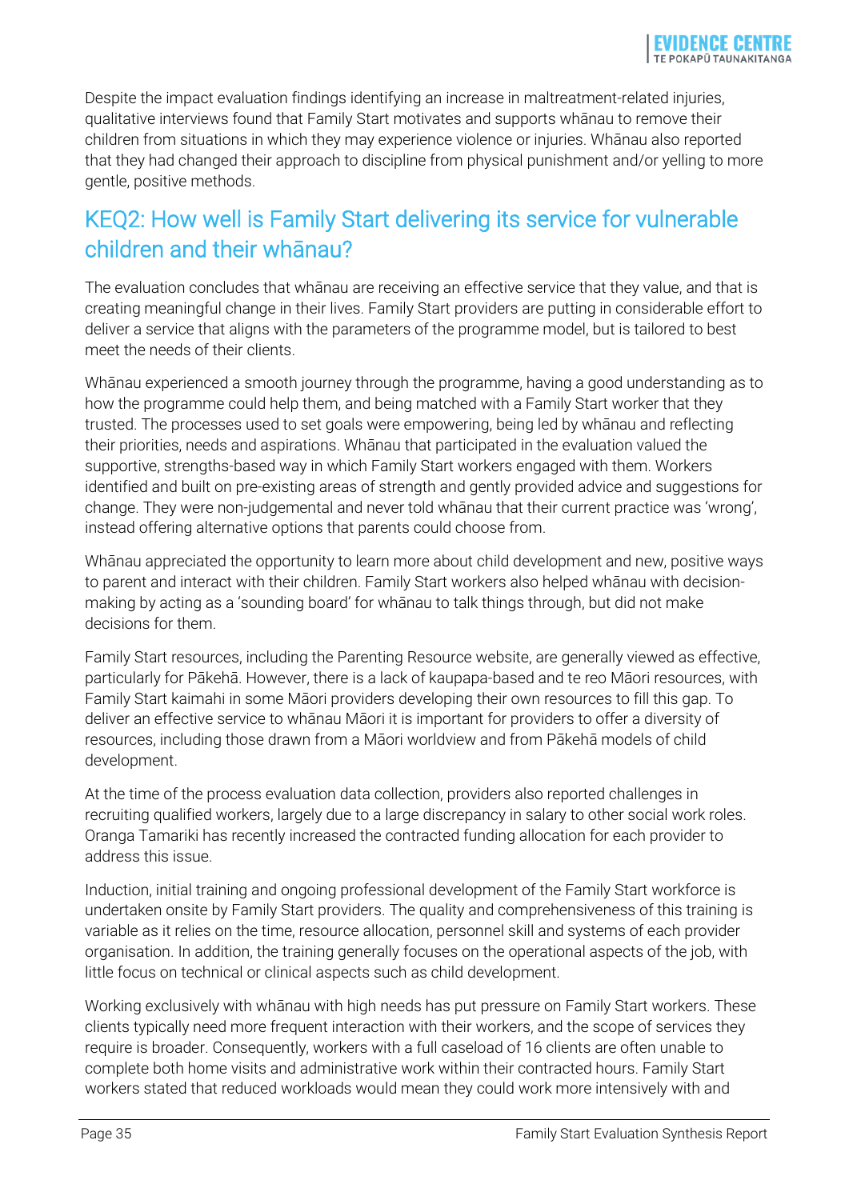Despite the impact evaluation findings identifying an increase in maltreatment-related injuries, qualitative interviews found that Family Start motivates and supports whānau to remove their children from situations in which they may experience violence or injuries. Whānau also reported that they had changed their approach to discipline from physical punishment and/or yelling to more gentle, positive methods.

## KEQ2: How well is Family Start delivering its service for vulnerable children and their whānau?

The evaluation concludes that whānau are receiving an effective service that they value, and that is creating meaningful change in their lives. Family Start providers are putting in considerable effort to deliver a service that aligns with the parameters of the programme model, but is tailored to best meet the needs of their clients.

Whānau experienced a smooth journey through the programme, having a good understanding as to how the programme could help them, and being matched with a Family Start worker that they trusted. The processes used to set goals were empowering, being led by whānau and reflecting their priorities, needs and aspirations. Whānau that participated in the evaluation valued the supportive, strengths-based way in which Family Start workers engaged with them. Workers identified and built on pre-existing areas of strength and gently provided advice and suggestions for change. They were non-judgemental and never told whānau that their current practice was 'wrong', instead offering alternative options that parents could choose from.

Whānau appreciated the opportunity to learn more about child development and new, positive ways to parent and interact with their children. Family Start workers also helped whānau with decision-making by acting as a 'sounding board' for whānau to talk things through, but did not make decisions for them.

Family Start resources, including the Parenting Resource website, are generally viewed as effective, particularly for Pākehā. However, there is a lack of kaupapa-based and te reo Māori resources, with Family Start kaimahi in some Māori providers developing their own resources to fill this gap. To deliver an effective service to whānau Māori it is important for providers to offer a diversity of resources, including those drawn from a Māori worldview and from Pākehā models of child development.

At the time of the process evaluation data collection, providers also reported challenges in recruiting qualified workers, largely due to a large discrepancy in salary to other social work roles. Oranga Tamariki has recently increased the contracted funding allocation for each provider to address this issue.

Induction, initial training and ongoing professional development of the Family Start workforce is undertaken onsite by Family Start providers. The quality and comprehensiveness of this training is variable as it relies on the time, resource allocation, personnel skill and systems of each provider organisation. In addition, the training generally focuses on the operational aspects of the job, with little focus on technical or clinical aspects such as child development.

Working exclusively with whānau with high needs has put pressure on Family Start workers. These clients typically need more frequent interaction with their workers, and the scope of services they require is broader. Consequently, workers with a full caseload of 16 clients are often unable to complete both home visits and administrative work within their contracted hours. Family Start workers stated that reduced workloads would mean they could work more intensively with and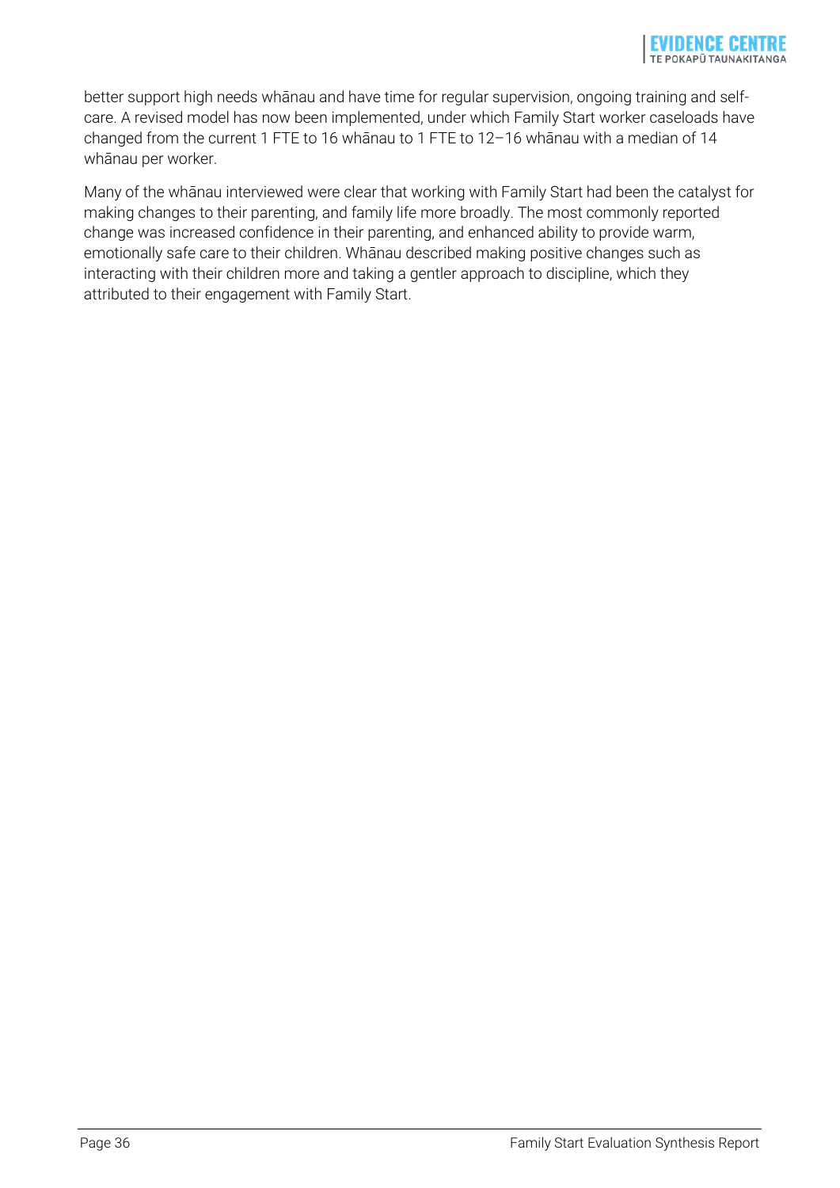better support high needs whānau and have time for regular supervision, ongoing training and self-care. A revised model has now been implemented, under which Family Start worker caseloads have changed from the current 1 FTE to 16 whānau to 1 FTE to 12–16 whānau with a median of 14 whānau per worker.

Many of the whānau interviewed were clear that working with Family Start had been the catalyst for making changes to their parenting, and family life more broadly. The most commonly reported change was increased confidence in their parenting, and enhanced ability to provide warm, emotionally safe care to their children. Whānau described making positive changes such as interacting with their children more and taking a gentler approach to discipline, which they attributed to their engagement with Family Start.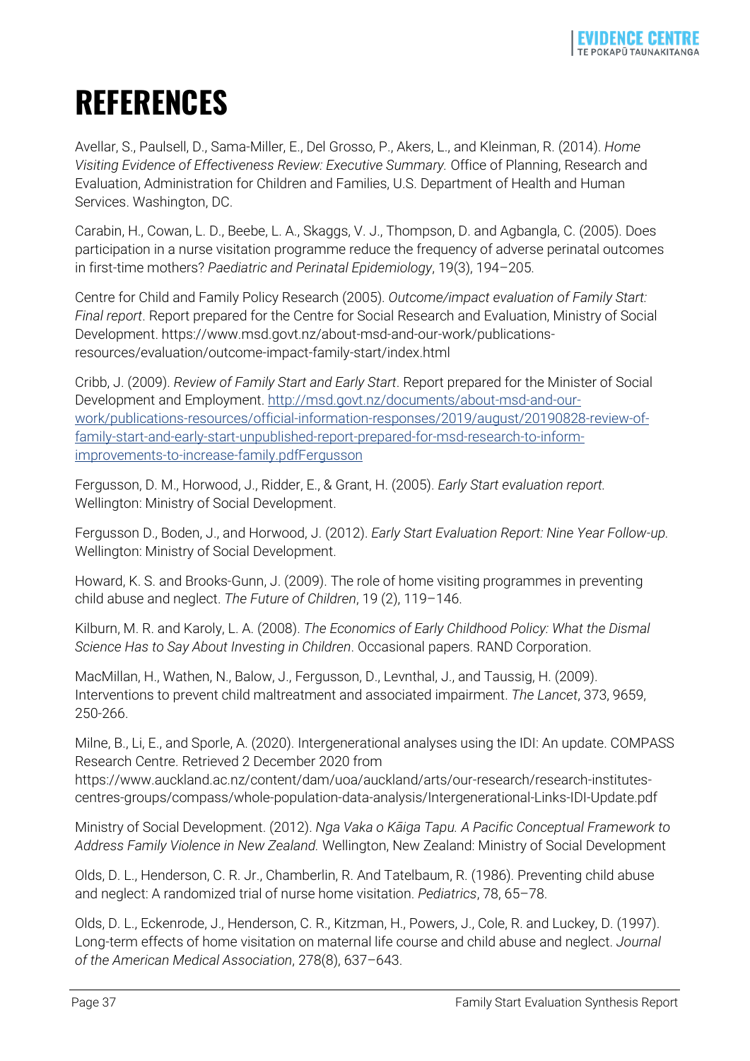# REFERENCES

Avellar, S., Paulsell, D., Sama-Miller, E., Del Grosso, P., Akers, L., and Kleinman, R. (2014). *Home Visiting Evidence of Effectiveness Review: Executive Summary.* Office of Planning, Research and Evaluation, Administration for Children and Families, U.S. Department of Health and Human Services. Washington, DC.

Carabin, H., Cowan, L. D., Beebe, L. A., Skaggs, V. J., Thompson, D. and Agbangla, C. (2005). Does participation in a nurse visitation programme reduce the frequency of adverse perinatal outcomes in first-time mothers? *Paediatric and Perinatal Epidemiology*, 19(3), 194–205.

Centre for Child and Family Policy Research (2005). *Outcome/impact evaluation of Family Start: Final report*. Report prepared for the Centre for Social Research and Evaluation, Ministry of Social Development. https://www.msd.govt.nz/about-msd-and-our-work/publications-resources/evaluation/outcome-impact-family-start/index.html

Cribb, J. (2009). *Review of Family Start and Early Start*. Report prepared for the Minister of Social Development and Employment. [http://msd.govt.nz/documents/about-msd-and-our-work/publications-resources/official-information-responses/2019/august/20190828-review-of-family-start-and-early-start-unpublished-report-prepared-for-msd-research-to-inform-improvements-to-increase-family.pdfFergusson](http://msd.govt.nz/documents/about-msd-and-our-work/publications-resources/official-information-responses/2019/august/20190828-review-of-family-start-and-early-start-unpublished-report-prepared-for-msd-research-to-inform-improvements-to-increase-family.pdfFergusson)

Fergusson, D. M., Horwood, J., Ridder, E., & Grant, H. (2005). *Early Start evaluation report.* Wellington: Ministry of Social Development.

Fergusson D., Boden, J., and Horwood, J. (2012). *Early Start Evaluation Report: Nine Year Follow-up.* Wellington: Ministry of Social Development.

Howard, K. S. and Brooks-Gunn, J. (2009). The role of home visiting programmes in preventing child abuse and neglect. *The Future of Children*, 19 (2), 119–146.

Kilburn, M. R. and Karoly, L. A. (2008). *The Economics of Early Childhood Policy: What the Dismal Science Has to Say About Investing in Children*. Occasional papers. RAND Corporation.

MacMillan, H., Wathen, N., Balow, J., Fergusson, D., Levnthal, J., and Taussig, H. (2009). Interventions to prevent child maltreatment and associated impairment. *The Lancet*, 373, 9659, 250-266.

Milne, B., Li, E., and Sporle, A. (2020). Intergenerational analyses using the IDI: An update. COMPASS Research Centre. Retrieved 2 December 2020 from https://www.auckland.ac.nz/content/dam/uoa/auckland/arts/our-research/research-institutes-centres-groups/compass/whole-population-data-analysis/Intergenerational-Links-IDI-Update.pdf

Ministry of Social Development. (2012). *Nga Vaka o Kāiga Tapu. A Pacific Conceptual Framework to Address Family Violence in New Zealand.* Wellington, New Zealand: Ministry of Social Development

Olds, D. L., Henderson, C. R. Jr., Chamberlin, R. And Tatelbaum, R. (1986). Preventing child abuse and neglect: A randomized trial of nurse home visitation. *Pediatrics*, 78, 65–78.

Olds, D. L., Eckenrode, J., Henderson, C. R., Kitzman, H., Powers, J., Cole, R. and Luckey, D. (1997). Long-term effects of home visitation on maternal life course and child abuse and neglect. *Journal of the American Medical Association*, 278(8), 637–643.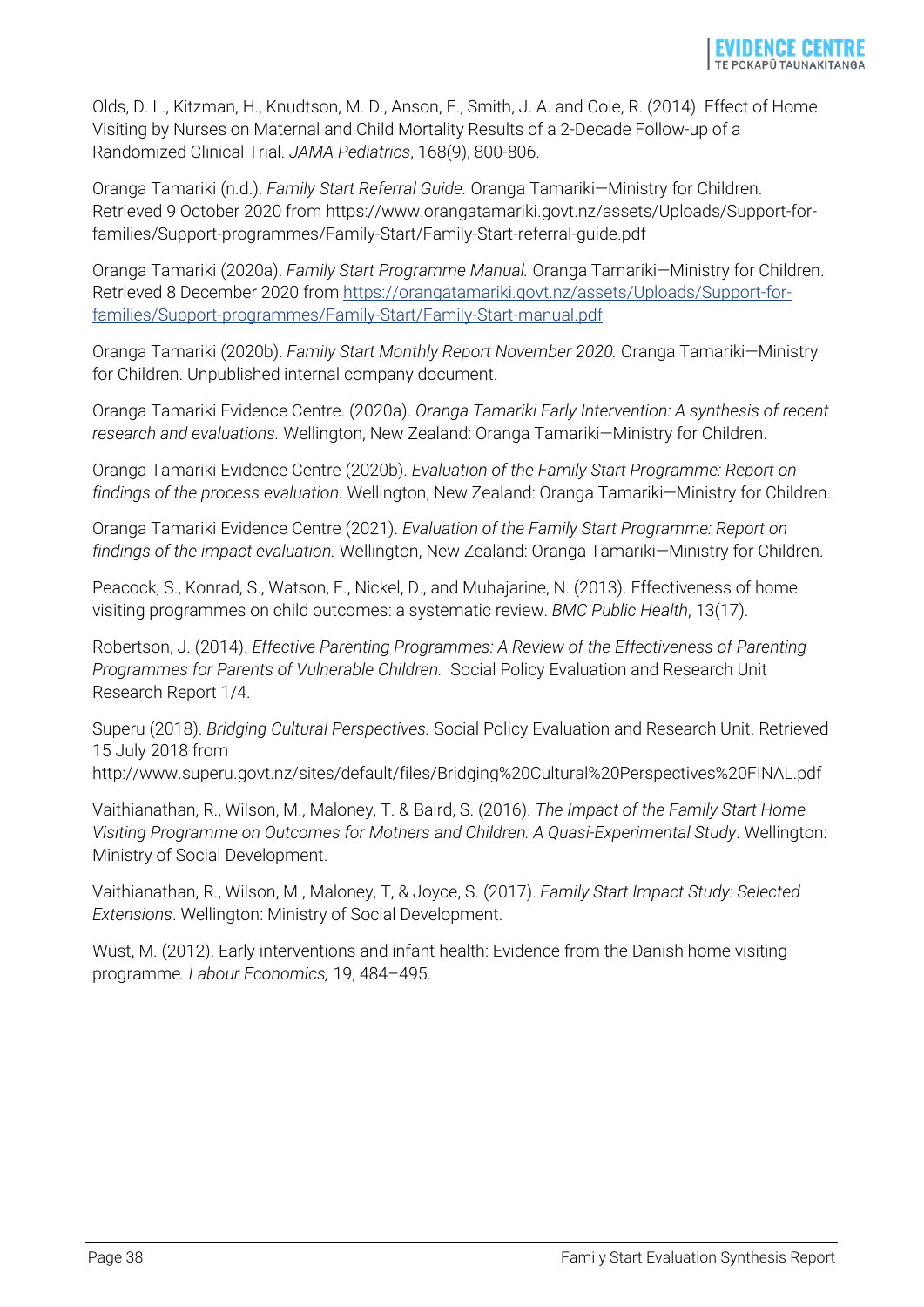Olds, D. L., Kitzman, H., Knudtson, M. D., Anson, E., Smith, J. A. and Cole, R. (2014). Effect of Home Visiting by Nurses on Maternal and Child Mortality Results of a 2-Decade Follow-up of a Randomized Clinical Trial. *JAMA Pediatrics*, 168(9), 800-806.

Oranga Tamariki (n.d.). *Family Start Referral Guide.* Oranga Tamariki—Ministry for Children. Retrieved 9 October 2020 from https://www.orangatamariki.govt.nz/assets/Uploads/Support-for-families/Support-programmes/Family-Start/Family-Start-referral-guide.pdf

Oranga Tamariki (2020a). *Family Start Programme Manual.* Oranga Tamariki—Ministry for Children. Retrieved 8 December 2020 from [https://orangatamariki.govt.nz/assets/Uploads/Support-for-families/Support-programmes/Family-Start/Family-Start-manual.pdf](https://orangatamariki.govt.nz/assets/Uploads/Support-for-families/Support-programmes/Family-Start/Family-Start-manual.pdf)

Oranga Tamariki (2020b). *Family Start Monthly Report November 2020.* Oranga Tamariki—Ministry for Children. Unpublished internal company document.

Oranga Tamariki Evidence Centre. (2020a). *Oranga Tamariki Early Intervention: A synthesis of recent research and evaluations.* Wellington, New Zealand: Oranga Tamariki—Ministry for Children.

Oranga Tamariki Evidence Centre (2020b). *Evaluation of the Family Start Programme: Report on findings of the process evaluation.* Wellington, New Zealand: Oranga Tamariki—Ministry for Children.

Oranga Tamariki Evidence Centre (2021). *Evaluation of the Family Start Programme: Report on findings of the impact evaluation.* Wellington, New Zealand: Oranga Tamariki—Ministry for Children.

Peacock, S., Konrad, S., Watson, E., Nickel, D., and Muhajarine, N. (2013). Effectiveness of home visiting programmes on child outcomes: a systematic review. *BMC Public Health*, 13(17).

Robertson, J. (2014). *Effective Parenting Programmes: A Review of the Effectiveness of Parenting Programmes for Parents of Vulnerable Children.* Social Policy Evaluation and Research Unit Research Report 1/4.

Superu (2018). *Bridging Cultural Perspectives.* Social Policy Evaluation and Research Unit. Retrieved 15 July 2018 from http://www.superu.govt.nz/sites/default/files/Bridging%20Cultural%20Perspectives%20FINAL.pdf

Vaithianathan, R., Wilson, M., Maloney, T. & Baird, S. (2016). *The Impact of the Family Start Home Visiting Programme on Outcomes for Mothers and Children: A Quasi-Experimental Study*. Wellington: Ministry of Social Development.

Vaithianathan, R., Wilson, M., Maloney, T, & Joyce, S. (2017). *Family Start Impact Study: Selected Extensions*. Wellington: Ministry of Social Development.

Wüst, M. (2012). Early interventions and infant health: Evidence from the Danish home visiting programme*. Labour Economics,* 19, 484–495.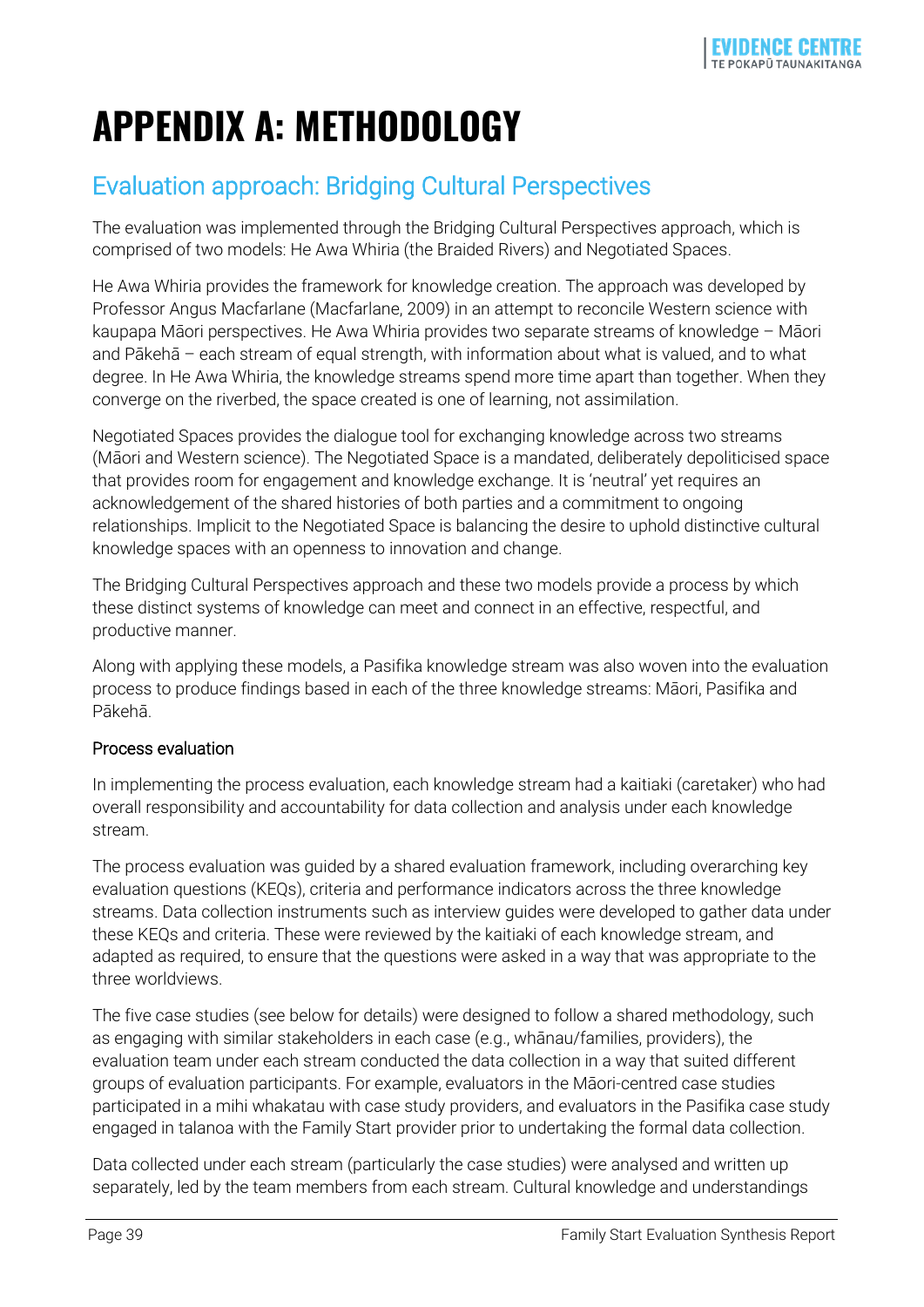# APPENDIX A: METHODOLOGY

## Evaluation approach: Bridging Cultural Perspectives

The evaluation was implemented through the Bridging Cultural Perspectives approach, which is comprised of two models: He Awa Whiria (the Braided Rivers) and Negotiated Spaces.

He Awa Whiria provides the framework for knowledge creation. The approach was developed by Professor Angus Macfarlane (Macfarlane, 2009) in an attempt to reconcile Western science with kaupapa Māori perspectives. He Awa Whiria provides two separate streams of knowledge – Māori and Pākehā – each stream of equal strength, with information about what is valued, and to what degree. In He Awa Whiria, the knowledge streams spend more time apart than together. When they converge on the riverbed, the space created is one of learning, not assimilation.

Negotiated Spaces provides the dialogue tool for exchanging knowledge across two streams (Māori and Western science). The Negotiated Space is a mandated, deliberately depoliticised space that provides room for engagement and knowledge exchange. It is 'neutral' yet requires an acknowledgement of the shared histories of both parties and a commitment to ongoing relationships. Implicit to the Negotiated Space is balancing the desire to uphold distinctive cultural knowledge spaces with an openness to innovation and change.

The Bridging Cultural Perspectives approach and these two models provide a process by which these distinct systems of knowledge can meet and connect in an effective, respectful, and productive manner.

Along with applying these models, a Pasifika knowledge stream was also woven into the evaluation process to produce findings based in each of the three knowledge streams: Māori, Pasifika and Pākehā.

### Process evaluation

In implementing the process evaluation, each knowledge stream had a kaitiaki (caretaker) who had overall responsibility and accountability for data collection and analysis under each knowledge stream.

The process evaluation was guided by a shared evaluation framework, including overarching key evaluation questions (KEQs), criteria and performance indicators across the three knowledge streams. Data collection instruments such as interview guides were developed to gather data under these KEQs and criteria. These were reviewed by the kaitiaki of each knowledge stream, and adapted as required, to ensure that the questions were asked in a way that was appropriate to the three worldviews.

The five case studies (see below for details) were designed to follow a shared methodology, such as engaging with similar stakeholders in each case (e.g., whānau/families, providers), the evaluation team under each stream conducted the data collection in a way that suited different groups of evaluation participants. For example, evaluators in the Māori-centred case studies participated in a mihi whakatau with case study providers, and evaluators in the Pasifika case study engaged in talanoa with the Family Start provider prior to undertaking the formal data collection.

Data collected under each stream (particularly the case studies) were analysed and written up separately, led by the team members from each stream. Cultural knowledge and understandings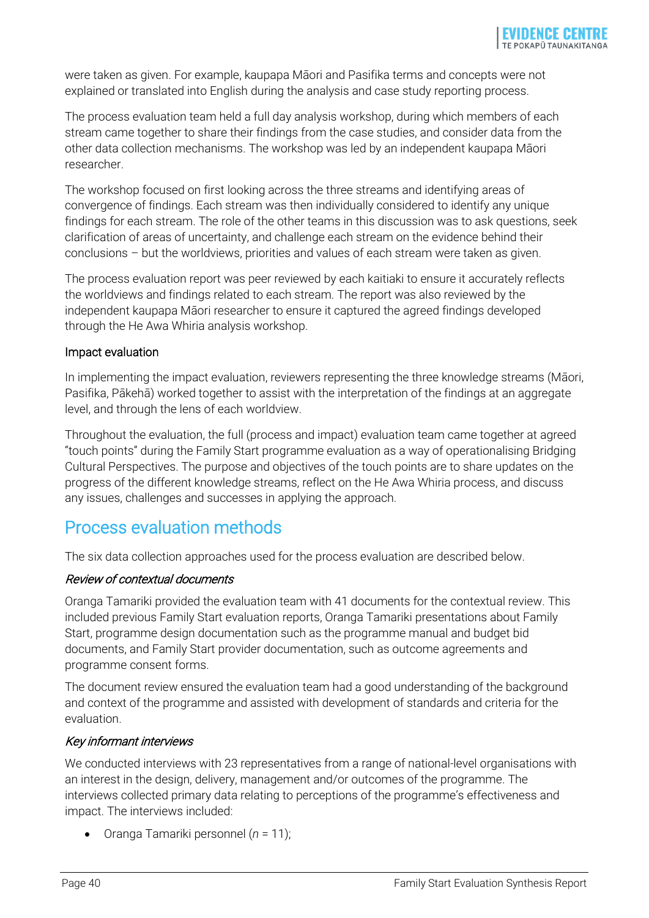were taken as given. For example, kaupapa Māori and Pasifika terms and concepts were not explained or translated into English during the analysis and case study reporting process.

The process evaluation team held a full day analysis workshop, during which members of each stream came together to share their findings from the case studies, and consider data from the other data collection mechanisms. The workshop was led by an independent kaupapa Māori researcher.

The workshop focused on first looking across the three streams and identifying areas of convergence of findings. Each stream was then individually considered to identify any unique findings for each stream. The role of the other teams in this discussion was to ask questions, seek clarification of areas of uncertainty, and challenge each stream on the evidence behind their conclusions – but the worldviews, priorities and values of each stream were taken as given.

The process evaluation report was peer reviewed by each kaitiaki to ensure it accurately reflects the worldviews and findings related to each stream. The report was also reviewed by the independent kaupapa Māori researcher to ensure it captured the agreed findings developed through the He Awa Whiria analysis workshop.

### Impact evaluation

In implementing the impact evaluation, reviewers representing the three knowledge streams (Māori, Pasifika, Pākehā) worked together to assist with the interpretation of the findings at an aggregate level, and through the lens of each worldview.

Throughout the evaluation, the full (process and impact) evaluation team came together at agreed "touch points" during the Family Start programme evaluation as a way of operationalising Bridging Cultural Perspectives. The purpose and objectives of the touch points are to share updates on the progress of the different knowledge streams, reflect on the He Awa Whiria process, and discuss any issues, challenges and successes in applying the approach.

## Process evaluation methods

The six data collection approaches used for the process evaluation are described below.

#### *Review of contextual documents*

Oranga Tamariki provided the evaluation team with 41 documents for the contextual review. This included previous Family Start evaluation reports, Oranga Tamariki presentations about Family Start, programme design documentation such as the programme manual and budget bid documents, and Family Start provider documentation, such as outcome agreements and programme consent forms.

The document review ensured the evaluation team had a good understanding of the background and context of the programme and assisted with development of standards and criteria for the evaluation.

#### *Key informant interviews*

We conducted interviews with 23 representatives from a range of national-level organisations with an interest in the design, delivery, management and/or outcomes of the programme. The interviews collected primary data relating to perceptions of the programme's effectiveness and impact. The interviews included:

- Oranga Tamariki personnel (*n* = 11);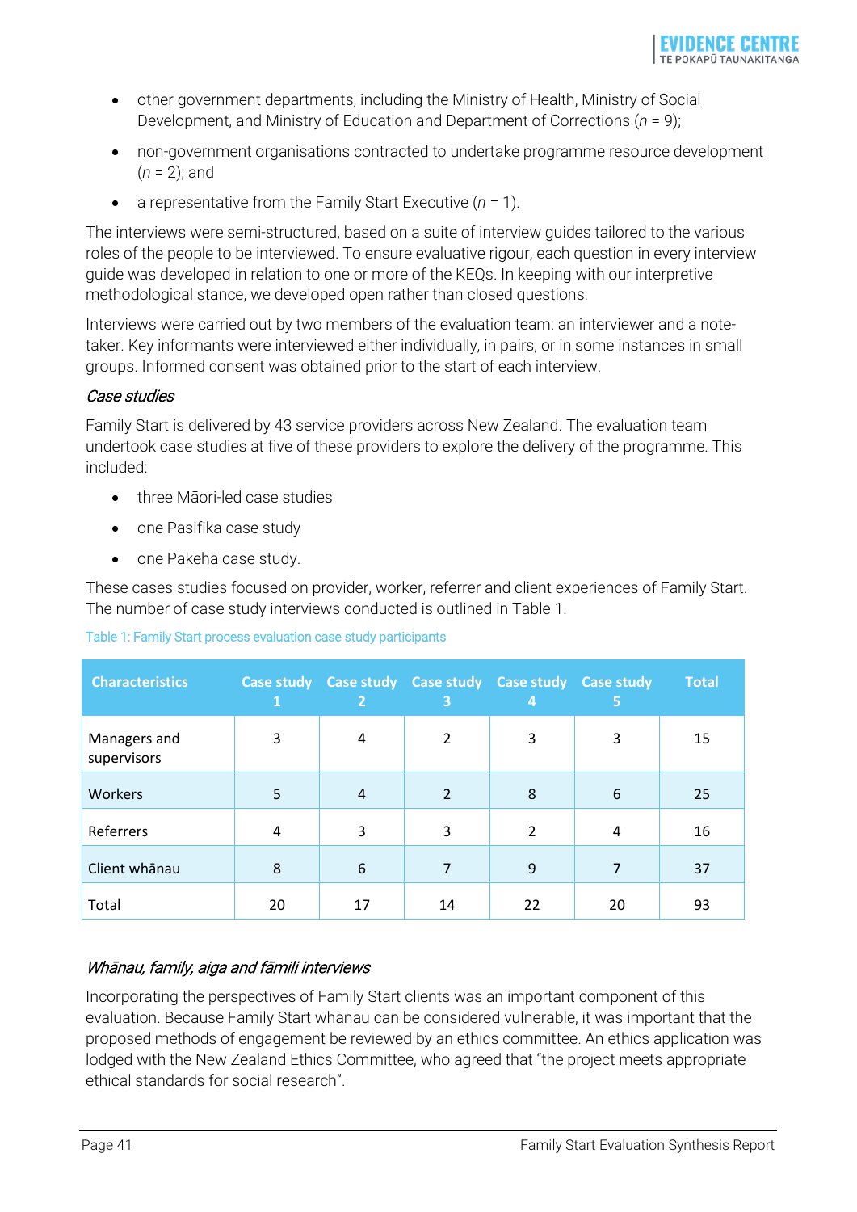- other government departments, including the Ministry of Health, Ministry of Social Development, and Ministry of Education and Department of Corrections ($n$ = 9);
- non-government organisations contracted to undertake programme resource development ($n$ = 2); and
- a representative from the Family Start Executive ($n$ = 1).

The interviews were semi-structured, based on a suite of interview guides tailored to the various roles of the people to be interviewed. To ensure evaluative rigour, each question in every interview guide was developed in relation to one or more of the KEQs. In keeping with our interpretive methodological stance, we developed open rather than closed questions.

Interviews were carried out by two members of the evaluation team: an interviewer and a note-taker. Key informants were interviewed either individually, in pairs, or in some instances in small groups. Informed consent was obtained prior to the start of each interview.

### *Case studies*

Family Start is delivered by 43 service providers across New Zealand. The evaluation team undertook case studies at five of these providers to explore the delivery of the programme. This included:

- three Māori-led case studies
- one Pasifika case study
- one Pākehā case study.

These cases studies focused on provider, worker, referrer and client experiences of Family Start. The number of case study interviews conducted is outlined in Table 1.

Table 1: Family Start process evaluation case study participants

| Characteristics | Case study 1 | Case study 2 | Case study 3 | Case study 4 | Case study 5 | Total |
|---|---|---|---|---|---|---|
| Managers and supervisors | 3 | 4 | 2 | 3 | 3 | 15 |
| Workers | 5 | 4 | 2 | 8 | 6 | 25 |
| Referrers | 4 | 3 | 3 | 2 | 4 | 16 |
| Client whānau | 8 | 6 | 7 | 9 | 7 | 37 |
| Total | 20 | 17 | 14 | 22 | 20 | 93 |

### *Whānau, family, aiga and fāmili interviews*

Incorporating the perspectives of Family Start clients was an important component of this evaluation. Because Family Start whānau can be considered vulnerable, it was important that the proposed methods of engagement be reviewed by an ethics committee. An ethics application was lodged with the New Zealand Ethics Committee, who agreed that "the project meets appropriate ethical standards for social research".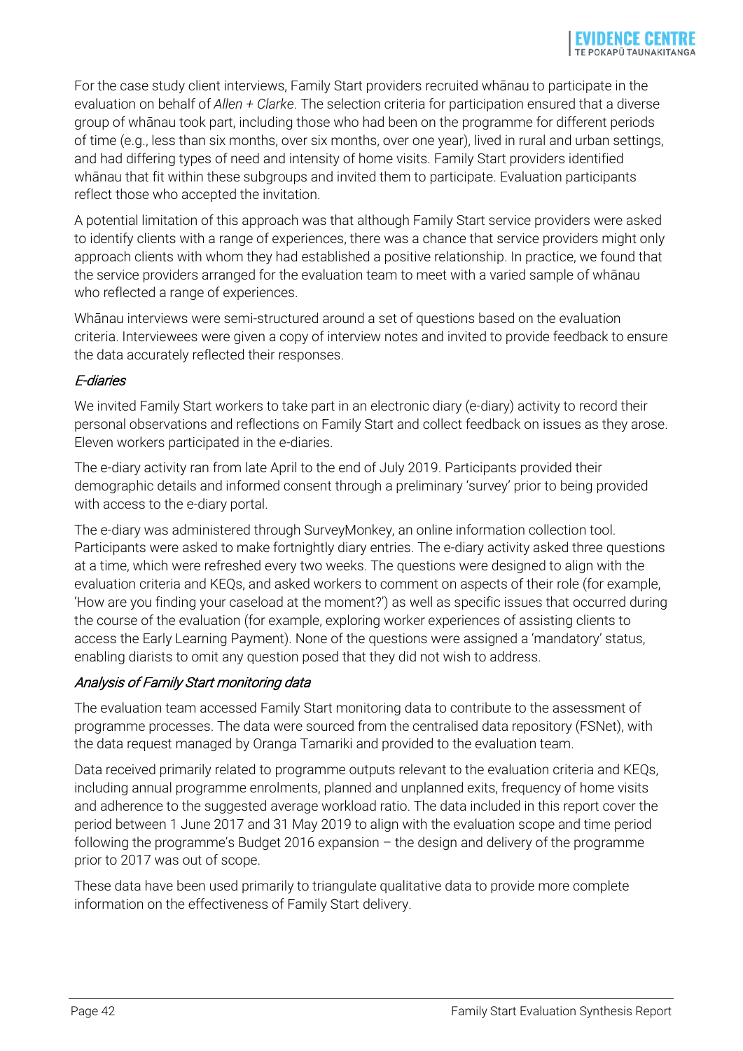For the case study client interviews, Family Start providers recruited whānau to participate in the evaluation on behalf of *Allen + Clarke*. The selection criteria for participation ensured that a diverse group of whānau took part, including those who had been on the programme for different periods of time (e.g., less than six months, over six months, over one year), lived in rural and urban settings, and had differing types of need and intensity of home visits. Family Start providers identified whānau that fit within these subgroups and invited them to participate. Evaluation participants reflect those who accepted the invitation.

A potential limitation of this approach was that although Family Start service providers were asked to identify clients with a range of experiences, there was a chance that service providers might only approach clients with whom they had established a positive relationship. In practice, we found that the service providers arranged for the evaluation team to meet with a varied sample of whānau who reflected a range of experiences.

Whānau interviews were semi-structured around a set of questions based on the evaluation criteria. Interviewees were given a copy of interview notes and invited to provide feedback to ensure the data accurately reflected their responses.

#### *E-diaries*

We invited Family Start workers to take part in an electronic diary (e-diary) activity to record their personal observations and reflections on Family Start and collect feedback on issues as they arose. Eleven workers participated in the e-diaries.

The e-diary activity ran from late April to the end of July 2019. Participants provided their demographic details and informed consent through a preliminary 'survey' prior to being provided with access to the e-diary portal.

The e-diary was administered through SurveyMonkey, an online information collection tool. Participants were asked to make fortnightly diary entries. The e-diary activity asked three questions at a time, which were refreshed every two weeks. The questions were designed to align with the evaluation criteria and KEQs, and asked workers to comment on aspects of their role (for example, 'How are you finding your caseload at the moment?') as well as specific issues that occurred during the course of the evaluation (for example, exploring worker experiences of assisting clients to access the Early Learning Payment). None of the questions were assigned a 'mandatory' status, enabling diarists to omit any question posed that they did not wish to address.

#### *Analysis of Family Start monitoring data*

The evaluation team accessed Family Start monitoring data to contribute to the assessment of programme processes. The data were sourced from the centralised data repository (FSNet), with the data request managed by Oranga Tamariki and provided to the evaluation team.

Data received primarily related to programme outputs relevant to the evaluation criteria and KEQs, including annual programme enrolments, planned and unplanned exits, frequency of home visits and adherence to the suggested average workload ratio. The data included in this report cover the period between 1 June 2017 and 31 May 2019 to align with the evaluation scope and time period following the programme's Budget 2016 expansion – the design and delivery of the programme prior to 2017 was out of scope.

These data have been used primarily to triangulate qualitative data to provide more complete information on the effectiveness of Family Start delivery.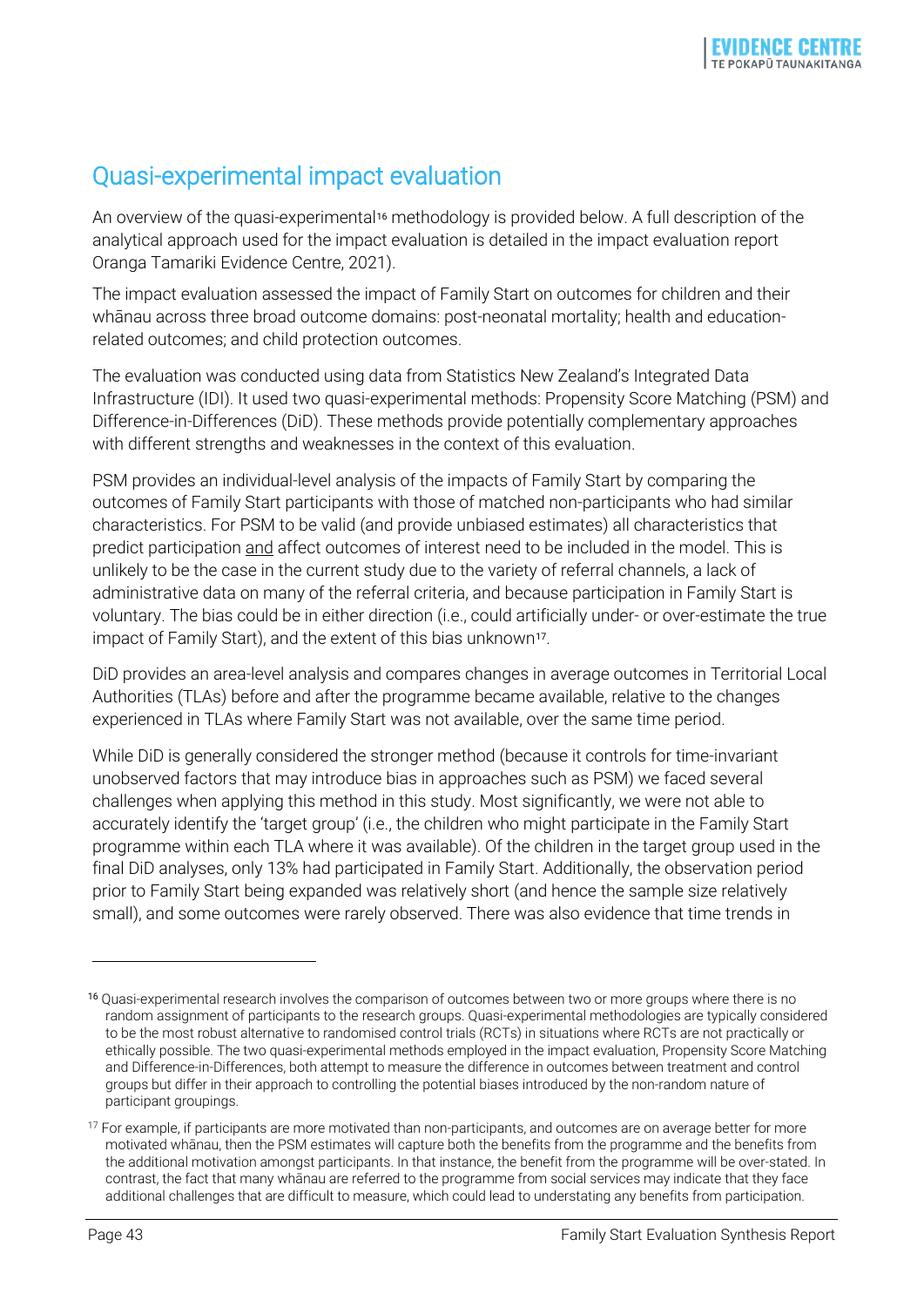## Quasi-experimental impact evaluation

An overview of the quasi-experimental[16] methodology is provided below. A full description of the analytical approach used for the impact evaluation is detailed in the impact evaluation report Oranga Tamariki Evidence Centre, 2021).

The impact evaluation assessed the impact of Family Start on outcomes for children and their whānau across three broad outcome domains: post-neonatal mortality; health and education-related outcomes; and child protection outcomes.

The evaluation was conducted using data from Statistics New Zealand's Integrated Data Infrastructure (IDI). It used two quasi-experimental methods: Propensity Score Matching (PSM) and Difference-in-Differences (DiD). These methods provide potentially complementary approaches with different strengths and weaknesses in the context of this evaluation.

PSM provides an individual-level analysis of the impacts of Family Start by comparing the outcomes of Family Start participants with those of matched non-participants who had similar characteristics. For PSM to be valid (and provide unbiased estimates) all characteristics that predict participation and affect outcomes of interest need to be included in the model. This is unlikely to be the case in the current study due to the variety of referral channels, a lack of administrative data on many of the referral criteria, and because participation in Family Start is voluntary. The bias could be in either direction (i.e., could artificially under- or over-estimate the true impact of Family Start), and the extent of this bias unknown[17].

DiD provides an area-level analysis and compares changes in average outcomes in Territorial Local Authorities (TLAs) before and after the programme became available, relative to the changes experienced in TLAs where Family Start was not available, over the same time period.

While DiD is generally considered the stronger method (because it controls for time-invariant unobserved factors that may introduce bias in approaches such as PSM) we faced several challenges when applying this method in this study. Most significantly, we were not able to accurately identify the 'target group' (i.e., the children who might participate in the Family Start programme within each TLA where it was available). Of the children in the target group used in the final DiD analyses, only 13% had participated in Family Start. Additionally, the observation period prior to Family Start being expanded was relatively short (and hence the sample size relatively small), and some outcomes were rarely observed. There was also evidence that time trends in

---

[16] Quasi-experimental research involves the comparison of outcomes between two or more groups where there is no random assignment of participants to the research groups. Quasi-experimental methodologies are typically considered to be the most robust alternative to randomised control trials (RCTs) in situations where RCTs are not practically or ethically possible. The two quasi-experimental methods employed in the impact evaluation, Propensity Score Matching and Difference-in-Differences, both attempt to measure the difference in outcomes between treatment and control groups but differ in their approach to controlling the potential biases introduced by the non-random nature of participant groupings.

[17] For example, if participants are more motivated than non-participants, and outcomes are on average better for more motivated whānau, then the PSM estimates will capture both the benefits from the programme and the benefits from the additional motivation amongst participants. In that instance, the benefit from the programme will be over-stated. In contrast, the fact that many whānau are referred to the programme from social services may indicate that they face additional challenges that are difficult to measure, which could lead to understating any benefits from participation.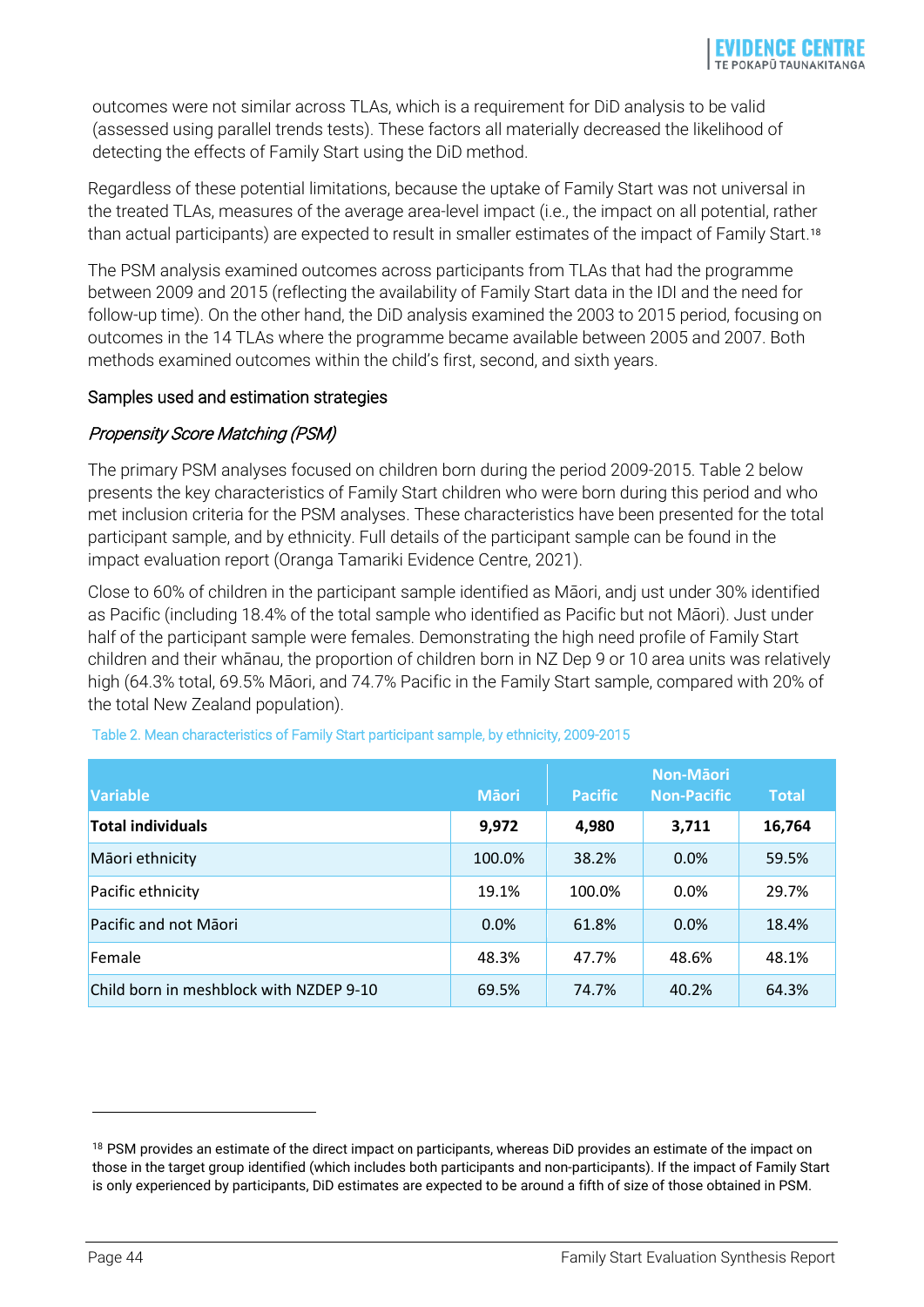outcomes were not similar across TLAs, which is a requirement for DiD analysis to be valid (assessed using parallel trends tests). These factors all materially decreased the likelihood of detecting the effects of Family Start using the DiD method.

Regardless of these potential limitations, because the uptake of Family Start was not universal in the treated TLAs, measures of the average area-level impact (i.e., the impact on all potential, rather than actual participants) are expected to result in smaller estimates of the impact of Family Start.[18]

The PSM analysis examined outcomes across participants from TLAs that had the programme between 2009 and 2015 (reflecting the availability of Family Start data in the IDI and the need for follow-up time). On the other hand, the DiD analysis examined the 2003 to 2015 period, focusing on outcomes in the 14 TLAs where the programme became available between 2005 and 2007. Both methods examined outcomes within the child's first, second, and sixth years.

### Samples used and estimation strategies

#### *Propensity Score Matching (PSM)*

The primary PSM analyses focused on children born during the period 2009-2015. Table 2 below presents the key characteristics of Family Start children who were born during this period and who met inclusion criteria for the PSM analyses. These characteristics have been presented for the total participant sample, and by ethnicity. Full details of the participant sample can be found in the impact evaluation report (Oranga Tamariki Evidence Centre, 2021).

Close to 60% of children in the participant sample identified as Māori, andj ust under 30% identified as Pacific (including 18.4% of the total sample who identified as Pacific but not Māori). Just under half of the participant sample were females. Demonstrating the high need profile of Family Start children and their whānau, the proportion of children born in NZ Dep 9 or 10 area units was relatively high (64.3% total, 69.5% Māori, and 74.7% Pacific in the Family Start sample, compared with 20% of the total New Zealand population).

Table 2. Mean characteristics of Family Start participant sample, by ethnicity, 2009-2015

| Variable | Māori | Pacific | Non-Māori Non-Pacific | Total |
|---|---|---|---|---|
| **Total individuals** | **9,972** | **4,980** | **3,711** | **16,764** |
| Māori ethnicity | 100.0% | 38.2% | 0.0% | 59.5% |
| Pacific ethnicity | 19.1% | 100.0% | 0.0% | 29.7% |
| Pacific and not Māori | 0.0% | 61.8% | 0.0% | 18.4% |
| Female | 48.3% | 47.7% | 48.6% | 48.1% |
| Child born in meshblock with NZDEP 9-10 | 69.5% | 74.7% | 40.2% | 64.3% |

[18] PSM provides an estimate of the direct impact on participants, whereas DiD provides an estimate of the impact on those in the target group identified (which includes both participants and non-participants). If the impact of Family Start is only experienced by participants, DiD estimates are expected to be around a fifth of size of those obtained in PSM.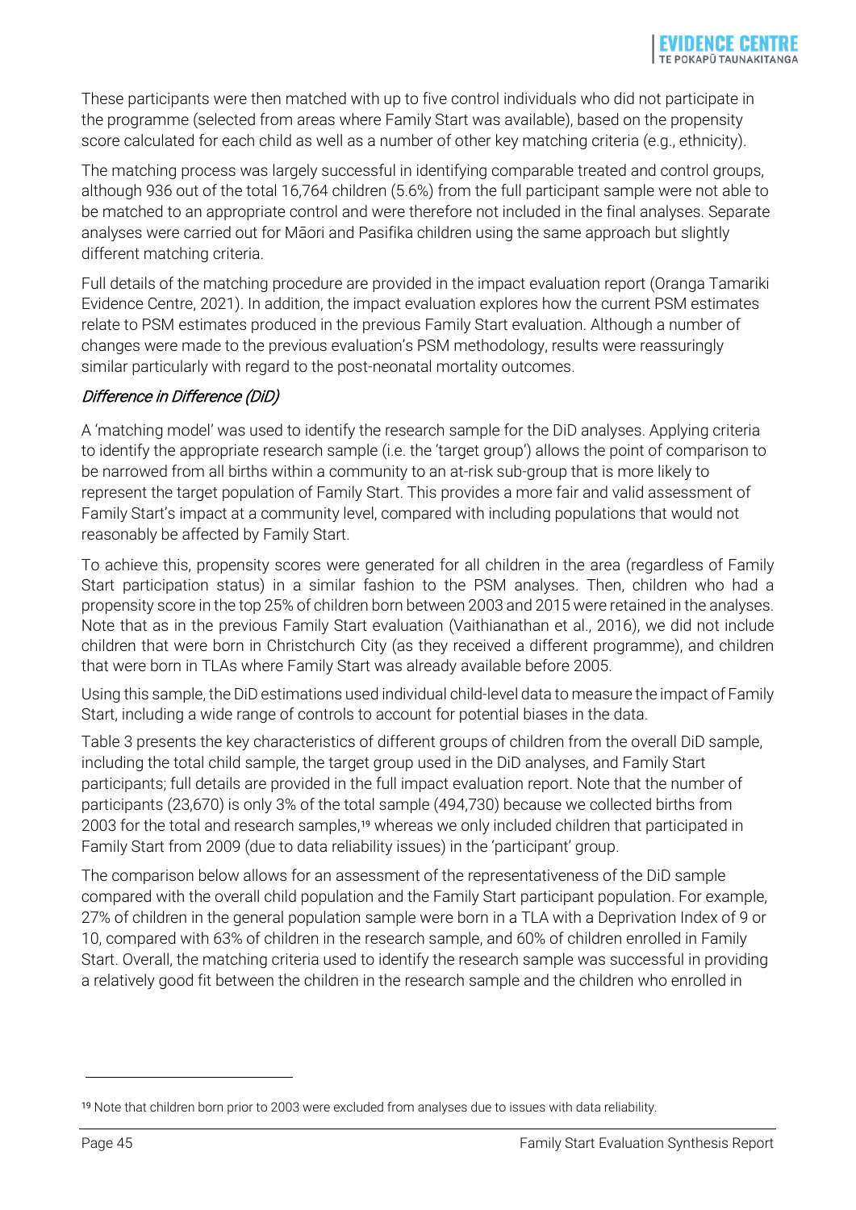These participants were then matched with up to five control individuals who did not participate in the programme (selected from areas where Family Start was available), based on the propensity score calculated for each child as well as a number of other key matching criteria (e.g., ethnicity).

The matching process was largely successful in identifying comparable treated and control groups, although 936 out of the total 16,764 children (5.6%) from the full participant sample were not able to be matched to an appropriate control and were therefore not included in the final analyses. Separate analyses were carried out for Māori and Pasifika children using the same approach but slightly different matching criteria.

Full details of the matching procedure are provided in the impact evaluation report (Oranga Tamariki Evidence Centre, 2021). In addition, the impact evaluation explores how the current PSM estimates relate to PSM estimates produced in the previous Family Start evaluation. Although a number of changes were made to the previous evaluation's PSM methodology, results were reassuringly similar particularly with regard to the post-neonatal mortality outcomes.

#### *Difference in Difference (DiD)*

A 'matching model' was used to identify the research sample for the DiD analyses. Applying criteria to identify the appropriate research sample (i.e. the 'target group') allows the point of comparison to be narrowed from all births within a community to an at-risk sub-group that is more likely to represent the target population of Family Start. This provides a more fair and valid assessment of Family Start's impact at a community level, compared with including populations that would not reasonably be affected by Family Start.

To achieve this, propensity scores were generated for all children in the area (regardless of Family Start participation status) in a similar fashion to the PSM analyses. Then, children who had a propensity score in the top 25% of children born between 2003 and 2015 were retained in the analyses. Note that as in the previous Family Start evaluation (Vaithianathan et al., 2016), we did not include children that were born in Christchurch City (as they received a different programme), and children that were born in TLAs where Family Start was already available before 2005.

Using this sample, the DiD estimations used individual child-level data to measure the impact of Family Start, including a wide range of controls to account for potential biases in the data.

Table 3 presents the key characteristics of different groups of children from the overall DiD sample, including the total child sample, the target group used in the DiD analyses, and Family Start participants; full details are provided in the full impact evaluation report. Note that the number of participants (23,670) is only 3% of the total sample (494,730) because we collected births from 2003 for the total and research samples,[19] whereas we only included children that participated in Family Start from 2009 (due to data reliability issues) in the 'participant' group.

The comparison below allows for an assessment of the representativeness of the DiD sample compared with the overall child population and the Family Start participant population. For example, 27% of children in the general population sample were born in a TLA with a Deprivation Index of 9 or 10, compared with 63% of children in the research sample, and 60% of children enrolled in Family Start. Overall, the matching criteria used to identify the research sample was successful in providing a relatively good fit between the children in the research sample and the children who enrolled in

[19] Note that children born prior to 2003 were excluded from analyses due to issues with data reliability.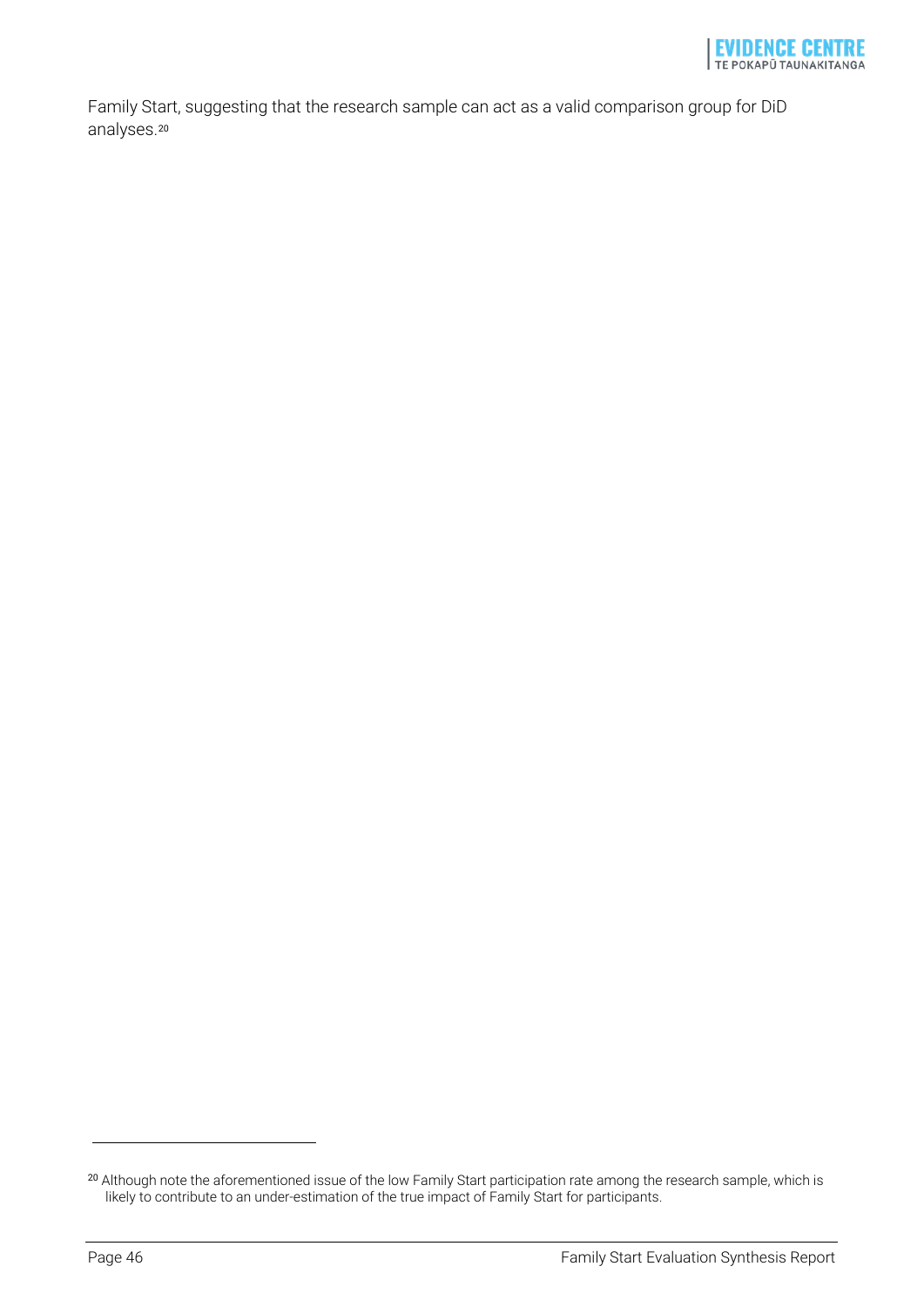Family Start, suggesting that the research sample can act as a valid comparison group for DiD analyses.[20]

[20] Although note the aforementioned issue of the low Family Start participation rate among the research sample, which is likely to contribute to an under-estimation of the true impact of Family Start for participants.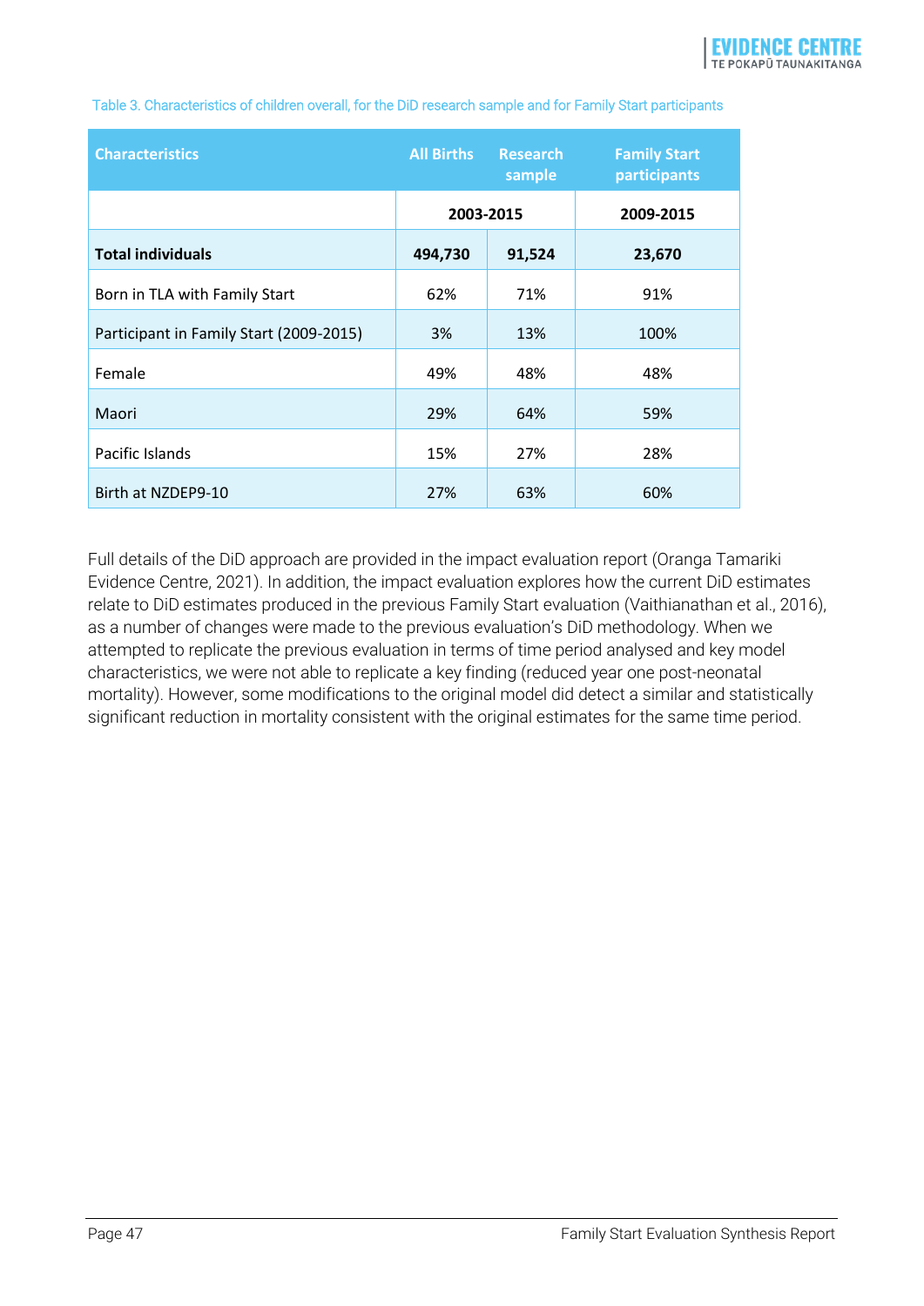Table 3. Characteristics of children overall, for the DiD research sample and for Family Start participants

| Characteristics | All Births | Research sample | Family Start participants |
|---|---|---|---|
| | 2003-2015 | | 2009-2015 |
| **Total individuals** | **494,730** | **91,524** | **23,670** |
| Born in TLA with Family Start | 62% | 71% | 91% |
| Participant in Family Start (2009-2015) | 3% | 13% | 100% |
| Female | 49% | 48% | 48% |
| Maori | 29% | 64% | 59% |
| Pacific Islands | 15% | 27% | 28% |
| Birth at NZDEP9-10 | 27% | 63% | 60% |

Full details of the DiD approach are provided in the impact evaluation report (Oranga Tamariki Evidence Centre, 2021). In addition, the impact evaluation explores how the current DiD estimates relate to DiD estimates produced in the previous Family Start evaluation (Vaithianathan et al., 2016), as a number of changes were made to the previous evaluation's DiD methodology. When we attempted to replicate the previous evaluation in terms of time period analysed and key model characteristics, we were not able to replicate a key finding (reduced year one post-neonatal mortality). However, some modifications to the original model did detect a similar and statistically significant reduction in mortality consistent with the original estimates for the same time period.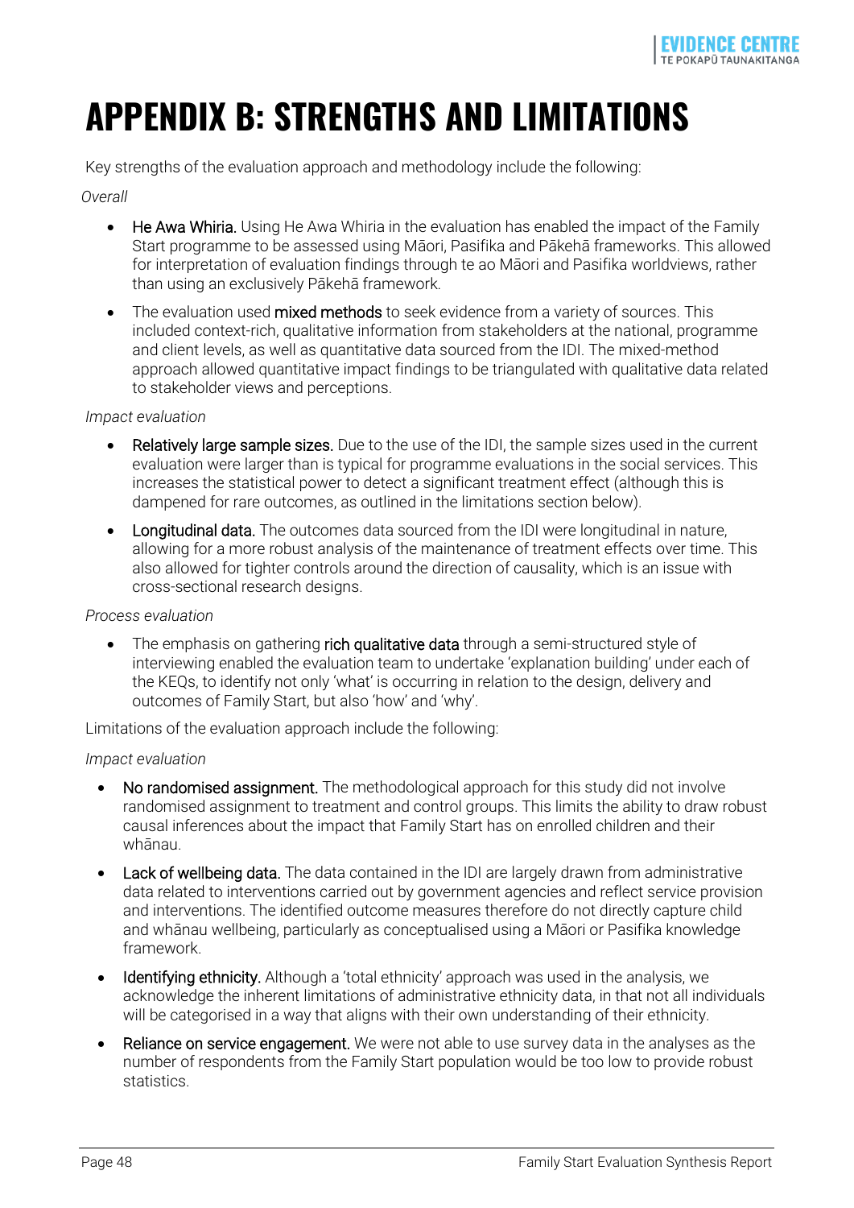# APPENDIX B: STRENGTHS AND LIMITATIONS

Key strengths of the evaluation approach and methodology include the following:

*Overall*

- **He Awa Whiria.** Using He Awa Whiria in the evaluation has enabled the impact of the Family Start programme to be assessed using Māori, Pasifika and Pākehā frameworks. This allowed for interpretation of evaluation findings through te ao Māori and Pasifika worldviews, rather than using an exclusively Pākehā framework.
- The evaluation used **mixed methods** to seek evidence from a variety of sources. This included context-rich, qualitative information from stakeholders at the national, programme and client levels, as well as quantitative data sourced from the IDI. The mixed-method approach allowed quantitative impact findings to be triangulated with qualitative data related to stakeholder views and perceptions.

*Impact evaluation*

- **Relatively large sample sizes.** Due to the use of the IDI, the sample sizes used in the current evaluation were larger than is typical for programme evaluations in the social services. This increases the statistical power to detect a significant treatment effect (although this is dampened for rare outcomes, as outlined in the limitations section below).
- **Longitudinal data.** The outcomes data sourced from the IDI were longitudinal in nature, allowing for a more robust analysis of the maintenance of treatment effects over time. This also allowed for tighter controls around the direction of causality, which is an issue with cross-sectional research designs.

*Process evaluation*

- The emphasis on gathering **rich qualitative data** through a semi-structured style of interviewing enabled the evaluation team to undertake 'explanation building' under each of the KEQs, to identify not only 'what' is occurring in relation to the design, delivery and outcomes of Family Start, but also 'how' and 'why'.

Limitations of the evaluation approach include the following:

*Impact evaluation*

- **No randomised assignment.** The methodological approach for this study did not involve randomised assignment to treatment and control groups. This limits the ability to draw robust causal inferences about the impact that Family Start has on enrolled children and their whānau.
- **Lack of wellbeing data.** The data contained in the IDI are largely drawn from administrative data related to interventions carried out by government agencies and reflect service provision and interventions. The identified outcome measures therefore do not directly capture child and whānau wellbeing, particularly as conceptualised using a Māori or Pasifika knowledge framework.
- **Identifying ethnicity.** Although a 'total ethnicity' approach was used in the analysis, we acknowledge the inherent limitations of administrative ethnicity data, in that not all individuals will be categorised in a way that aligns with their own understanding of their ethnicity.
- **Reliance on service engagement.** We were not able to use survey data in the analyses as the number of respondents from the Family Start population would be too low to provide robust statistics.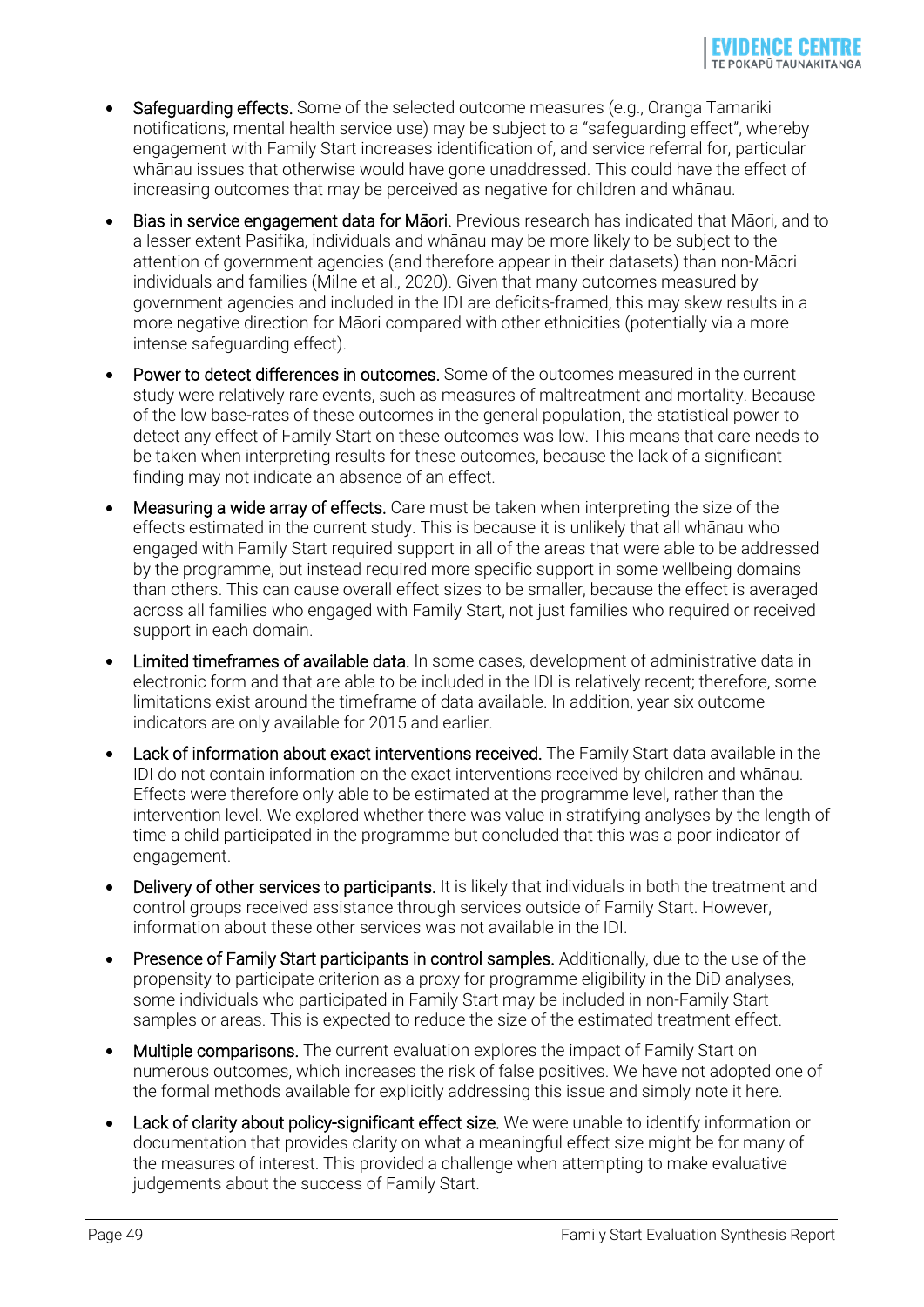- **Safeguarding effects.** Some of the selected outcome measures (e.g., Oranga Tamariki notifications, mental health service use) may be subject to a "safeguarding effect", whereby engagement with Family Start increases identification of, and service referral for, particular whānau issues that otherwise would have gone unaddressed. This could have the effect of increasing outcomes that may be perceived as negative for children and whānau.
- **Bias in service engagement data for Māori.** Previous research has indicated that Māori, and to a lesser extent Pasifika, individuals and whānau may be more likely to be subject to the attention of government agencies (and therefore appear in their datasets) than non-Māori individuals and families (Milne et al., 2020). Given that many outcomes measured by government agencies and included in the IDI are deficits-framed, this may skew results in a more negative direction for Māori compared with other ethnicities (potentially via a more intense safeguarding effect).
- **Power to detect differences in outcomes.** Some of the outcomes measured in the current study were relatively rare events, such as measures of maltreatment and mortality. Because of the low base-rates of these outcomes in the general population, the statistical power to detect any effect of Family Start on these outcomes was low. This means that care needs to be taken when interpreting results for these outcomes, because the lack of a significant finding may not indicate an absence of an effect.
- **Measuring a wide array of effects.** Care must be taken when interpreting the size of the effects estimated in the current study. This is because it is unlikely that all whānau who engaged with Family Start required support in all of the areas that were able to be addressed by the programme, but instead required more specific support in some wellbeing domains than others. This can cause overall effect sizes to be smaller, because the effect is averaged across all families who engaged with Family Start, not just families who required or received support in each domain.
- **Limited timeframes of available data.** In some cases, development of administrative data in electronic form and that are able to be included in the IDI is relatively recent; therefore, some limitations exist around the timeframe of data available. In addition, year six outcome indicators are only available for 2015 and earlier.
- **Lack of information about exact interventions received.** The Family Start data available in the IDI do not contain information on the exact interventions received by children and whānau. Effects were therefore only able to be estimated at the programme level, rather than the intervention level. We explored whether there was value in stratifying analyses by the length of time a child participated in the programme but concluded that this was a poor indicator of engagement.
- **Delivery of other services to participants.** It is likely that individuals in both the treatment and control groups received assistance through services outside of Family Start. However, information about these other services was not available in the IDI.
- **Presence of Family Start participants in control samples.** Additionally, due to the use of the propensity to participate criterion as a proxy for programme eligibility in the DiD analyses, some individuals who participated in Family Start may be included in non-Family Start samples or areas. This is expected to reduce the size of the estimated treatment effect.
- **Multiple comparisons.** The current evaluation explores the impact of Family Start on numerous outcomes, which increases the risk of false positives. We have not adopted one of the formal methods available for explicitly addressing this issue and simply note it here.
- **Lack of clarity about policy-significant effect size.** We were unable to identify information or documentation that provides clarity on what a meaningful effect size might be for many of the measures of interest. This provided a challenge when attempting to make evaluative judgements about the success of Family Start.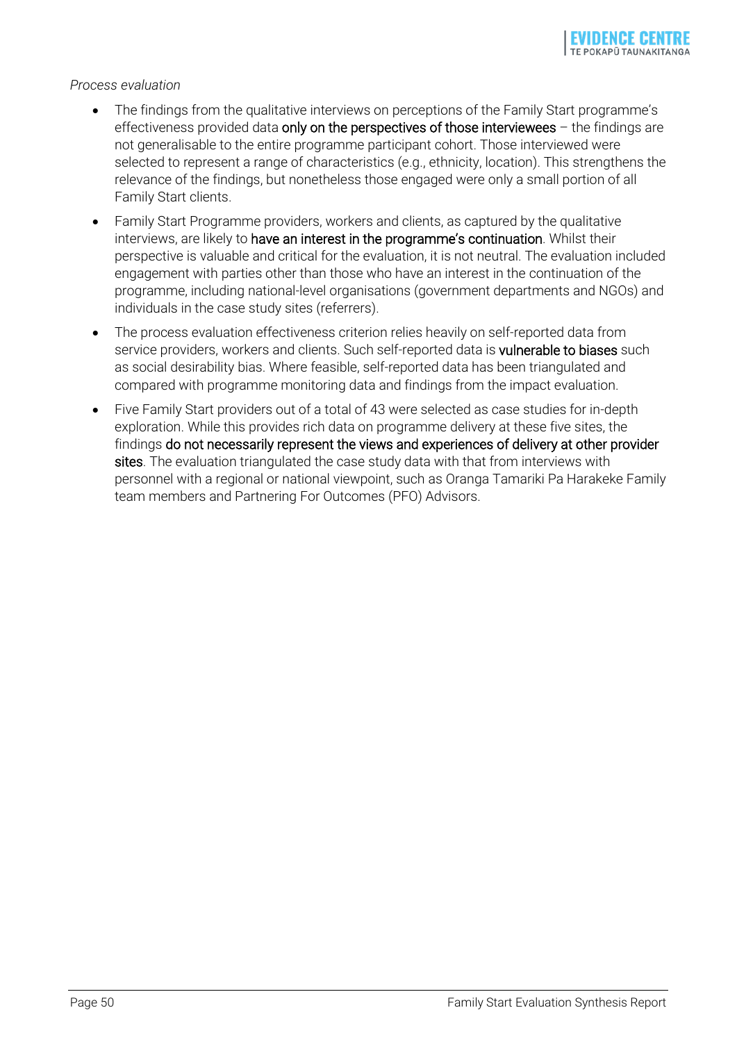*Process evaluation*

- The findings from the qualitative interviews on perceptions of the Family Start programme's effectiveness provided data **only on the perspectives of those interviewees** – the findings are not generalisable to the entire programme participant cohort. Those interviewed were selected to represent a range of characteristics (e.g., ethnicity, location). This strengthens the relevance of the findings, but nonetheless those engaged were only a small portion of all Family Start clients.
- Family Start Programme providers, workers and clients, as captured by the qualitative interviews, are likely to **have an interest in the programme's continuation**. Whilst their perspective is valuable and critical for the evaluation, it is not neutral. The evaluation included engagement with parties other than those who have an interest in the continuation of the programme, including national-level organisations (government departments and NGOs) and individuals in the case study sites (referrers).
- The process evaluation effectiveness criterion relies heavily on self-reported data from service providers, workers and clients. Such self-reported data is **vulnerable to biases** such as social desirability bias. Where feasible, self-reported data has been triangulated and compared with programme monitoring data and findings from the impact evaluation.
- Five Family Start providers out of a total of 43 were selected as case studies for in-depth exploration. While this provides rich data on programme delivery at these five sites, the findings **do not necessarily represent the views and experiences of delivery at other provider sites**. The evaluation triangulated the case study data with that from interviews with personnel with a regional or national viewpoint, such as Oranga Tamariki Pa Harakeke Family team members and Partnering For Outcomes (PFO) Advisors.